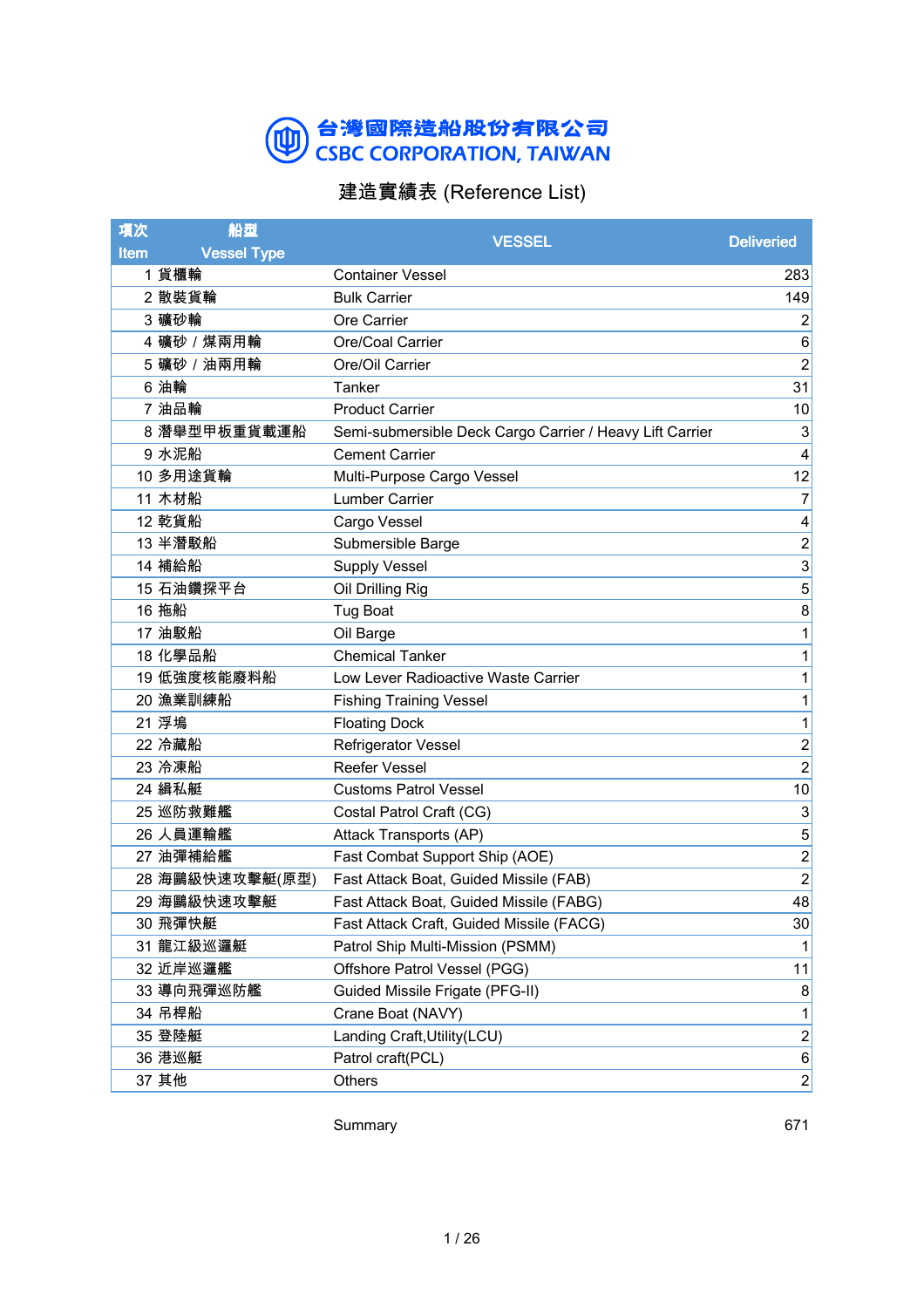# 台灣國際造船股份有限公司
# CSBC CORPORATION, TAIWAN

## 建造實績表 (Reference List)

| 項次 Item | 船型 Vessel Type | VESSEL | Deliveried |
|---|---|---|---|
| 1 | 貨櫃輪 | Container Vessel | 283 |
| 2 | 散裝貨輪 | Bulk Carrier | 149 |
| 3 | 礦砂輪 | Ore Carrier | 2 |
| 4 | 礦砂 / 煤兩用輪 | Ore/Coal Carrier | 6 |
| 5 | 礦砂 / 油兩用輪 | Ore/Oil Carrier | 2 |
| 6 | 油輪 | Tanker | 31 |
| 7 | 油品輪 | Product Carrier | 10 |
| 8 | 潛舉型甲板重貨載運船 | Semi-submersible Deck Cargo Carrier / Heavy Lift Carrier | 3 |
| 9 | 水泥船 | Cement Carrier | 4 |
| 10 | 多用途貨輪 | Multi-Purpose Cargo Vessel | 12 |
| 11 | 木材船 | Lumber Carrier | 7 |
| 12 | 乾貨船 | Cargo Vessel | 4 |
| 13 | 半潛駁船 | Submersible Barge | 2 |
| 14 | 補給船 | Supply Vessel | 3 |
| 15 | 石油鑽探平台 | Oil Drilling Rig | 5 |
| 16 | 拖船 | Tug Boat | 8 |
| 17 | 油駁船 | Oil Barge | 1 |
| 18 | 化學品船 | Chemical Tanker | 1 |
| 19 | 低強度核能廢料船 | Low Lever Radioactive Waste Carrier | 1 |
| 20 | 漁業訓練船 | Fishing Training Vessel | 1 |
| 21 | 浮塢 | Floating Dock | 1 |
| 22 | 冷藏船 | Refrigerator Vessel | 2 |
| 23 | 冷凍船 | Reefer Vessel | 2 |
| 24 | 緝私艇 | Customs Patrol Vessel | 10 |
| 25 | 巡防救難艦 | Costal Patrol Craft (CG) | 3 |
| 26 | 人員運輸艦 | Attack Transports (AP) | 5 |
| 27 | 油彈補給艦 | Fast Combat Support Ship (AOE) | 2 |
| 28 | 海鷗級快速攻擊艇(原型) | Fast Attack Boat, Guided Missile (FAB) | 2 |
| 29 | 海鷗級快速攻擊艇 | Fast Attack Boat, Guided Missile (FABG) | 48 |
| 30 | 飛彈快艇 | Fast Attack Craft, Guided Missile (FACG) | 30 |
| 31 | 龍江級巡邏艇 | Patrol Ship Multi-Mission (PSMM) | 1 |
| 32 | 近岸巡邏艦 | Offshore Patrol Vessel (PGG) | 11 |
| 33 | 導向飛彈巡防艦 | Guided Missile Frigate (PFG-II) | 8 |
| 34 | 吊桿船 | Crane Boat (NAVY) | 1 |
| 35 | 登陸艇 | Landing Craft,Utility(LCU) | 2 |
| 36 | 港巡艇 | Patrol craft(PCL) | 6 |
| 37 | 其他 | Others | 2 |
| | | Summary | 671 |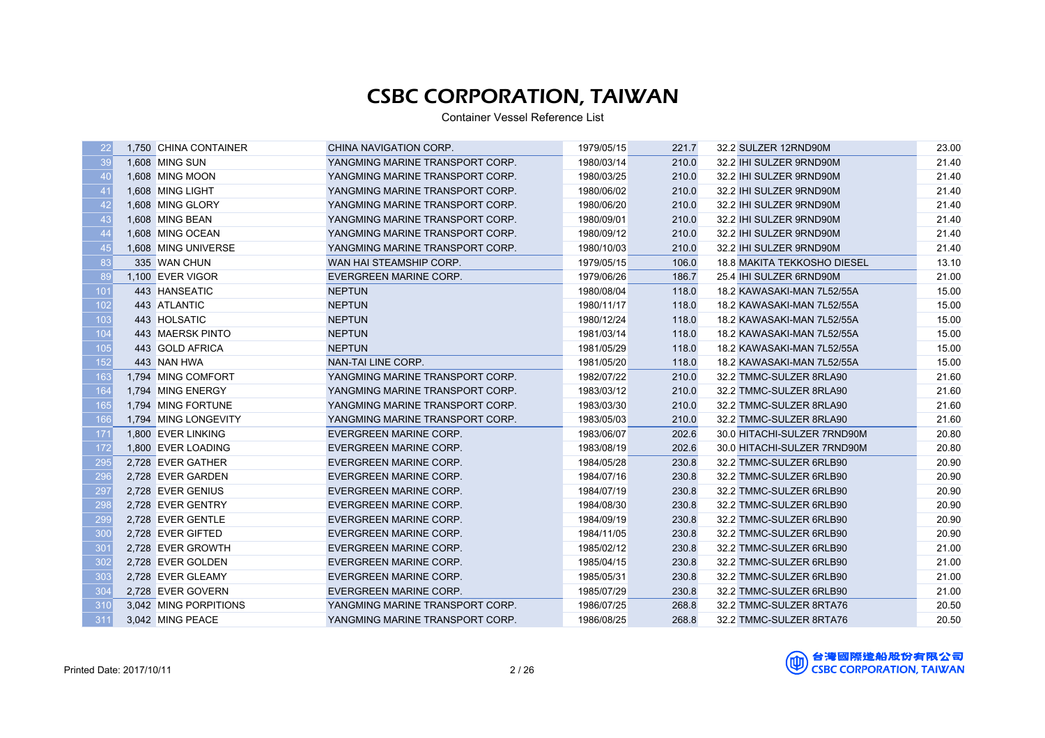# CSBC CORPORATION, TAIWAN

Container Vessel Reference List

| | | | | | | | | |
|---|---|---|---|---|---|---|---|---|
| 22 | 1,750 | CHINA CONTAINER | CHINA NAVIGATION CORP. | 1979/05/15 | 221.7 | 32.2 | SULZER 12RND90M | 23.00 |
| 39 | 1,608 | MING SUN | YANGMING MARINE TRANSPORT CORP. | 1980/03/14 | 210.0 | 32.2 | IHI SULZER 9RND90M | 21.40 |
| 40 | 1,608 | MING MOON | YANGMING MARINE TRANSPORT CORP. | 1980/03/25 | 210.0 | 32.2 | IHI SULZER 9RND90M | 21.40 |
| 41 | 1,608 | MING LIGHT | YANGMING MARINE TRANSPORT CORP. | 1980/06/02 | 210.0 | 32.2 | IHI SULZER 9RND90M | 21.40 |
| 42 | 1,608 | MING GLORY | YANGMING MARINE TRANSPORT CORP. | 1980/06/20 | 210.0 | 32.2 | IHI SULZER 9RND90M | 21.40 |
| 43 | 1,608 | MING BEAN | YANGMING MARINE TRANSPORT CORP. | 1980/09/01 | 210.0 | 32.2 | IHI SULZER 9RND90M | 21.40 |
| 44 | 1,608 | MING OCEAN | YANGMING MARINE TRANSPORT CORP. | 1980/09/12 | 210.0 | 32.2 | IHI SULZER 9RND90M | 21.40 |
| 45 | 1,608 | MING UNIVERSE | YANGMING MARINE TRANSPORT CORP. | 1980/10/03 | 210.0 | 32.2 | IHI SULZER 9RND90M | 21.40 |
| 83 | 335 | WAN CHUN | WAN HAI STEAMSHIP CORP. | 1979/05/15 | 106.0 | 18.8 | MAKITA TEKKOSHO DIESEL | 13.10 |
| 89 | 1,100 | EVER VIGOR | EVERGREEN MARINE CORP. | 1979/06/26 | 186.7 | 25.4 | IHI SULZER 6RND90M | 21.00 |
| 101 | 443 | HANSEATIC | NEPTUN | 1980/08/04 | 118.0 | 18.2 | KAWASAKI-MAN 7L52/55A | 15.00 |
| 102 | 443 | ATLANTIC | NEPTUN | 1980/11/17 | 118.0 | 18.2 | KAWASAKI-MAN 7L52/55A | 15.00 |
| 103 | 443 | HOLSATIC | NEPTUN | 1980/12/24 | 118.0 | 18.2 | KAWASAKI-MAN 7L52/55A | 15.00 |
| 104 | 443 | MAERSK PINTO | NEPTUN | 1981/03/14 | 118.0 | 18.2 | KAWASAKI-MAN 7L52/55A | 15.00 |
| 105 | 443 | GOLD AFRICA | NEPTUN | 1981/05/29 | 118.0 | 18.2 | KAWASAKI-MAN 7L52/55A | 15.00 |
| 152 | 443 | NAN HWA | NAN-TAI LINE CORP. | 1981/05/20 | 118.0 | 18.2 | KAWASAKI-MAN 7L52/55A | 15.00 |
| 163 | 1,794 | MING COMFORT | YANGMING MARINE TRANSPORT CORP. | 1982/07/22 | 210.0 | 32.2 | TMMC-SULZER 8RLA90 | 21.60 |
| 164 | 1,794 | MING ENERGY | YANGMING MARINE TRANSPORT CORP. | 1983/03/12 | 210.0 | 32.2 | TMMC-SULZER 8RLA90 | 21.60 |
| 165 | 1,794 | MING FORTUNE | YANGMING MARINE TRANSPORT CORP. | 1983/03/30 | 210.0 | 32.2 | TMMC-SULZER 8RLA90 | 21.60 |
| 166 | 1,794 | MING LONGEVITY | YANGMING MARINE TRANSPORT CORP. | 1983/05/03 | 210.0 | 32.2 | TMMC-SULZER 8RLA90 | 21.60 |
| 171 | 1,800 | EVER LINKING | EVERGREEN MARINE CORP. | 1983/06/07 | 202.6 | 30.0 | HITACHI-SULZER 7RND90M | 20.80 |
| 172 | 1,800 | EVER LOADING | EVERGREEN MARINE CORP. | 1983/08/19 | 202.6 | 30.0 | HITACHI-SULZER 7RND90M | 20.80 |
| 295 | 2,728 | EVER GATHER | EVERGREEN MARINE CORP. | 1984/05/28 | 230.8 | 32.2 | TMMC-SULZER 6RLB90 | 20.90 |
| 296 | 2,728 | EVER GARDEN | EVERGREEN MARINE CORP. | 1984/07/16 | 230.8 | 32.2 | TMMC-SULZER 6RLB90 | 20.90 |
| 297 | 2,728 | EVER GENIUS | EVERGREEN MARINE CORP. | 1984/07/19 | 230.8 | 32.2 | TMMC-SULZER 6RLB90 | 20.90 |
| 298 | 2,728 | EVER GENTRY | EVERGREEN MARINE CORP. | 1984/08/30 | 230.8 | 32.2 | TMMC-SULZER 6RLB90 | 20.90 |
| 299 | 2,728 | EVER GENTLE | EVERGREEN MARINE CORP. | 1984/09/19 | 230.8 | 32.2 | TMMC-SULZER 6RLB90 | 20.90 |
| 300 | 2,728 | EVER GIFTED | EVERGREEN MARINE CORP. | 1984/11/05 | 230.8 | 32.2 | TMMC-SULZER 6RLB90 | 20.90 |
| 301 | 2,728 | EVER GROWTH | EVERGREEN MARINE CORP. | 1985/02/12 | 230.8 | 32.2 | TMMC-SULZER 6RLB90 | 21.00 |
| 302 | 2,728 | EVER GOLDEN | EVERGREEN MARINE CORP. | 1985/04/15 | 230.8 | 32.2 | TMMC-SULZER 6RLB90 | 21.00 |
| 303 | 2,728 | EVER GLEAMY | EVERGREEN MARINE CORP. | 1985/05/31 | 230.8 | 32.2 | TMMC-SULZER 6RLB90 | 21.00 |
| 304 | 2,728 | EVER GOVERN | EVERGREEN MARINE CORP. | 1985/07/29 | 230.8 | 32.2 | TMMC-SULZER 6RLB90 | 21.00 |
| 310 | 3,042 | MING PORPITIONS | YANGMING MARINE TRANSPORT CORP. | 1986/07/25 | 268.8 | 32.2 | TMMC-SULZER 8RTA76 | 20.50 |
| 311 | 3,042 | MING PEACE | YANGMING MARINE TRANSPORT CORP. | 1986/08/25 | 268.8 | 32.2 | TMMC-SULZER 8RTA76 | 20.50 |

Printed Date: 2017/10/11

台灣國際造船股份有限公司
CSBC CORPORATION, TAIWAN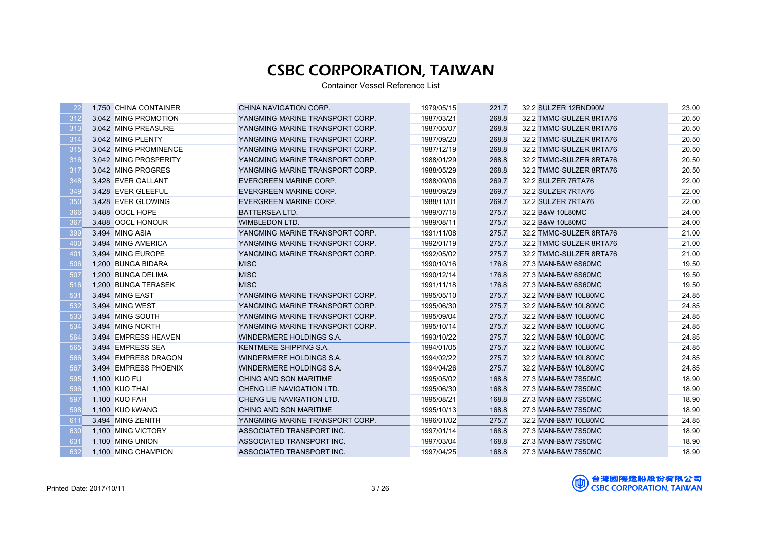# CSBC CORPORATION, TAIWAN

Container Vessel Reference List

| | | | | | | | | |
|---|---|---|---|---|---|---|---|---|
| 22 | 1,750 | CHINA CONTAINER | CHINA NAVIGATION CORP. | 1979/05/15 | 221.7 | 32.2 | SULZER 12RND90M | 23.00 |
| 312 | 3,042 | MING PROMOTION | YANGMING MARINE TRANSPORT CORP. | 1987/03/21 | 268.8 | 32.2 | TMMC-SULZER 8RTA76 | 20.50 |
| 313 | 3,042 | MING PREASURE | YANGMING MARINE TRANSPORT CORP. | 1987/05/07 | 268.8 | 32.2 | TMMC-SULZER 8RTA76 | 20.50 |
| 314 | 3,042 | MING PLENTY | YANGMING MARINE TRANSPORT CORP. | 1987/09/20 | 268.8 | 32.2 | TMMC-SULZER 8RTA76 | 20.50 |
| 315 | 3,042 | MING PROMINENCE | YANGMING MARINE TRANSPORT CORP. | 1987/12/19 | 268.8 | 32.2 | TMMC-SULZER 8RTA76 | 20.50 |
| 316 | 3,042 | MING PROSPERITY | YANGMING MARINE TRANSPORT CORP. | 1988/01/29 | 268.8 | 32.2 | TMMC-SULZER 8RTA76 | 20.50 |
| 317 | 3,042 | MING PROGRES | YANGMING MARINE TRANSPORT CORP. | 1988/05/29 | 268.8 | 32.2 | TMMC-SULZER 8RTA76 | 20.50 |
| 348 | 3,428 | EVER GALLANT | EVERGREEN MARINE CORP. | 1988/09/06 | 269.7 | 32.2 | SULZER 7RTA76 | 22.00 |
| 349 | 3,428 | EVER GLEEFUL | EVERGREEN MARINE CORP. | 1988/09/29 | 269.7 | 32.2 | SULZER 7RTA76 | 22.00 |
| 350 | 3,428 | EVER GLOWING | EVERGREEN MARINE CORP. | 1988/11/01 | 269.7 | 32.2 | SULZER 7RTA76 | 22.00 |
| 366 | 3,488 | OOCL HOPE | BATTERSEA LTD. | 1989/07/18 | 275.7 | 32.2 | B&W 10L80MC | 24.00 |
| 367 | 3,488 | OOCL HONOUR | WIMBLEDON LTD. | 1989/08/11 | 275.7 | 32.2 | B&W 10L80MC | 24.00 |
| 399 | 3,494 | MING ASIA | YANGMING MARINE TRANSPORT CORP. | 1991/11/08 | 275.7 | 32.2 | TMMC-SULZER 8RTA76 | 21.00 |
| 400 | 3,494 | MING AMERICA | YANGMING MARINE TRANSPORT CORP. | 1992/01/19 | 275.7 | 32.2 | TMMC-SULZER 8RTA76 | 21.00 |
| 401 | 3,494 | MING EUROPE | YANGMING MARINE TRANSPORT CORP. | 1992/05/02 | 275.7 | 32.2 | TMMC-SULZER 8RTA76 | 21.00 |
| 506 | 1,200 | BUNGA BIDARA | MISC | 1990/10/16 | 176.8 | 27.3 | MAN-B&W 6S60MC | 19.50 |
| 507 | 1,200 | BUNGA DELIMA | MISC | 1990/12/14 | 176.8 | 27.3 | MAN-B&W 6S60MC | 19.50 |
| 516 | 1,200 | BUNGA TERASEK | MISC | 1991/11/18 | 176.8 | 27.3 | MAN-B&W 6S60MC | 19.50 |
| 531 | 3,494 | MING EAST | YANGMING MARINE TRANSPORT CORP. | 1995/05/10 | 275.7 | 32.2 | MAN-B&W 10L80MC | 24.85 |
| 532 | 3,494 | MING WEST | YANGMING MARINE TRANSPORT CORP. | 1995/06/30 | 275.7 | 32.2 | MAN-B&W 10L80MC | 24.85 |
| 533 | 3,494 | MING SOUTH | YANGMING MARINE TRANSPORT CORP. | 1995/09/04 | 275.7 | 32.2 | MAN-B&W 10L80MC | 24.85 |
| 534 | 3,494 | MING NORTH | YANGMING MARINE TRANSPORT CORP. | 1995/10/14 | 275.7 | 32.2 | MAN-B&W 10L80MC | 24.85 |
| 564 | 3,494 | EMPRESS HEAVEN | WINDERMERE HOLDINGS S.A. | 1993/10/22 | 275.7 | 32.2 | MAN-B&W 10L80MC | 24.85 |
| 565 | 3,494 | EMPRESS SEA | KENTMERE SHIPPING S.A. | 1994/01/05 | 275.7 | 32.2 | MAN-B&W 10L80MC | 24.85 |
| 566 | 3,494 | EMPRESS DRAGON | WINDERMERE HOLDINGS S.A. | 1994/02/22 | 275.7 | 32.2 | MAN-B&W 10L80MC | 24.85 |
| 567 | 3,494 | EMPRESS PHOENIX | WINDERMERE HOLDINGS S.A. | 1994/04/26 | 275.7 | 32.2 | MAN-B&W 10L80MC | 24.85 |
| 595 | 1,100 | KUO FU | CHING AND SON MARITIME | 1995/05/02 | 168.8 | 27.3 | MAN-B&W 7S50MC | 18.90 |
| 596 | 1,100 | KUO THAI | CHENG LIE NAVIGATION LTD. | 1995/06/30 | 168.8 | 27.3 | MAN-B&W 7S50MC | 18.90 |
| 597 | 1,100 | KUO FAH | CHENG LIE NAVIGATION LTD. | 1995/08/21 | 168.8 | 27.3 | MAN-B&W 7S50MC | 18.90 |
| 598 | 1,100 | KUO kWANG | CHING AND SON MARITIME | 1995/10/13 | 168.8 | 27.3 | MAN-B&W 7S50MC | 18.90 |
| 611 | 3,494 | MING ZENITH | YANGMING MARINE TRANSPORT CORP. | 1996/01/02 | 275.7 | 32.2 | MAN-B&W 10L80MC | 24.85 |
| 630 | 1,100 | MING VICTORY | ASSOCIATED TRANSPORT INC. | 1997/01/14 | 168.8 | 27.3 | MAN-B&W 7S50MC | 18.90 |
| 631 | 1,100 | MING UNION | ASSOCIATED TRANSPORT INC. | 1997/03/04 | 168.8 | 27.3 | MAN-B&W 7S50MC | 18.90 |
| 632 | 1,100 | MING CHAMPION | ASSOCIATED TRANSPORT INC. | 1997/04/25 | 168.8 | 27.3 | MAN-B&W 7S50MC | 18.90 |

Printed Date: 2017/10/11

台灣國際造船股份有限公司
CSBC CORPORATION, TAIWAN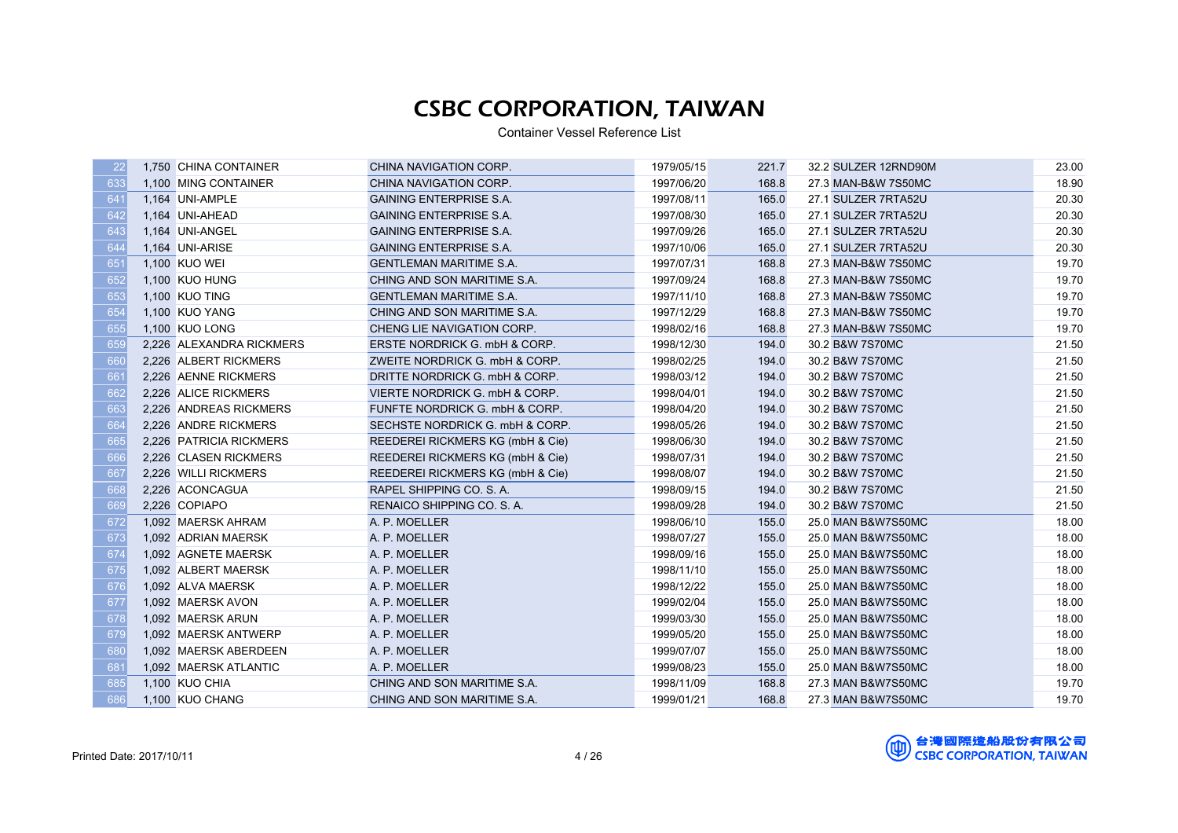# CSBC CORPORATION, TAIWAN

Container Vessel Reference List

| | | | | | | | | |
|---|---|---|---|---|---|---|---|---|
| 22 | 1,750 | CHINA CONTAINER | CHINA NAVIGATION CORP. | 1979/05/15 | 221.7 | 32.2 | SULZER 12RND90M | 23.00 |
| 633 | 1,100 | MING CONTAINER | CHINA NAVIGATION CORP. | 1997/06/20 | 168.8 | 27.3 | MAN-B&W 7S50MC | 18.90 |
| 641 | 1,164 | UNI-AMPLE | GAINING ENTERPRISE S.A. | 1997/08/11 | 165.0 | 27.1 | SULZER 7RTA52U | 20.30 |
| 642 | 1,164 | UNI-AHEAD | GAINING ENTERPRISE S.A. | 1997/08/30 | 165.0 | 27.1 | SULZER 7RTA52U | 20.30 |
| 643 | 1,164 | UNI-ANGEL | GAINING ENTERPRISE S.A. | 1997/09/26 | 165.0 | 27.1 | SULZER 7RTA52U | 20.30 |
| 644 | 1,164 | UNI-ARISE | GAINING ENTERPRISE S.A. | 1997/10/06 | 165.0 | 27.1 | SULZER 7RTA52U | 20.30 |
| 651 | 1,100 | KUO WEI | GENTLEMAN MARITIME S.A. | 1997/07/31 | 168.8 | 27.3 | MAN-B&W 7S50MC | 19.70 |
| 652 | 1,100 | KUO HUNG | CHING AND SON MARITIME S.A. | 1997/09/24 | 168.8 | 27.3 | MAN-B&W 7S50MC | 19.70 |
| 653 | 1,100 | KUO TING | GENTLEMAN MARITIME S.A. | 1997/11/10 | 168.8 | 27.3 | MAN-B&W 7S50MC | 19.70 |
| 654 | 1,100 | KUO YANG | CHING AND SON MARITIME S.A. | 1997/12/29 | 168.8 | 27.3 | MAN-B&W 7S50MC | 19.70 |
| 655 | 1,100 | KUO LONG | CHENG LIE NAVIGATION CORP. | 1998/02/16 | 168.8 | 27.3 | MAN-B&W 7S50MC | 19.70 |
| 659 | 2,226 | ALEXANDRA RICKMERS | ERSTE NORDRICK G. mbH & CORP. | 1998/12/30 | 194.0 | 30.2 | B&W 7S70MC | 21.50 |
| 660 | 2,226 | ALBERT RICKMERS | ZWEITE NORDRICK G. mbH & CORP. | 1998/02/25 | 194.0 | 30.2 | B&W 7S70MC | 21.50 |
| 661 | 2,226 | AENNE RICKMERS | DRITTE NORDRICK G. mbH & CORP. | 1998/03/12 | 194.0 | 30.2 | B&W 7S70MC | 21.50 |
| 662 | 2,226 | ALICE RICKMERS | VIERTE NORDRICK G. mbH & CORP. | 1998/04/01 | 194.0 | 30.2 | B&W 7S70MC | 21.50 |
| 663 | 2,226 | ANDREAS RICKMERS | FUNFTE NORDRICK G. mbH & CORP. | 1998/04/20 | 194.0 | 30.2 | B&W 7S70MC | 21.50 |
| 664 | 2,226 | ANDRE RICKMERS | SECHSTE NORDRICK G. mbH & CORP. | 1998/05/26 | 194.0 | 30.2 | B&W 7S70MC | 21.50 |
| 665 | 2,226 | PATRICIA RICKMERS | REEDEREI RICKMERS KG (mbH & Cie) | 1998/06/30 | 194.0 | 30.2 | B&W 7S70MC | 21.50 |
| 666 | 2,226 | CLASEN RICKMERS | REEDEREI RICKMERS KG (mbH & Cie) | 1998/07/31 | 194.0 | 30.2 | B&W 7S70MC | 21.50 |
| 667 | 2,226 | WILLI RICKMERS | REEDEREI RICKMERS KG (mbH & Cie) | 1998/08/07 | 194.0 | 30.2 | B&W 7S70MC | 21.50 |
| 668 | 2,226 | ACONCAGUA | RAPEL SHIPPING CO. S. A. | 1998/09/15 | 194.0 | 30.2 | B&W 7S70MC | 21.50 |
| 669 | 2,226 | COPIAPO | RENAICO SHIPPING CO. S. A. | 1998/09/28 | 194.0 | 30.2 | B&W 7S70MC | 21.50 |
| 672 | 1,092 | MAERSK AHRAM | A. P. MOELLER | 1998/06/10 | 155.0 | 25.0 | MAN B&W7S50MC | 18.00 |
| 673 | 1,092 | ADRIAN MAERSK | A. P. MOELLER | 1998/07/27 | 155.0 | 25.0 | MAN B&W7S50MC | 18.00 |
| 674 | 1,092 | AGNETE MAERSK | A. P. MOELLER | 1998/09/16 | 155.0 | 25.0 | MAN B&W7S50MC | 18.00 |
| 675 | 1,092 | ALBERT MAERSK | A. P. MOELLER | 1998/11/10 | 155.0 | 25.0 | MAN B&W7S50MC | 18.00 |
| 676 | 1,092 | ALVA MAERSK | A. P. MOELLER | 1998/12/22 | 155.0 | 25.0 | MAN B&W7S50MC | 18.00 |
| 677 | 1,092 | MAERSK AVON | A. P. MOELLER | 1999/02/04 | 155.0 | 25.0 | MAN B&W7S50MC | 18.00 |
| 678 | 1,092 | MAERSK ARUN | A. P. MOELLER | 1999/03/30 | 155.0 | 25.0 | MAN B&W7S50MC | 18.00 |
| 679 | 1,092 | MAERSK ANTWERP | A. P. MOELLER | 1999/05/20 | 155.0 | 25.0 | MAN B&W7S50MC | 18.00 |
| 680 | 1,092 | MAERSK ABERDEEN | A. P. MOELLER | 1999/07/07 | 155.0 | 25.0 | MAN B&W7S50MC | 18.00 |
| 681 | 1,092 | MAERSK ATLANTIC | A. P. MOELLER | 1999/08/23 | 155.0 | 25.0 | MAN B&W7S50MC | 18.00 |
| 685 | 1,100 | KUO CHIA | CHING AND SON MARITIME S.A. | 1998/11/09 | 168.8 | 27.3 | MAN B&W7S50MC | 19.70 |
| 686 | 1,100 | KUO CHANG | CHING AND SON MARITIME S.A. | 1999/01/21 | 168.8 | 27.3 | MAN B&W7S50MC | 19.70 |

Printed Date: 2017/10/11

台灣國際造船股份有限公司 CSBC CORPORATION, TAIWAN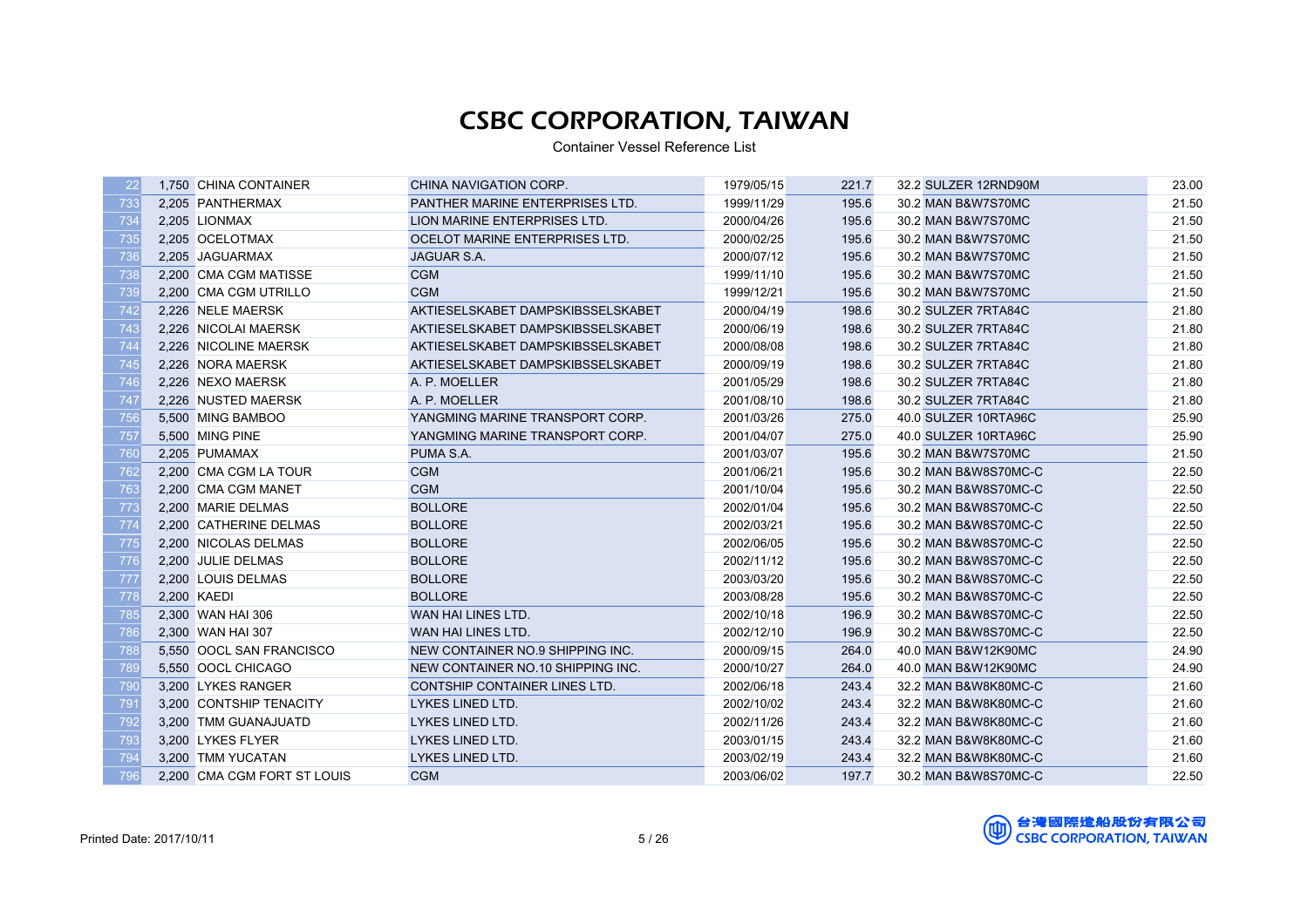# CSBC CORPORATION, TAIWAN

Container Vessel Reference List

| | | | | | | | | |
|---|---|---|---|---|---|---|---|---|
| 22 | 1,750 | CHINA CONTAINER | CHINA NAVIGATION CORP. | 1979/05/15 | 221.7 | 32.2 | SULZER 12RND90M | 23.00 |
| 733 | 2,205 | PANTHERMAX | PANTHER MARINE ENTERPRISES LTD. | 1999/11/29 | 195.6 | 30.2 | MAN B&W7S70MC | 21.50 |
| 734 | 2,205 | LIONMAX | LION MARINE ENTERPRISES LTD. | 2000/04/26 | 195.6 | 30.2 | MAN B&W7S70MC | 21.50 |
| 735 | 2,205 | OCELOTMAX | OCELOT MARINE ENTERPRISES LTD. | 2000/02/25 | 195.6 | 30.2 | MAN B&W7S70MC | 21.50 |
| 736 | 2,205 | JAGUARMAX | JAGUAR S.A. | 2000/07/12 | 195.6 | 30.2 | MAN B&W7S70MC | 21.50 |
| 738 | 2,200 | CMA CGM MATISSE | CGM | 1999/11/10 | 195.6 | 30.2 | MAN B&W7S70MC | 21.50 |
| 739 | 2,200 | CMA CGM UTRILLO | CGM | 1999/12/21 | 195.6 | 30.2 | MAN B&W7S70MC | 21.50 |
| 742 | 2,226 | NELE MAERSK | AKTIESELSKABET DAMPSKIBSSELSKABET | 2000/04/19 | 198.6 | 30.2 | SULZER 7RTA84C | 21.80 |
| 743 | 2,226 | NICOLAI MAERSK | AKTIESELSKABET DAMPSKIBSSELSKABET | 2000/06/19 | 198.6 | 30.2 | SULZER 7RTA84C | 21.80 |
| 744 | 2,226 | NICOLINE MAERSK | AKTIESELSKABET DAMPSKIBSSELSKABET | 2000/08/08 | 198.6 | 30.2 | SULZER 7RTA84C | 21.80 |
| 745 | 2,226 | NORA MAERSK | AKTIESELSKABET DAMPSKIBSSELSKABET | 2000/09/19 | 198.6 | 30.2 | SULZER 7RTA84C | 21.80 |
| 746 | 2,226 | NEXO MAERSK | A. P. MOELLER | 2001/05/29 | 198.6 | 30.2 | SULZER 7RTA84C | 21.80 |
| 747 | 2,226 | NUSTED MAERSK | A. P. MOELLER | 2001/08/10 | 198.6 | 30.2 | SULZER 7RTA84C | 21.80 |
| 756 | 5,500 | MING BAMBOO | YANGMING MARINE TRANSPORT CORP. | 2001/03/26 | 275.0 | 40.0 | SULZER 10RTA96C | 25.90 |
| 757 | 5,500 | MING PINE | YANGMING MARINE TRANSPORT CORP. | 2001/04/07 | 275.0 | 40.0 | SULZER 10RTA96C | 25.90 |
| 760 | 2,205 | PUMAMAX | PUMA S.A. | 2001/03/07 | 195.6 | 30.2 | MAN B&W7S70MC | 21.50 |
| 762 | 2,200 | CMA CGM LA TOUR | CGM | 2001/06/21 | 195.6 | 30.2 | MAN B&W8S70MC-C | 22.50 |
| 763 | 2,200 | CMA CGM MANET | CGM | 2001/10/04 | 195.6 | 30.2 | MAN B&W8S70MC-C | 22.50 |
| 773 | 2,200 | MARIE DELMAS | BOLLORE | 2002/01/04 | 195.6 | 30.2 | MAN B&W8S70MC-C | 22.50 |
| 774 | 2,200 | CATHERINE DELMAS | BOLLORE | 2002/03/21 | 195.6 | 30.2 | MAN B&W8S70MC-C | 22.50 |
| 775 | 2,200 | NICOLAS DELMAS | BOLLORE | 2002/06/05 | 195.6 | 30.2 | MAN B&W8S70MC-C | 22.50 |
| 776 | 2,200 | JULIE DELMAS | BOLLORE | 2002/11/12 | 195.6 | 30.2 | MAN B&W8S70MC-C | 22.50 |
| 777 | 2,200 | LOUIS DELMAS | BOLLORE | 2003/03/20 | 195.6 | 30.2 | MAN B&W8S70MC-C | 22.50 |
| 778 | 2,200 | KAEDI | BOLLORE | 2003/08/28 | 195.6 | 30.2 | MAN B&W8S70MC-C | 22.50 |
| 785 | 2,300 | WAN HAI 306 | WAN HAI LINES LTD. | 2002/10/18 | 196.9 | 30.2 | MAN B&W8S70MC-C | 22.50 |
| 786 | 2,300 | WAN HAI 307 | WAN HAI LINES LTD. | 2002/12/10 | 196.9 | 30.2 | MAN B&W8S70MC-C | 22.50 |
| 788 | 5,550 | OOCL SAN FRANCISCO | NEW CONTAINER NO.9 SHIPPING INC. | 2000/09/15 | 264.0 | 40.0 | MAN B&W12K90MC | 24.90 |
| 789 | 5,550 | OOCL CHICAGO | NEW CONTAINER NO.10 SHIPPING INC. | 2000/10/27 | 264.0 | 40.0 | MAN B&W12K90MC | 24.90 |
| 790 | 3,200 | LYKES RANGER | CONTSHIP CONTAINER LINES LTD. | 2002/06/18 | 243.4 | 32.2 | MAN B&W8K80MC-C | 21.60 |
| 791 | 3,200 | CONTSHIP TENACITY | LYKES LINED LTD. | 2002/10/02 | 243.4 | 32.2 | MAN B&W8K80MC-C | 21.60 |
| 792 | 3,200 | TMM GUANAJUATD | LYKES LINED LTD. | 2002/11/26 | 243.4 | 32.2 | MAN B&W8K80MC-C | 21.60 |
| 793 | 3,200 | LYKES FLYER | LYKES LINED LTD. | 2003/01/15 | 243.4 | 32.2 | MAN B&W8K80MC-C | 21.60 |
| 794 | 3,200 | TMM YUCATAN | LYKES LINED LTD. | 2003/02/19 | 243.4 | 32.2 | MAN B&W8K80MC-C | 21.60 |
| 796 | 2,200 | CMA CGM FORT ST LOUIS | CGM | 2003/06/02 | 197.7 | 30.2 | MAN B&W8S70MC-C | 22.50 |

Printed Date: 2017/10/11

台灣國際造船股份有限公司
CSBC CORPORATION, TAIWAN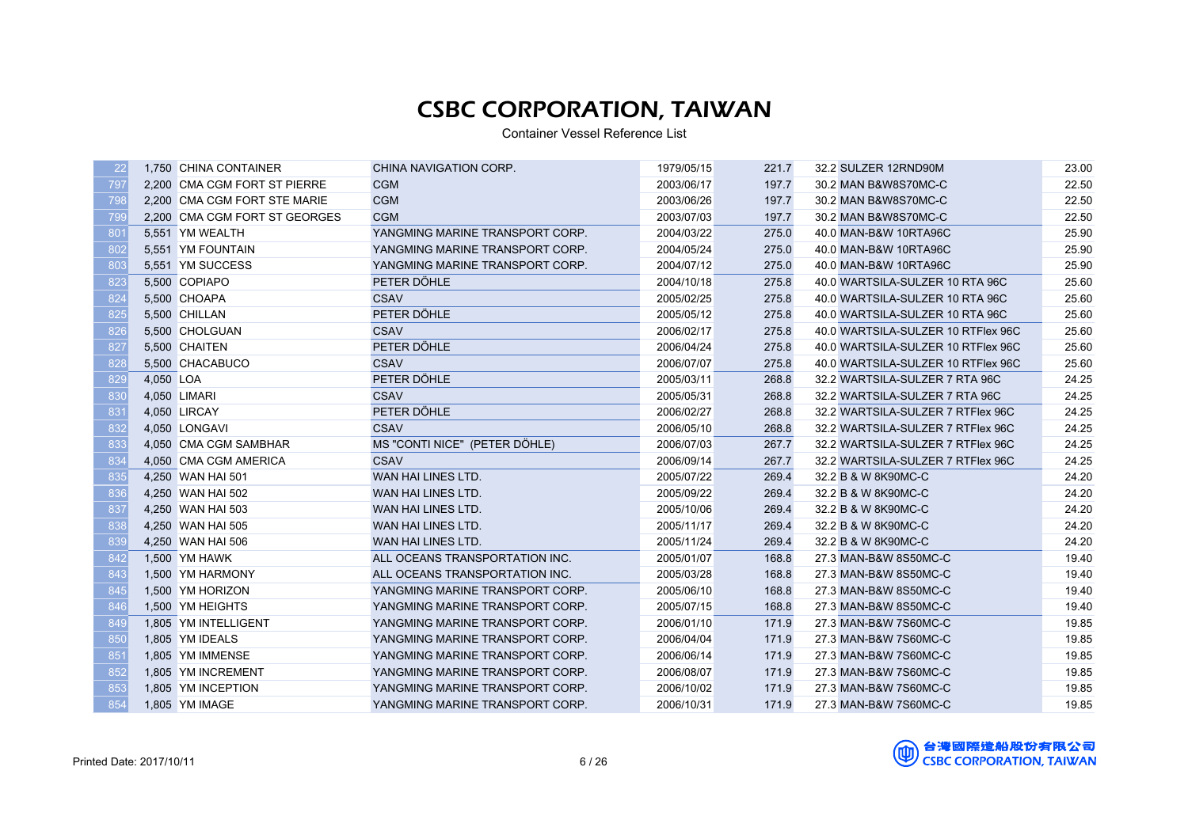# CSBC CORPORATION, TAIWAN

Container Vessel Reference List

| | | | | | | | | |
|---|---|---|---|---|---|---|---|---|
| 22 | 1,750 | CHINA CONTAINER | CHINA NAVIGATION CORP. | 1979/05/15 | 221.7 | 32.2 | SULZER 12RND90M | 23.00 |
| 797 | 2,200 | CMA CGM FORT ST PIERRE | CGM | 2003/06/17 | 197.7 | 30.2 | MAN B&W8S70MC-C | 22.50 |
| 798 | 2,200 | CMA CGM FORT STE MARIE | CGM | 2003/06/26 | 197.7 | 30.2 | MAN B&W8S70MC-C | 22.50 |
| 799 | 2,200 | CMA CGM FORT ST GEORGES | CGM | 2003/07/03 | 197.7 | 30.2 | MAN B&W8S70MC-C | 22.50 |
| 801 | 5,551 | YM WEALTH | YANGMING MARINE TRANSPORT CORP. | 2004/03/22 | 275.0 | 40.0 | MAN-B&W 10RTA96C | 25.90 |
| 802 | 5,551 | YM FOUNTAIN | YANGMING MARINE TRANSPORT CORP. | 2004/05/24 | 275.0 | 40.0 | MAN-B&W 10RTA96C | 25.90 |
| 803 | 5,551 | YM SUCCESS | YANGMING MARINE TRANSPORT CORP. | 2004/07/12 | 275.0 | 40.0 | MAN-B&W 10RTA96C | 25.90 |
| 823 | 5,500 | COPIAPO | PETER DÖHLE | 2004/10/18 | 275.8 | 40.0 | WARTSILA-SULZER 10 RTA 96C | 25.60 |
| 824 | 5,500 | CHOAPA | CSAV | 2005/02/25 | 275.8 | 40.0 | WARTSILA-SULZER 10 RTA 96C | 25.60 |
| 825 | 5,500 | CHILLAN | PETER DÖHLE | 2005/05/12 | 275.8 | 40.0 | WARTSILA-SULZER 10 RTA 96C | 25.60 |
| 826 | 5,500 | CHOLGUAN | CSAV | 2006/02/17 | 275.8 | 40.0 | WARTSILA-SULZER 10 RTFlex 96C | 25.60 |
| 827 | 5,500 | CHAITEN | PETER DÖHLE | 2006/04/24 | 275.8 | 40.0 | WARTSILA-SULZER 10 RTFlex 96C | 25.60 |
| 828 | 5,500 | CHACABUCO | CSAV | 2006/07/07 | 275.8 | 40.0 | WARTSILA-SULZER 10 RTFlex 96C | 25.60 |
| 829 | 4,050 | LOA | PETER DÖHLE | 2005/03/11 | 268.8 | 32.2 | WARTSILA-SULZER 7 RTA 96C | 24.25 |
| 830 | 4,050 | LIMARI | CSAV | 2005/05/31 | 268.8 | 32.2 | WARTSILA-SULZER 7 RTA 96C | 24.25 |
| 831 | 4,050 | LIRCAY | PETER DÖHLE | 2006/02/27 | 268.8 | 32.2 | WARTSILA-SULZER 7 RTFlex 96C | 24.25 |
| 832 | 4,050 | LONGAVI | CSAV | 2006/05/10 | 268.8 | 32.2 | WARTSILA-SULZER 7 RTFlex 96C | 24.25 |
| 833 | 4,050 | CMA CGM SAMBHAR | MS "CONTI NICE" (PETER DÖHLE) | 2006/07/03 | 267.7 | 32.2 | WARTSILA-SULZER 7 RTFlex 96C | 24.25 |
| 834 | 4,050 | CMA CGM AMERICA | CSAV | 2006/09/14 | 267.7 | 32.2 | WARTSILA-SULZER 7 RTFlex 96C | 24.25 |
| 835 | 4,250 | WAN HAI 501 | WAN HAI LINES LTD. | 2005/07/22 | 269.4 | 32.2 | B & W 8K90MC-C | 24.20 |
| 836 | 4,250 | WAN HAI 502 | WAN HAI LINES LTD. | 2005/09/22 | 269.4 | 32.2 | B & W 8K90MC-C | 24.20 |
| 837 | 4,250 | WAN HAI 503 | WAN HAI LINES LTD. | 2005/10/06 | 269.4 | 32.2 | B & W 8K90MC-C | 24.20 |
| 838 | 4,250 | WAN HAI 505 | WAN HAI LINES LTD. | 2005/11/17 | 269.4 | 32.2 | B & W 8K90MC-C | 24.20 |
| 839 | 4,250 | WAN HAI 506 | WAN HAI LINES LTD. | 2005/11/24 | 269.4 | 32.2 | B & W 8K90MC-C | 24.20 |
| 842 | 1,500 | YM HAWK | ALL OCEANS TRANSPORTATION INC. | 2005/01/07 | 168.8 | 27.3 | MAN-B&W 8S50MC-C | 19.40 |
| 843 | 1,500 | YM HARMONY | ALL OCEANS TRANSPORTATION INC. | 2005/03/28 | 168.8 | 27.3 | MAN-B&W 8S50MC-C | 19.40 |
| 845 | 1,500 | YM HORIZON | YANGMING MARINE TRANSPORT CORP. | 2005/06/10 | 168.8 | 27.3 | MAN-B&W 8S50MC-C | 19.40 |
| 846 | 1,500 | YM HEIGHTS | YANGMING MARINE TRANSPORT CORP. | 2005/07/15 | 168.8 | 27.3 | MAN-B&W 8S50MC-C | 19.40 |
| 849 | 1,805 | YM INTELLIGENT | YANGMING MARINE TRANSPORT CORP. | 2006/01/10 | 171.9 | 27.3 | MAN-B&W 7S60MC-C | 19.85 |
| 850 | 1,805 | YM IDEALS | YANGMING MARINE TRANSPORT CORP. | 2006/04/04 | 171.9 | 27.3 | MAN-B&W 7S60MC-C | 19.85 |
| 851 | 1,805 | YM IMMENSE | YANGMING MARINE TRANSPORT CORP. | 2006/06/14 | 171.9 | 27.3 | MAN-B&W 7S60MC-C | 19.85 |
| 852 | 1,805 | YM INCREMENT | YANGMING MARINE TRANSPORT CORP. | 2006/08/07 | 171.9 | 27.3 | MAN-B&W 7S60MC-C | 19.85 |
| 853 | 1,805 | YM INCEPTION | YANGMING MARINE TRANSPORT CORP. | 2006/10/02 | 171.9 | 27.3 | MAN-B&W 7S60MC-C | 19.85 |
| 854 | 1,805 | YM IMAGE | YANGMING MARINE TRANSPORT CORP. | 2006/10/31 | 171.9 | 27.3 | MAN-B&W 7S60MC-C | 19.85 |

Printed Date: 2017/10/11

台灣國際造船股份有限公司
CSBC CORPORATION, TAIWAN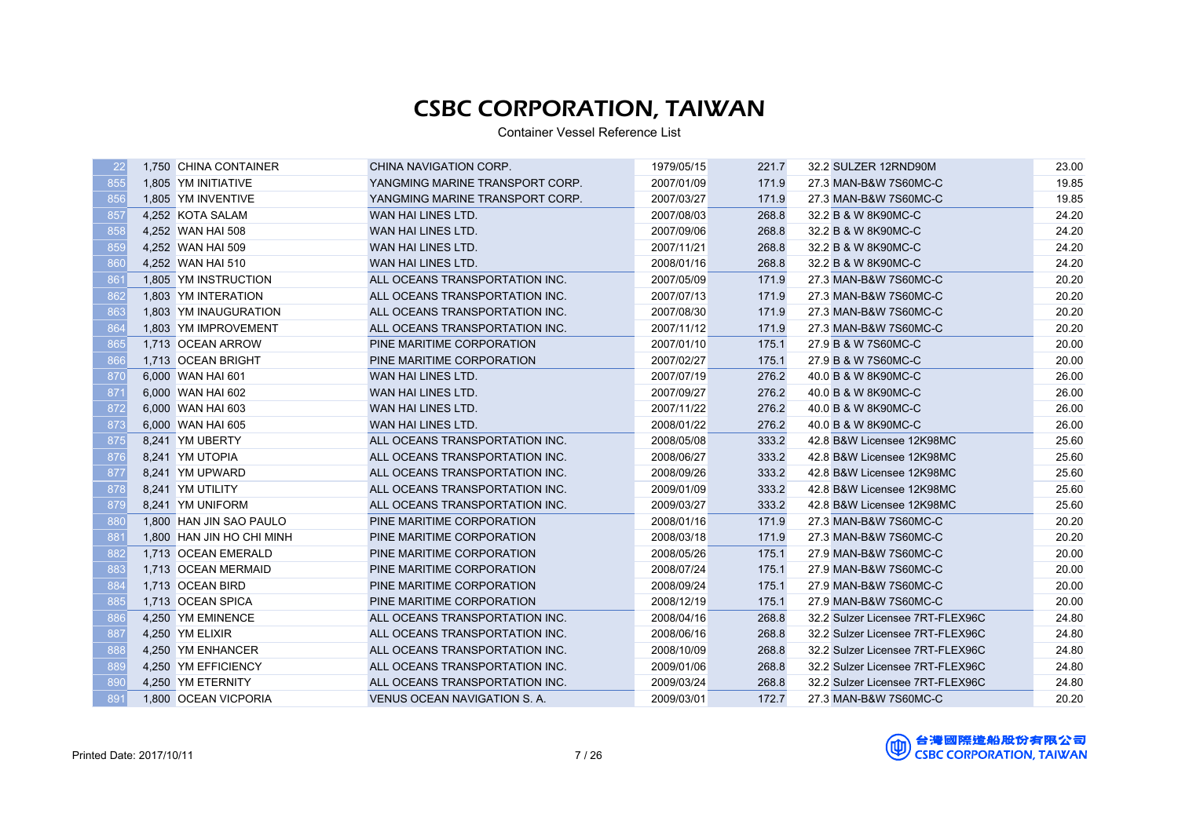# CSBC CORPORATION, TAIWAN

Container Vessel Reference List

| | | | | | | | | |
|---|---|---|---|---|---|---|---|---|
| 22 | 1,750 | CHINA CONTAINER | CHINA NAVIGATION CORP. | 1979/05/15 | 221.7 | 32.2 | SULZER 12RND90M | 23.00 |
| 855 | 1,805 | YM INITIATIVE | YANGMING MARINE TRANSPORT CORP. | 2007/01/09 | 171.9 | 27.3 | MAN-B&W 7S60MC-C | 19.85 |
| 856 | 1,805 | YM INVENTIVE | YANGMING MARINE TRANSPORT CORP. | 2007/03/27 | 171.9 | 27.3 | MAN-B&W 7S60MC-C | 19.85 |
| 857 | 4,252 | KOTA SALAM | WAN HAI LINES LTD. | 2007/08/03 | 268.8 | 32.2 | B & W 8K90MC-C | 24.20 |
| 858 | 4,252 | WAN HAI 508 | WAN HAI LINES LTD. | 2007/09/06 | 268.8 | 32.2 | B & W 8K90MC-C | 24.20 |
| 859 | 4,252 | WAN HAI 509 | WAN HAI LINES LTD. | 2007/11/21 | 268.8 | 32.2 | B & W 8K90MC-C | 24.20 |
| 860 | 4,252 | WAN HAI 510 | WAN HAI LINES LTD. | 2008/01/16 | 268.8 | 32.2 | B & W 8K90MC-C | 24.20 |
| 861 | 1,805 | YM INSTRUCTION | ALL OCEANS TRANSPORTATION INC. | 2007/05/09 | 171.9 | 27.3 | MAN-B&W 7S60MC-C | 20.20 |
| 862 | 1,803 | YM INTERATION | ALL OCEANS TRANSPORTATION INC. | 2007/07/13 | 171.9 | 27.3 | MAN-B&W 7S60MC-C | 20.20 |
| 863 | 1,803 | YM INAUGURATION | ALL OCEANS TRANSPORTATION INC. | 2007/08/30 | 171.9 | 27.3 | MAN-B&W 7S60MC-C | 20.20 |
| 864 | 1,803 | YM IMPROVEMENT | ALL OCEANS TRANSPORTATION INC. | 2007/11/12 | 171.9 | 27.3 | MAN-B&W 7S60MC-C | 20.20 |
| 865 | 1,713 | OCEAN ARROW | PINE MARITIME CORPORATION | 2007/01/10 | 175.1 | 27.9 | B & W 7S60MC-C | 20.00 |
| 866 | 1,713 | OCEAN BRIGHT | PINE MARITIME CORPORATION | 2007/02/27 | 175.1 | 27.9 | B & W 7S60MC-C | 20.00 |
| 870 | 6,000 | WAN HAI 601 | WAN HAI LINES LTD. | 2007/07/19 | 276.2 | 40.0 | B & W 8K90MC-C | 26.00 |
| 871 | 6,000 | WAN HAI 602 | WAN HAI LINES LTD. | 2007/09/27 | 276.2 | 40.0 | B & W 8K90MC-C | 26.00 |
| 872 | 6,000 | WAN HAI 603 | WAN HAI LINES LTD. | 2007/11/22 | 276.2 | 40.0 | B & W 8K90MC-C | 26.00 |
| 873 | 6,000 | WAN HAI 605 | WAN HAI LINES LTD. | 2008/01/22 | 276.2 | 40.0 | B & W 8K90MC-C | 26.00 |
| 875 | 8,241 | YM UBERTY | ALL OCEANS TRANSPORTATION INC. | 2008/05/08 | 333.2 | 42.8 | B&W Licensee 12K98MC | 25.60 |
| 876 | 8,241 | YM UTOPIA | ALL OCEANS TRANSPORTATION INC. | 2008/06/27 | 333.2 | 42.8 | B&W Licensee 12K98MC | 25.60 |
| 877 | 8,241 | YM UPWARD | ALL OCEANS TRANSPORTATION INC. | 2008/09/26 | 333.2 | 42.8 | B&W Licensee 12K98MC | 25.60 |
| 878 | 8,241 | YM UTILITY | ALL OCEANS TRANSPORTATION INC. | 2009/01/09 | 333.2 | 42.8 | B&W Licensee 12K98MC | 25.60 |
| 879 | 8,241 | YM UNIFORM | ALL OCEANS TRANSPORTATION INC. | 2009/03/27 | 333.2 | 42.8 | B&W Licensee 12K98MC | 25.60 |
| 880 | 1,800 | HAN JIN SAO PAULO | PINE MARITIME CORPORATION | 2008/01/16 | 171.9 | 27.3 | MAN-B&W 7S60MC-C | 20.20 |
| 881 | 1,800 | HAN JIN HO CHI MINH | PINE MARITIME CORPORATION | 2008/03/18 | 171.9 | 27.3 | MAN-B&W 7S60MC-C | 20.20 |
| 882 | 1,713 | OCEAN EMERALD | PINE MARITIME CORPORATION | 2008/05/26 | 175.1 | 27.9 | MAN-B&W 7S60MC-C | 20.00 |
| 883 | 1,713 | OCEAN MERMAID | PINE MARITIME CORPORATION | 2008/07/24 | 175.1 | 27.9 | MAN-B&W 7S60MC-C | 20.00 |
| 884 | 1,713 | OCEAN BIRD | PINE MARITIME CORPORATION | 2008/09/24 | 175.1 | 27.9 | MAN-B&W 7S60MC-C | 20.00 |
| 885 | 1,713 | OCEAN SPICA | PINE MARITIME CORPORATION | 2008/12/19 | 175.1 | 27.9 | MAN-B&W 7S60MC-C | 20.00 |
| 886 | 4,250 | YM EMINENCE | ALL OCEANS TRANSPORTATION INC. | 2008/04/16 | 268.8 | 32.2 | Sulzer Licensee 7RT-FLEX96C | 24.80 |
| 887 | 4,250 | YM ELIXIR | ALL OCEANS TRANSPORTATION INC. | 2008/06/16 | 268.8 | 32.2 | Sulzer Licensee 7RT-FLEX96C | 24.80 |
| 888 | 4,250 | YM ENHANCER | ALL OCEANS TRANSPORTATION INC. | 2008/10/09 | 268.8 | 32.2 | Sulzer Licensee 7RT-FLEX96C | 24.80 |
| 889 | 4,250 | YM EFFICIENCY | ALL OCEANS TRANSPORTATION INC. | 2009/01/06 | 268.8 | 32.2 | Sulzer Licensee 7RT-FLEX96C | 24.80 |
| 890 | 4,250 | YM ETERNITY | ALL OCEANS TRANSPORTATION INC. | 2009/03/24 | 268.8 | 32.2 | Sulzer Licensee 7RT-FLEX96C | 24.80 |
| 891 | 1,800 | OCEAN VICPORIA | VENUS OCEAN NAVIGATION S. A. | 2009/03/01 | 172.7 | 27.3 | MAN-B&W 7S60MC-C | 20.20 |

Printed Date: 2017/10/11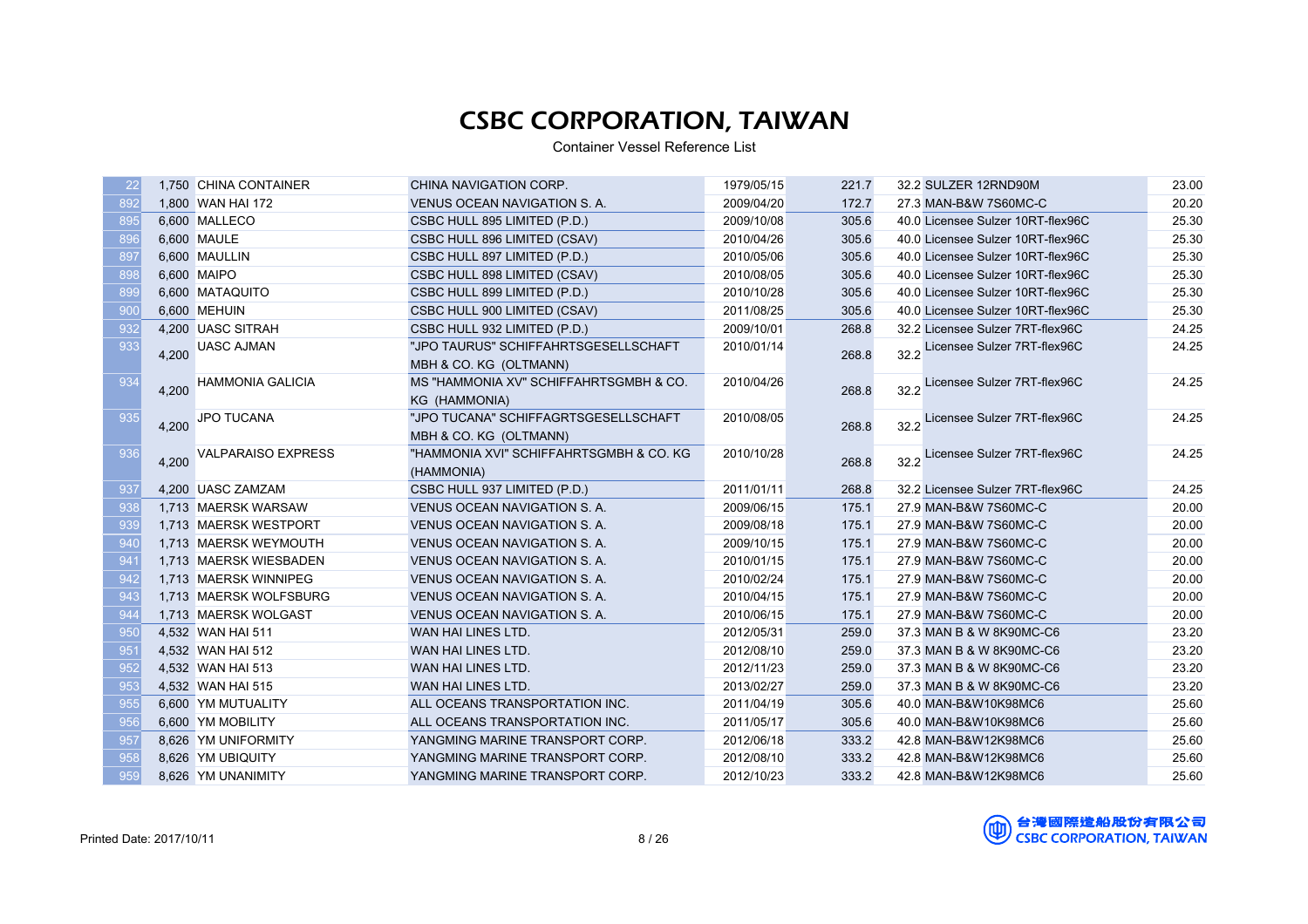# CSBC CORPORATION, TAIWAN

Container Vessel Reference List

| | | | | | | | | |
|---|---|---|---|---|---|---|---|---|
| 22 | 1,750 | CHINA CONTAINER | CHINA NAVIGATION CORP. | 1979/05/15 | 221.7 | 32.2 | SULZER 12RND90M | 23.00 |
| 892 | 1,800 | WAN HAI 172 | VENUS OCEAN NAVIGATION S. A. | 2009/04/20 | 172.7 | 27.3 | MAN-B&W 7S60MC-C | 20.20 |
| 895 | 6,600 | MALLECO | CSBC HULL 895 LIMITED (P.D.) | 2009/10/08 | 305.6 | 40.0 | Licensee Sulzer 10RT-flex96C | 25.30 |
| 896 | 6,600 | MAULE | CSBC HULL 896 LIMITED (CSAV) | 2010/04/26 | 305.6 | 40.0 | Licensee Sulzer 10RT-flex96C | 25.30 |
| 897 | 6,600 | MAULLIN | CSBC HULL 897 LIMITED (P.D.) | 2010/05/06 | 305.6 | 40.0 | Licensee Sulzer 10RT-flex96C | 25.30 |
| 898 | 6,600 | MAIPO | CSBC HULL 898 LIMITED (CSAV) | 2010/08/05 | 305.6 | 40.0 | Licensee Sulzer 10RT-flex96C | 25.30 |
| 899 | 6,600 | MATAQUITO | CSBC HULL 899 LIMITED (P.D.) | 2010/10/28 | 305.6 | 40.0 | Licensee Sulzer 10RT-flex96C | 25.30 |
| 900 | 6,600 | MEHUIN | CSBC HULL 900 LIMITED (CSAV) | 2011/08/25 | 305.6 | 40.0 | Licensee Sulzer 10RT-flex96C | 25.30 |
| 932 | 4,200 | UASC SITRAH | CSBC HULL 932 LIMITED (P.D.) | 2009/10/01 | 268.8 | 32.2 | Licensee Sulzer 7RT-flex96C | 24.25 |
| 933 | 4,200 | UASC AJMAN | "JPO TAURUS" SCHIFFAHRTSGESELLSCHAFT MBH & CO. KG (OLTMANN) | 2010/01/14 | 268.8 | 32.2 | Licensee Sulzer 7RT-flex96C | 24.25 |
| 934 | 4,200 | HAMMONIA GALICIA | MS "HAMMONIA XV" SCHIFFAHRTSGMBH & CO. KG (HAMMONIA) | 2010/04/26 | 268.8 | 32.2 | Licensee Sulzer 7RT-flex96C | 24.25 |
| 935 | 4,200 | JPO TUCANA | "JPO TUCANA" SCHIFFAGRTSGESELLSCHAFT MBH & CO. KG (OLTMANN) | 2010/08/05 | 268.8 | 32.2 | Licensee Sulzer 7RT-flex96C | 24.25 |
| 936 | 4,200 | VALPARAISO EXPRESS | "HAMMONIA XVI" SCHIFFAHRTSGMBH & CO. KG (HAMMONIA) | 2010/10/28 | 268.8 | 32.2 | Licensee Sulzer 7RT-flex96C | 24.25 |
| 937 | 4,200 | UASC ZAMZAM | CSBC HULL 937 LIMITED (P.D.) | 2011/01/11 | 268.8 | 32.2 | Licensee Sulzer 7RT-flex96C | 24.25 |
| 938 | 1,713 | MAERSK WARSAW | VENUS OCEAN NAVIGATION S. A. | 2009/06/15 | 175.1 | 27.9 | MAN-B&W 7S60MC-C | 20.00 |
| 939 | 1,713 | MAERSK WESTPORT | VENUS OCEAN NAVIGATION S. A. | 2009/08/18 | 175.1 | 27.9 | MAN-B&W 7S60MC-C | 20.00 |
| 940 | 1,713 | MAERSK WEYMOUTH | VENUS OCEAN NAVIGATION S. A. | 2009/10/15 | 175.1 | 27.9 | MAN-B&W 7S60MC-C | 20.00 |
| 941 | 1,713 | MAERSK WIESBADEN | VENUS OCEAN NAVIGATION S. A. | 2010/01/15 | 175.1 | 27.9 | MAN-B&W 7S60MC-C | 20.00 |
| 942 | 1,713 | MAERSK WINNIPEG | VENUS OCEAN NAVIGATION S. A. | 2010/02/24 | 175.1 | 27.9 | MAN-B&W 7S60MC-C | 20.00 |
| 943 | 1,713 | MAERSK WOLFSBURG | VENUS OCEAN NAVIGATION S. A. | 2010/04/15 | 175.1 | 27.9 | MAN-B&W 7S60MC-C | 20.00 |
| 944 | 1,713 | MAERSK WOLGAST | VENUS OCEAN NAVIGATION S. A. | 2010/06/15 | 175.1 | 27.9 | MAN-B&W 7S60MC-C | 20.00 |
| 950 | 4,532 | WAN HAI 511 | WAN HAI LINES LTD. | 2012/05/31 | 259.0 | 37.3 | MAN B & W 8K90MC-C6 | 23.20 |
| 951 | 4,532 | WAN HAI 512 | WAN HAI LINES LTD. | 2012/08/10 | 259.0 | 37.3 | MAN B & W 8K90MC-C6 | 23.20 |
| 952 | 4,532 | WAN HAI 513 | WAN HAI LINES LTD. | 2012/11/23 | 259.0 | 37.3 | MAN B & W 8K90MC-C6 | 23.20 |
| 953 | 4,532 | WAN HAI 515 | WAN HAI LINES LTD. | 2013/02/27 | 259.0 | 37.3 | MAN B & W 8K90MC-C6 | 23.20 |
| 955 | 6,600 | YM MUTUALITY | ALL OCEANS TRANSPORTATION INC. | 2011/04/19 | 305.6 | 40.0 | MAN-B&W10K98MC6 | 25.60 |
| 956 | 6,600 | YM MOBILITY | ALL OCEANS TRANSPORTATION INC. | 2011/05/17 | 305.6 | 40.0 | MAN-B&W10K98MC6 | 25.60 |
| 957 | 8,626 | YM UNIFORMITY | YANGMING MARINE TRANSPORT CORP. | 2012/06/18 | 333.2 | 42.8 | MAN-B&W12K98MC6 | 25.60 |
| 958 | 8,626 | YM UBIQUITY | YANGMING MARINE TRANSPORT CORP. | 2012/08/10 | 333.2 | 42.8 | MAN-B&W12K98MC6 | 25.60 |
| 959 | 8,626 | YM UNANIMITY | YANGMING MARINE TRANSPORT CORP. | 2012/10/23 | 333.2 | 42.8 | MAN-B&W12K98MC6 | 25.60 |

Printed Date: 2017/10/11

台灣國際造船股份有限公司 CSBC CORPORATION, TAIWAN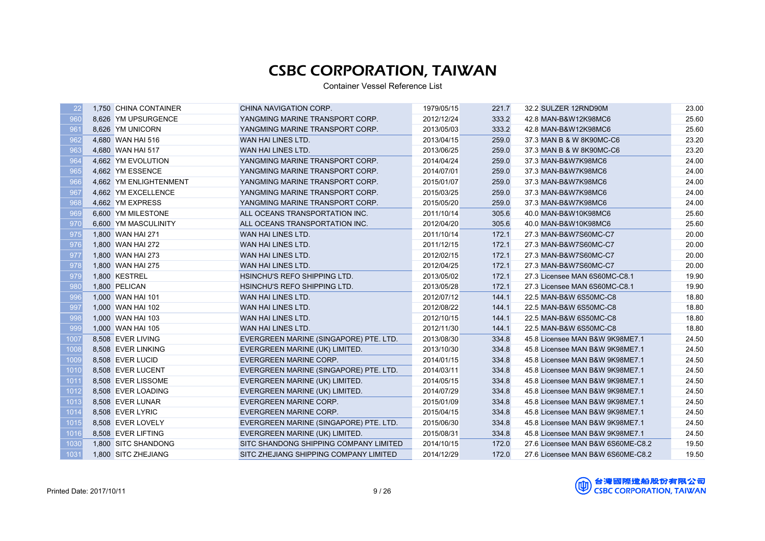# CSBC CORPORATION, TAIWAN

Container Vessel Reference List

| | | | | | | | | |
|---|---|---|---|---|---|---|---|---|
| 22 | 1,750 | CHINA CONTAINER | CHINA NAVIGATION CORP. | 1979/05/15 | 221.7 | 32.2 | SULZER 12RND90M | 23.00 |
| 960 | 8,626 | YM UPSURGENCE | YANGMING MARINE TRANSPORT CORP. | 2012/12/24 | 333.2 | 42.8 | MAN-B&W12K98MC6 | 25.60 |
| 961 | 8,626 | YM UNICORN | YANGMING MARINE TRANSPORT CORP. | 2013/05/03 | 333.2 | 42.8 | MAN-B&W12K98MC6 | 25.60 |
| 962 | 4,680 | WAN HAI 516 | WAN HAI LINES LTD. | 2013/04/15 | 259.0 | 37.3 | MAN B & W 8K90MC-C6 | 23.20 |
| 963 | 4,680 | WAN HAI 517 | WAN HAI LINES LTD. | 2013/06/25 | 259.0 | 37.3 | MAN B & W 8K90MC-C6 | 23.20 |
| 964 | 4,662 | YM EVOLUTION | YANGMING MARINE TRANSPORT CORP. | 2014/04/24 | 259.0 | 37.3 | MAN-B&W7K98MC6 | 24.00 |
| 965 | 4,662 | YM ESSENCE | YANGMING MARINE TRANSPORT CORP. | 2014/07/01 | 259.0 | 37.3 | MAN-B&W7K98MC6 | 24.00 |
| 966 | 4,662 | YM ENLIGHTENMENT | YANGMING MARINE TRANSPORT CORP. | 2015/01/07 | 259.0 | 37.3 | MAN-B&W7K98MC6 | 24.00 |
| 967 | 4,662 | YM EXCELLENCE | YANGMING MARINE TRANSPORT CORP. | 2015/03/25 | 259.0 | 37.3 | MAN-B&W7K98MC6 | 24.00 |
| 968 | 4,662 | YM EXPRESS | YANGMING MARINE TRANSPORT CORP. | 2015/05/20 | 259.0 | 37.3 | MAN-B&W7K98MC6 | 24.00 |
| 969 | 6,600 | YM MILESTONE | ALL OCEANS TRANSPORTATION INC. | 2011/10/14 | 305.6 | 40.0 | MAN-B&W10K98MC6 | 25.60 |
| 970 | 6,600 | YM MASCULINITY | ALL OCEANS TRANSPORTATION INC. | 2012/04/20 | 305.6 | 40.0 | MAN-B&W10K98MC6 | 25.60 |
| 975 | 1,800 | WAN HAI 271 | WAN HAI LINES LTD. | 2011/10/14 | 172.1 | 27.3 | MAN-B&W7S60MC-C7 | 20.00 |
| 976 | 1,800 | WAN HAI 272 | WAN HAI LINES LTD. | 2011/12/15 | 172.1 | 27.3 | MAN-B&W7S60MC-C7 | 20.00 |
| 977 | 1,800 | WAN HAI 273 | WAN HAI LINES LTD. | 2012/02/15 | 172.1 | 27.3 | MAN-B&W7S60MC-C7 | 20.00 |
| 978 | 1,800 | WAN HAI 275 | WAN HAI LINES LTD. | 2012/04/25 | 172.1 | 27.3 | MAN-B&W7S60MC-C7 | 20.00 |
| 979 | 1,800 | KESTREL | HSINCHU'S REFO SHIPPING LTD. | 2013/05/02 | 172.1 | 27.3 | Licensee MAN 6S60MC-C8.1 | 19.90 |
| 980 | 1,800 | PELICAN | HSINCHU'S REFO SHIPPING LTD. | 2013/05/28 | 172.1 | 27.3 | Licensee MAN 6S60MC-C8.1 | 19.90 |
| 996 | 1,000 | WAN HAI 101 | WAN HAI LINES LTD. | 2012/07/12 | 144.1 | 22.5 | MAN-B&W 6S50MC-C8 | 18.80 |
| 997 | 1,000 | WAN HAI 102 | WAN HAI LINES LTD. | 2012/08/22 | 144.1 | 22.5 | MAN-B&W 6S50MC-C8 | 18.80 |
| 998 | 1,000 | WAN HAI 103 | WAN HAI LINES LTD. | 2012/10/15 | 144.1 | 22.5 | MAN-B&W 6S50MC-C8 | 18.80 |
| 999 | 1,000 | WAN HAI 105 | WAN HAI LINES LTD. | 2012/11/30 | 144.1 | 22.5 | MAN-B&W 6S50MC-C8 | 18.80 |
| 1007 | 8,508 | EVER LIVING | EVERGREEN MARINE (SINGAPORE) PTE. LTD. | 2013/08/30 | 334.8 | 45.8 | Licensee MAN B&W 9K98ME7.1 | 24.50 |
| 1008 | 8,508 | EVER LINKING | EVERGREEN MARINE (UK) LIMITED. | 2013/10/30 | 334.8 | 45.8 | Licensee MAN B&W 9K98ME7.1 | 24.50 |
| 1009 | 8,508 | EVER LUCID | EVERGREEN MARINE CORP. | 2014/01/15 | 334.8 | 45.8 | Licensee MAN B&W 9K98ME7.1 | 24.50 |
| 1010 | 8,508 | EVER LUCENT | EVERGREEN MARINE (SINGAPORE) PTE. LTD. | 2014/03/11 | 334.8 | 45.8 | Licensee MAN B&W 9K98ME7.1 | 24.50 |
| 1011 | 8,508 | EVER LISSOME | EVERGREEN MARINE (UK) LIMITED. | 2014/05/15 | 334.8 | 45.8 | Licensee MAN B&W 9K98ME7.1 | 24.50 |
| 1012 | 8,508 | EVER LOADING | EVERGREEN MARINE (UK) LIMITED. | 2014/07/29 | 334.8 | 45.8 | Licensee MAN B&W 9K98ME7.1 | 24.50 |
| 1013 | 8,508 | EVER LUNAR | EVERGREEN MARINE CORP. | 2015/01/09 | 334.8 | 45.8 | Licensee MAN B&W 9K98ME7.1 | 24.50 |
| 1014 | 8,508 | EVER LYRIC | EVERGREEN MARINE CORP. | 2015/04/15 | 334.8 | 45.8 | Licensee MAN B&W 9K98ME7.1 | 24.50 |
| 1015 | 8,508 | EVER LOVELY | EVERGREEN MARINE (SINGAPORE) PTE. LTD. | 2015/06/30 | 334.8 | 45.8 | Licensee MAN B&W 9K98ME7.1 | 24.50 |
| 1016 | 8,508 | EVER LIFTING | EVERGREEN MARINE (UK) LIMITED. | 2015/08/31 | 334.8 | 45.8 | Licensee MAN B&W 9K98ME7.1 | 24.50 |
| 1030 | 1,800 | SITC SHANDONG | SITC SHANDONG SHIPPING COMPANY LIMITED | 2014/10/15 | 172.0 | 27.6 | Licensee MAN B&W 6S60ME-C8.2 | 19.50 |
| 1031 | 1,800 | SITC ZHEJIANG | SITC ZHEJIANG SHIPPING COMPANY LIMITED | 2014/12/29 | 172.0 | 27.6 | Licensee MAN B&W 6S60ME-C8.2 | 19.50 |

Printed Date: 2017/10/11

台灣國際造船股份有限公司
CSBC CORPORATION, TAIWAN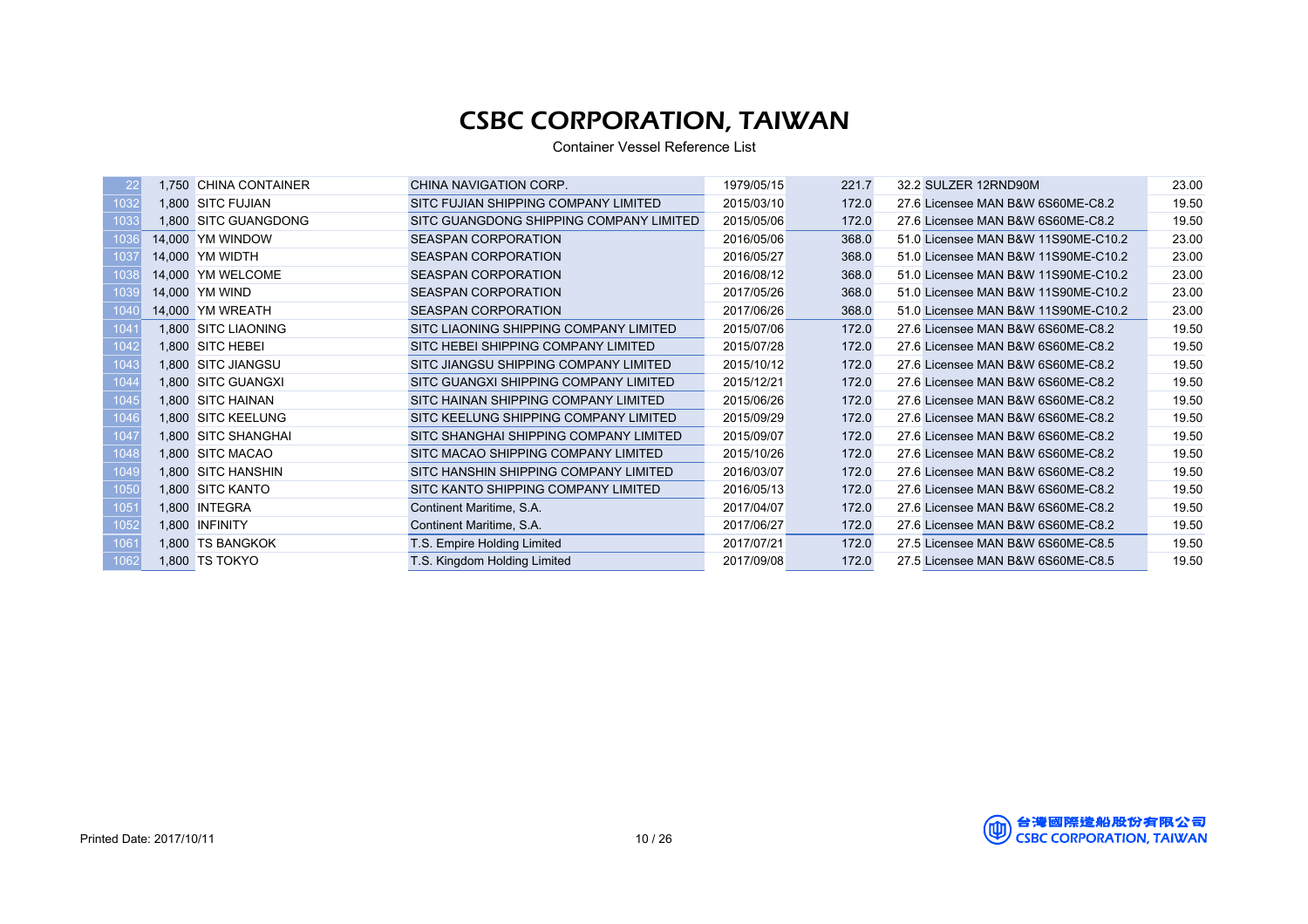# CSBC CORPORATION, TAIWAN

Container Vessel Reference List

| | | | | | | | | |
|---|---|---|---|---|---|---|---|---|
| 22 | 1,750 | CHINA CONTAINER | CHINA NAVIGATION CORP. | 1979/05/15 | 221.7 | 32.2 | SULZER 12RND90M | 23.00 |
| 1032 | 1,800 | SITC FUJIAN | SITC FUJIAN SHIPPING COMPANY LIMITED | 2015/03/10 | 172.0 | 27.6 | Licensee MAN B&W 6S60ME-C8.2 | 19.50 |
| 1033 | 1,800 | SITC GUANGDONG | SITC GUANGDONG SHIPPING COMPANY LIMITED | 2015/05/06 | 172.0 | 27.6 | Licensee MAN B&W 6S60ME-C8.2 | 19.50 |
| 1036 | 14,000 | YM WINDOW | SEASPAN CORPORATION | 2016/05/06 | 368.0 | 51.0 | Licensee MAN B&W 11S90ME-C10.2 | 23.00 |
| 1037 | 14,000 | YM WIDTH | SEASPAN CORPORATION | 2016/05/27 | 368.0 | 51.0 | Licensee MAN B&W 11S90ME-C10.2 | 23.00 |
| 1038 | 14,000 | YM WELCOME | SEASPAN CORPORATION | 2016/08/12 | 368.0 | 51.0 | Licensee MAN B&W 11S90ME-C10.2 | 23.00 |
| 1039 | 14,000 | YM WIND | SEASPAN CORPORATION | 2017/05/26 | 368.0 | 51.0 | Licensee MAN B&W 11S90ME-C10.2 | 23.00 |
| 1040 | 14,000 | YM WREATH | SEASPAN CORPORATION | 2017/06/26 | 368.0 | 51.0 | Licensee MAN B&W 11S90ME-C10.2 | 23.00 |
| 1041 | 1,800 | SITC LIAONING | SITC LIAONING SHIPPING COMPANY LIMITED | 2015/07/06 | 172.0 | 27.6 | Licensee MAN B&W 6S60ME-C8.2 | 19.50 |
| 1042 | 1,800 | SITC HEBEI | SITC HEBEI SHIPPING COMPANY LIMITED | 2015/07/28 | 172.0 | 27.6 | Licensee MAN B&W 6S60ME-C8.2 | 19.50 |
| 1043 | 1,800 | SITC JIANGSU | SITC JIANGSU SHIPPING COMPANY LIMITED | 2015/10/12 | 172.0 | 27.6 | Licensee MAN B&W 6S60ME-C8.2 | 19.50 |
| 1044 | 1,800 | SITC GUANGXI | SITC GUANGXI SHIPPING COMPANY LIMITED | 2015/12/21 | 172.0 | 27.6 | Licensee MAN B&W 6S60ME-C8.2 | 19.50 |
| 1045 | 1,800 | SITC HAINAN | SITC HAINAN SHIPPING COMPANY LIMITED | 2015/06/26 | 172.0 | 27.6 | Licensee MAN B&W 6S60ME-C8.2 | 19.50 |
| 1046 | 1,800 | SITC KEELUNG | SITC KEELUNG SHIPPING COMPANY LIMITED | 2015/09/29 | 172.0 | 27.6 | Licensee MAN B&W 6S60ME-C8.2 | 19.50 |
| 1047 | 1,800 | SITC SHANGHAI | SITC SHANGHAI SHIPPING COMPANY LIMITED | 2015/09/07 | 172.0 | 27.6 | Licensee MAN B&W 6S60ME-C8.2 | 19.50 |
| 1048 | 1,800 | SITC MACAO | SITC MACAO SHIPPING COMPANY LIMITED | 2015/10/26 | 172.0 | 27.6 | Licensee MAN B&W 6S60ME-C8.2 | 19.50 |
| 1049 | 1,800 | SITC HANSHIN | SITC HANSHIN SHIPPING COMPANY LIMITED | 2016/03/07 | 172.0 | 27.6 | Licensee MAN B&W 6S60ME-C8.2 | 19.50 |
| 1050 | 1,800 | SITC KANTO | SITC KANTO SHIPPING COMPANY LIMITED | 2016/05/13 | 172.0 | 27.6 | Licensee MAN B&W 6S60ME-C8.2 | 19.50 |
| 1051 | 1,800 | INTEGRA | Continent Maritime, S.A. | 2017/04/07 | 172.0 | 27.6 | Licensee MAN B&W 6S60ME-C8.2 | 19.50 |
| 1052 | 1,800 | INFINITY | Continent Maritime, S.A. | 2017/06/27 | 172.0 | 27.6 | Licensee MAN B&W 6S60ME-C8.2 | 19.50 |
| 1061 | 1,800 | TS BANGKOK | T.S. Empire Holding Limited | 2017/07/21 | 172.0 | 27.5 | Licensee MAN B&W 6S60ME-C8.5 | 19.50 |
| 1062 | 1,800 | TS TOKYO | T.S. Kingdom Holding Limited | 2017/09/08 | 172.0 | 27.5 | Licensee MAN B&W 6S60ME-C8.5 | 19.50 |

Printed Date: 2017/10/11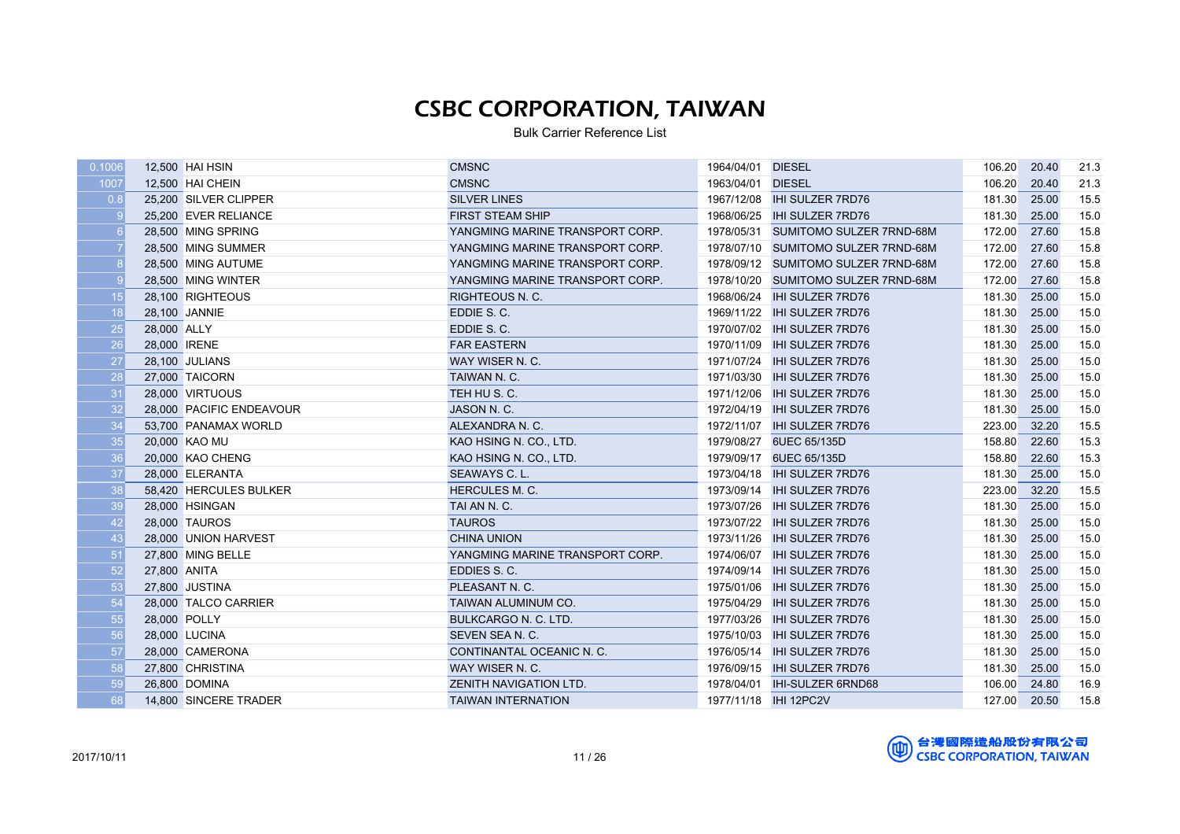# CSBC CORPORATION, TAIWAN

Bulk Carrier Reference List

| | | | | | | | | |
|---|---|---|---|---|---|---|---|---|
| 0.1006 | 12,500 | HAI HSIN | CMSNC | 1964/04/01 | DIESEL | 106.20 | 20.40 | 21.3 |
| 1007 | 12,500 | HAI CHEIN | CMSNC | 1963/04/01 | DIESEL | 106.20 | 20.40 | 21.3 |
| 0.8 | 25,200 | SILVER CLIPPER | SILVER LINES | 1967/12/08 | IHI SULZER 7RD76 | 181.30 | 25.00 | 15.5 |
| 9 | 25,200 | EVER RELIANCE | FIRST STEAM SHIP | 1968/06/25 | IHI SULZER 7RD76 | 181.30 | 25.00 | 15.0 |
| 6 | 28,500 | MING SPRING | YANGMING MARINE TRANSPORT CORP. | 1978/05/31 | SUMITOMO SULZER 7RND-68M | 172.00 | 27.60 | 15.8 |
| 7 | 28,500 | MING SUMMER | YANGMING MARINE TRANSPORT CORP. | 1978/07/10 | SUMITOMO SULZER 7RND-68M | 172.00 | 27.60 | 15.8 |
| 8 | 28,500 | MING AUTUME | YANGMING MARINE TRANSPORT CORP. | 1978/09/12 | SUMITOMO SULZER 7RND-68M | 172.00 | 27.60 | 15.8 |
| 9 | 28,500 | MING WINTER | YANGMING MARINE TRANSPORT CORP. | 1978/10/20 | SUMITOMO SULZER 7RND-68M | 172.00 | 27.60 | 15.8 |
| 15 | 28,100 | RIGHTEOUS | RIGHTEOUS N. C. | 1968/06/24 | IHI SULZER 7RD76 | 181.30 | 25.00 | 15.0 |
| 18 | 28,100 | JANNIE | EDDIE S. C. | 1969/11/22 | IHI SULZER 7RD76 | 181.30 | 25.00 | 15.0 |
| 25 | 28,000 | ALLY | EDDIE S. C. | 1970/07/02 | IHI SULZER 7RD76 | 181.30 | 25.00 | 15.0 |
| 26 | 28,000 | IRENE | FAR EASTERN | 1970/11/09 | IHI SULZER 7RD76 | 181.30 | 25.00 | 15.0 |
| 27 | 28,100 | JULIANS | WAY WISER N. C. | 1971/07/24 | IHI SULZER 7RD76 | 181.30 | 25.00 | 15.0 |
| 28 | 27,000 | TAICORN | TAIWAN N. C. | 1971/03/30 | IHI SULZER 7RD76 | 181.30 | 25.00 | 15.0 |
| 31 | 28,000 | VIRTUOUS | TEH HU S. C. | 1971/12/06 | IHI SULZER 7RD76 | 181.30 | 25.00 | 15.0 |
| 32 | 28,000 | PACIFIC ENDEAVOUR | JASON N. C. | 1972/04/19 | IHI SULZER 7RD76 | 181.30 | 25.00 | 15.0 |
| 34 | 53,700 | PANAMAX WORLD | ALEXANDRA N. C. | 1972/11/07 | IHI SULZER 7RD76 | 223.00 | 32.20 | 15.5 |
| 35 | 20,000 | KAO MU | KAO HSING N. CO., LTD. | 1979/08/27 | 6UEC 65/135D | 158.80 | 22.60 | 15.3 |
| 36 | 20,000 | KAO CHENG | KAO HSING N. CO., LTD. | 1979/09/17 | 6UEC 65/135D | 158.80 | 22.60 | 15.3 |
| 37 | 28,000 | ELERANTA | SEAWAYS C. L. | 1973/04/18 | IHI SULZER 7RD76 | 181.30 | 25.00 | 15.0 |
| 38 | 58,420 | HERCULES BULKER | HERCULES M. C. | 1973/09/14 | IHI SULZER 7RD76 | 223.00 | 32.20 | 15.5 |
| 39 | 28,000 | HSINGAN | TAI AN N. C. | 1973/07/26 | IHI SULZER 7RD76 | 181.30 | 25.00 | 15.0 |
| 42 | 28,000 | TAUROS | TAUROS | 1973/07/22 | IHI SULZER 7RD76 | 181.30 | 25.00 | 15.0 |
| 43 | 28,000 | UNION HARVEST | CHINA UNION | 1973/11/26 | IHI SULZER 7RD76 | 181.30 | 25.00 | 15.0 |
| 51 | 27,800 | MING BELLE | YANGMING MARINE TRANSPORT CORP. | 1974/06/07 | IHI SULZER 7RD76 | 181.30 | 25.00 | 15.0 |
| 52 | 27,800 | ANITA | EDDIES S. C. | 1974/09/14 | IHI SULZER 7RD76 | 181.30 | 25.00 | 15.0 |
| 53 | 27,800 | JUSTINA | PLEASANT N. C. | 1975/01/06 | IHI SULZER 7RD76 | 181.30 | 25.00 | 15.0 |
| 54 | 28,000 | TALCO CARRIER | TAIWAN ALUMINUM CO. | 1975/04/29 | IHI SULZER 7RD76 | 181.30 | 25.00 | 15.0 |
| 55 | 28,000 | POLLY | BULKCARGO N. C. LTD. | 1977/03/26 | IHI SULZER 7RD76 | 181.30 | 25.00 | 15.0 |
| 56 | 28,000 | LUCINA | SEVEN SEA N. C. | 1975/10/03 | IHI SULZER 7RD76 | 181.30 | 25.00 | 15.0 |
| 57 | 28,000 | CAMERONA | CONTINANTAL OCEANIC N. C. | 1976/05/14 | IHI SULZER 7RD76 | 181.30 | 25.00 | 15.0 |
| 58 | 27,800 | CHRISTINA | WAY WISER N. C. | 1976/09/15 | IHI SULZER 7RD76 | 181.30 | 25.00 | 15.0 |
| 59 | 26,800 | DOMINA | ZENITH NAVIGATION LTD. | 1978/04/01 | IHI-SULZER 6RND68 | 106.00 | 24.80 | 16.9 |
| 68 | 14,800 | SINCERE TRADER | TAIWAN INTERNATION | 1977/11/18 | IHI 12PC2V | 127.00 | 20.50 | 15.8 |

2017/10/11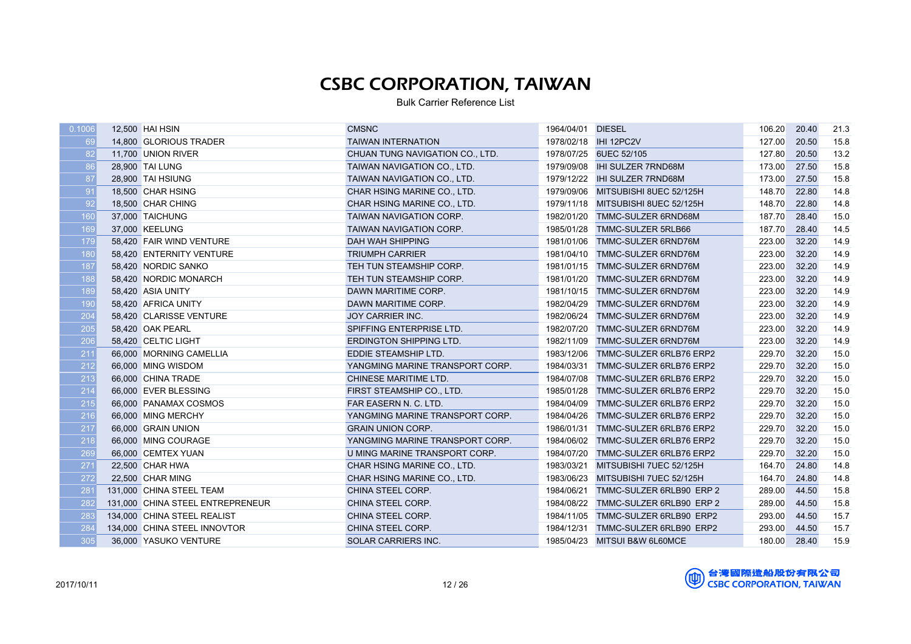# CSBC CORPORATION, TAIWAN

Bulk Carrier Reference List

| | | | | | | | | |
|---|---|---|---|---|---|---|---|---|
| 0.1006 | 12,500 | HAI HSIN | CMSNC | 1964/04/01 | DIESEL | 106.20 | 20.40 | 21.3 |
| 69 | 14,800 | GLORIOUS TRADER | TAIWAN INTERNATION | 1978/02/18 | IHI 12PC2V | 127.00 | 20.50 | 15.8 |
| 82 | 11,700 | UNION RIVER | CHUAN TUNG NAVIGATION CO., LTD. | 1978/07/25 | 6UEC 52/105 | 127.80 | 20.50 | 13.2 |
| 86 | 28,900 | TAI LUNG | TAIWAN NAVIGATION CO., LTD. | 1979/09/08 | IHI SULZER 7RND68M | 173.00 | 27.50 | 15.8 |
| 87 | 28,900 | TAI HSIUNG | TAIWAN NAVIGATION CO., LTD. | 1979/12/22 | IHI SULZER 7RND68M | 173.00 | 27.50 | 15.8 |
| 91 | 18,500 | CHAR HSING | CHAR HSING MARINE CO., LTD. | 1979/09/06 | MITSUBISHI 8UEC 52/125H | 148.70 | 22.80 | 14.8 |
| 92 | 18,500 | CHAR CHING | CHAR HSING MARINE CO., LTD. | 1979/11/18 | MITSUBISHI 8UEC 52/125H | 148.70 | 22.80 | 14.8 |
| 160 | 37,000 | TAICHUNG | TAIWAN NAVIGATION CORP. | 1982/01/20 | TMMC-SULZER 6RND68M | 187.70 | 28.40 | 15.0 |
| 169 | 37,000 | KEELUNG | TAIWAN NAVIGATION CORP. | 1985/01/28 | TMMC-SULZER 5RLB66 | 187.70 | 28.40 | 14.5 |
| 179 | 58,420 | FAIR WIND VENTURE | DAH WAH SHIPPING | 1981/01/06 | TMMC-SULZER 6RND76M | 223.00 | 32.20 | 14.9 |
| 180 | 58,420 | ENTERNITY VENTURE | TRIUMPH CARRIER | 1981/04/10 | TMMC-SULZER 6RND76M | 223.00 | 32.20 | 14.9 |
| 187 | 58,420 | NORDIC SANKO | TEH TUN STEAMSHIP CORP. | 1981/01/15 | TMMC-SULZER 6RND76M | 223.00 | 32.20 | 14.9 |
| 188 | 58,420 | NORDIC MONARCH | TEH TUN STEAMSHIP CORP. | 1981/01/20 | TMMC-SULZER 6RND76M | 223.00 | 32.20 | 14.9 |
| 189 | 58,420 | ASIA UNITY | DAWN MARITIME CORP. | 1981/10/15 | TMMC-SULZER 6RND76M | 223.00 | 32.20 | 14.9 |
| 190 | 58,420 | AFRICA UNITY | DAWN MARITIME CORP. | 1982/04/29 | TMMC-SULZER 6RND76M | 223.00 | 32.20 | 14.9 |
| 204 | 58,420 | CLARISSE VENTURE | JOY CARRIER INC. | 1982/06/24 | TMMC-SULZER 6RND76M | 223.00 | 32.20 | 14.9 |
| 205 | 58,420 | OAK PEARL | SPIFFING ENTERPRISE LTD. | 1982/07/20 | TMMC-SULZER 6RND76M | 223.00 | 32.20 | 14.9 |
| 206 | 58,420 | CELTIC LIGHT | ERDINGTON SHIPPING LTD. | 1982/11/09 | TMMC-SULZER 6RND76M | 223.00 | 32.20 | 14.9 |
| 211 | 66,000 | MORNING CAMELLIA | EDDIE STEAMSHIP LTD. | 1983/12/06 | TMMC-SULZER 6RLB76 ERP2 | 229.70 | 32.20 | 15.0 |
| 212 | 66,000 | MING WISDOM | YANGMING MARINE TRANSPORT CORP. | 1984/03/31 | TMMC-SULZER 6RLB76 ERP2 | 229.70 | 32.20 | 15.0 |
| 213 | 66,000 | CHINA TRADE | CHINESE MARITIME LTD. | 1984/07/08 | TMMC-SULZER 6RLB76 ERP2 | 229.70 | 32.20 | 15.0 |
| 214 | 66,000 | EVER BLESSING | FIRST STEAMSHIP CO., LTD. | 1985/01/28 | TMMC-SULZER 6RLB76 ERP2 | 229.70 | 32.20 | 15.0 |
| 215 | 66,000 | PANAMAX COSMOS | FAR EASERN N. C. LTD. | 1984/04/09 | TMMC-SULZER 6RLB76 ERP2 | 229.70 | 32.20 | 15.0 |
| 216 | 66,000 | MING MERCHY | YANGMING MARINE TRANSPORT CORP. | 1984/04/26 | TMMC-SULZER 6RLB76 ERP2 | 229.70 | 32.20 | 15.0 |
| 217 | 66,000 | GRAIN UNION | GRAIN UNION CORP. | 1986/01/31 | TMMC-SULZER 6RLB76 ERP2 | 229.70 | 32.20 | 15.0 |
| 218 | 66,000 | MING COURAGE | YANGMING MARINE TRANSPORT CORP. | 1984/06/02 | TMMC-SULZER 6RLB76 ERP2 | 229.70 | 32.20 | 15.0 |
| 269 | 66,000 | CEMTEX YUAN | U MING MARINE TRANSPORT CORP. | 1984/07/20 | TMMC-SULZER 6RLB76 ERP2 | 229.70 | 32.20 | 15.0 |
| 271 | 22,500 | CHAR HWA | CHAR HSING MARINE CO., LTD. | 1983/03/21 | MITSUBISHI 7UEC 52/125H | 164.70 | 24.80 | 14.8 |
| 272 | 22,500 | CHAR MING | CHAR HSING MARINE CO., LTD. | 1983/06/23 | MITSUBISHI 7UEC 52/125H | 164.70 | 24.80 | 14.8 |
| 281 | 131,000 | CHINA STEEL TEAM | CHINA STEEL CORP. | 1984/06/21 | TMMC-SULZER 6RLB90 ERP 2 | 289.00 | 44.50 | 15.8 |
| 282 | 131,000 | CHINA STEEL ENTREPRENEUR | CHINA STEEL CORP. | 1984/08/22 | TMMC-SULZER 6RLB90 ERP 2 | 289.00 | 44.50 | 15.8 |
| 283 | 134,000 | CHINA STEEL REALIST | CHINA STEEL CORP. | 1984/11/05 | TMMC-SULZER 6RLB90 ERP2 | 293.00 | 44.50 | 15.7 |
| 284 | 134,000 | CHINA STEEL INNOVTOR | CHINA STEEL CORP. | 1984/12/31 | TMMC-SULZER 6RLB90 ERP2 | 293.00 | 44.50 | 15.7 |
| 305 | 36,000 | YASUKO VENTURE | SOLAR CARRIERS INC. | 1985/04/23 | MITSUI B&W 6L60MCE | 180.00 | 28.40 | 15.9 |

2017/10/11

台灣國際造船股份有限公司 CSBC CORPORATION, TAIWAN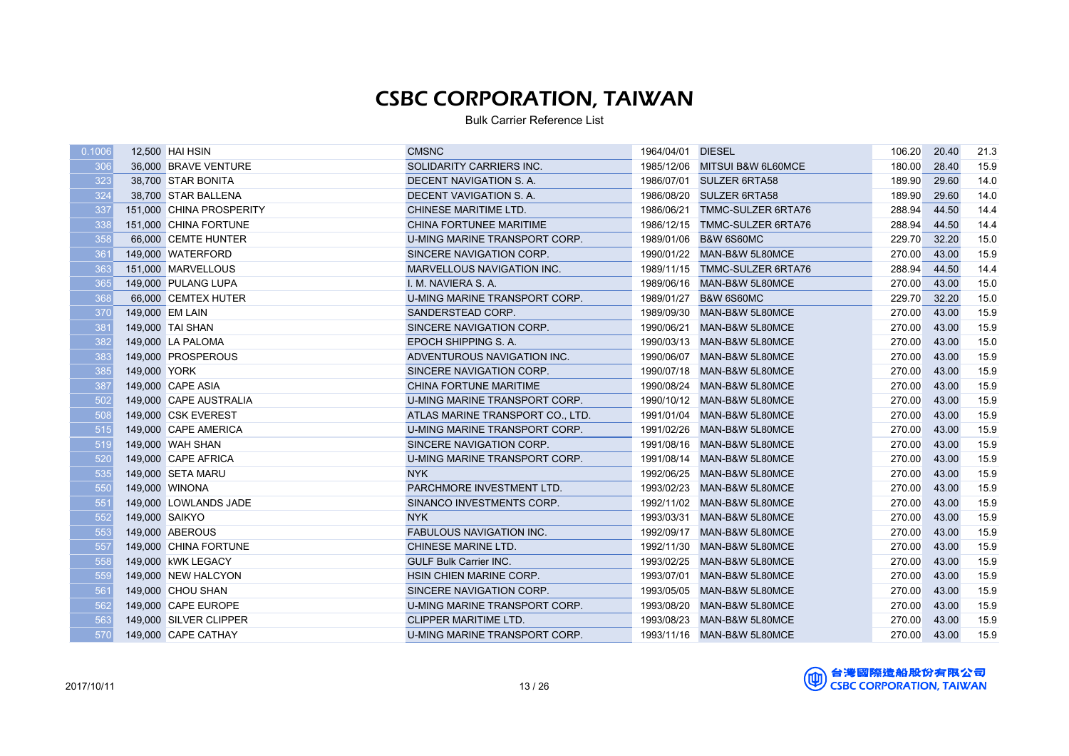# CSBC CORPORATION, TAIWAN

Bulk Carrier Reference List

| | | | | | | | | |
|---|---|---|---|---|---|---|---|---|
| 0.1006 | 12,500 | HAI HSIN | CMSNC | 1964/04/01 | DIESEL | 106.20 | 20.40 | 21.3 |
| 306 | 36,000 | BRAVE VENTURE | SOLIDARITY CARRIERS INC. | 1985/12/06 | MITSUI B&W 6L60MCE | 180.00 | 28.40 | 15.9 |
| 323 | 38,700 | STAR BONITA | DECENT NAVIGATION S. A. | 1986/07/01 | SULZER 6RTA58 | 189.90 | 29.60 | 14.0 |
| 324 | 38,700 | STAR BALLENA | DECENT VAVIGATION S. A. | 1986/08/20 | SULZER 6RTA58 | 189.90 | 29.60 | 14.0 |
| 337 | 151,000 | CHINA PROSPERITY | CHINESE MARITIME LTD. | 1986/06/21 | TMMC-SULZER 6RTA76 | 288.94 | 44.50 | 14.4 |
| 338 | 151,000 | CHINA FORTUNE | CHINA FORTUNEE MARITIME | 1986/12/15 | TMMC-SULZER 6RTA76 | 288.94 | 44.50 | 14.4 |
| 358 | 66,000 | CEMTE HUNTER | U-MING MARINE TRANSPORT CORP. | 1989/01/06 | B&W 6S60MC | 229.70 | 32.20 | 15.0 |
| 361 | 149,000 | WATERFORD | SINCERE NAVIGATION CORP. | 1990/01/22 | MAN-B&W 5L80MCE | 270.00 | 43.00 | 15.9 |
| 363 | 151,000 | MARVELLOUS | MARVELLOUS NAVIGATION INC. | 1989/11/15 | TMMC-SULZER 6RTA76 | 288.94 | 44.50 | 14.4 |
| 365 | 149,000 | PULANG LUPA | I. M. NAVIERA S. A. | 1989/06/16 | MAN-B&W 5L80MCE | 270.00 | 43.00 | 15.0 |
| 368 | 66,000 | CEMTEX HUTER | U-MING MARINE TRANSPORT CORP. | 1989/01/27 | B&W 6S60MC | 229.70 | 32.20 | 15.0 |
| 370 | 149,000 | EM LAIN | SANDERSTEAD CORP. | 1989/09/30 | MAN-B&W 5L80MCE | 270.00 | 43.00 | 15.9 |
| 381 | 149,000 | TAI SHAN | SINCERE NAVIGATION CORP. | 1990/06/21 | MAN-B&W 5L80MCE | 270.00 | 43.00 | 15.9 |
| 382 | 149,000 | LA PALOMA | EPOCH SHIPPING S. A. | 1990/03/13 | MAN-B&W 5L80MCE | 270.00 | 43.00 | 15.0 |
| 383 | 149,000 | PROSPEROUS | ADVENTUROUS NAVIGATION INC. | 1990/06/07 | MAN-B&W 5L80MCE | 270.00 | 43.00 | 15.9 |
| 385 | 149,000 | YORK | SINCERE NAVIGATION CORP. | 1990/07/18 | MAN-B&W 5L80MCE | 270.00 | 43.00 | 15.9 |
| 387 | 149,000 | CAPE ASIA | CHINA FORTUNE MARITIME | 1990/08/24 | MAN-B&W 5L80MCE | 270.00 | 43.00 | 15.9 |
| 502 | 149,000 | CAPE AUSTRALIA | U-MING MARINE TRANSPORT CORP. | 1990/10/12 | MAN-B&W 5L80MCE | 270.00 | 43.00 | 15.9 |
| 508 | 149,000 | CSK EVEREST | ATLAS MARINE TRANSPORT CO., LTD. | 1991/01/04 | MAN-B&W 5L80MCE | 270.00 | 43.00 | 15.9 |
| 515 | 149,000 | CAPE AMERICA | U-MING MARINE TRANSPORT CORP. | 1991/02/26 | MAN-B&W 5L80MCE | 270.00 | 43.00 | 15.9 |
| 519 | 149,000 | WAH SHAN | SINCERE NAVIGATION CORP. | 1991/08/16 | MAN-B&W 5L80MCE | 270.00 | 43.00 | 15.9 |
| 520 | 149,000 | CAPE AFRICA | U-MING MARINE TRANSPORT CORP. | 1991/08/14 | MAN-B&W 5L80MCE | 270.00 | 43.00 | 15.9 |
| 535 | 149,000 | SETA MARU | NYK | 1992/06/25 | MAN-B&W 5L80MCE | 270.00 | 43.00 | 15.9 |
| 550 | 149,000 | WINONA | PARCHMORE INVESTMENT LTD. | 1993/02/23 | MAN-B&W 5L80MCE | 270.00 | 43.00 | 15.9 |
| 551 | 149,000 | LOWLANDS JADE | SINANCO INVESTMENTS CORP. | 1992/11/02 | MAN-B&W 5L80MCE | 270.00 | 43.00 | 15.9 |
| 552 | 149,000 | SAIKYO | NYK | 1993/03/31 | MAN-B&W 5L80MCE | 270.00 | 43.00 | 15.9 |
| 553 | 149,000 | ABEROUS | FABULOUS NAVIGATION INC. | 1992/09/17 | MAN-B&W 5L80MCE | 270.00 | 43.00 | 15.9 |
| 557 | 149,000 | CHINA FORTUNE | CHINESE MARINE LTD. | 1992/11/30 | MAN-B&W 5L80MCE | 270.00 | 43.00 | 15.9 |
| 558 | 149,000 | kWK LEGACY | GULF Bulk Carrier INC. | 1993/02/25 | MAN-B&W 5L80MCE | 270.00 | 43.00 | 15.9 |
| 559 | 149,000 | NEW HALCYON | HSIN CHIEN MARINE CORP. | 1993/07/01 | MAN-B&W 5L80MCE | 270.00 | 43.00 | 15.9 |
| 561 | 149,000 | CHOU SHAN | SINCERE NAVIGATION CORP. | 1993/05/05 | MAN-B&W 5L80MCE | 270.00 | 43.00 | 15.9 |
| 562 | 149,000 | CAPE EUROPE | U-MING MARINE TRANSPORT CORP. | 1993/08/20 | MAN-B&W 5L80MCE | 270.00 | 43.00 | 15.9 |
| 563 | 149,000 | SILVER CLIPPER | CLIPPER MARITIME LTD. | 1993/08/23 | MAN-B&W 5L80MCE | 270.00 | 43.00 | 15.9 |
| 570 | 149,000 | CAPE CATHAY | U-MING MARINE TRANSPORT CORP. | 1993/11/16 | MAN-B&W 5L80MCE | 270.00 | 43.00 | 15.9 |

2017/10/11

台灣國際造船股份有限公司
CSBC CORPORATION, TAIWAN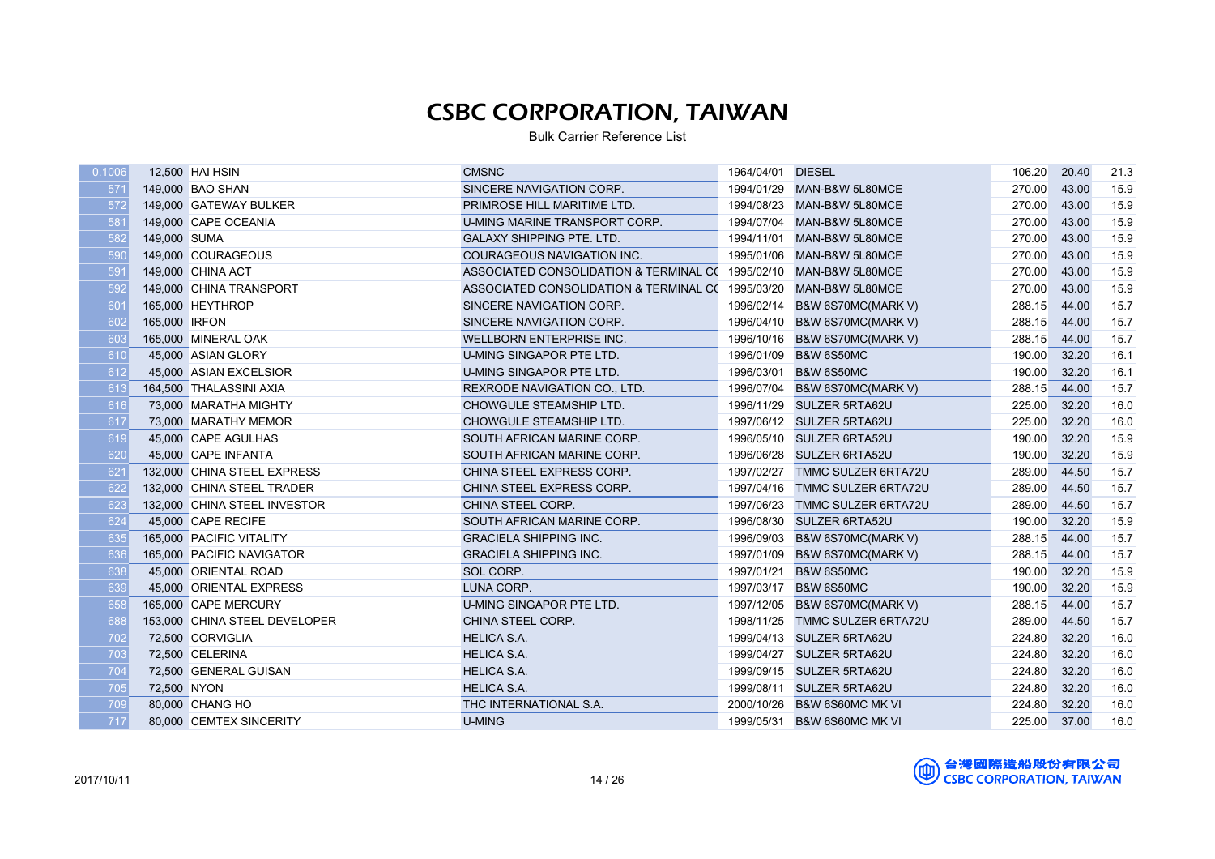# CSBC CORPORATION, TAIWAN

Bulk Carrier Reference List

| | | | | | | | | |
|---|---|---|---|---|---|---|---|---|
| 0.1006 | 12,500 | HAI HSIN | CMSNC | 1964/04/01 | DIESEL | 106.20 | 20.40 | 21.3 |
| 571 | 149,000 | BAO SHAN | SINCERE NAVIGATION CORP. | 1994/01/29 | MAN-B&W 5L80MCE | 270.00 | 43.00 | 15.9 |
| 572 | 149,000 | GATEWAY BULKER | PRIMROSE HILL MARITIME LTD. | 1994/08/23 | MAN-B&W 5L80MCE | 270.00 | 43.00 | 15.9 |
| 581 | 149,000 | CAPE OCEANIA | U-MING MARINE TRANSPORT CORP. | 1994/07/04 | MAN-B&W 5L80MCE | 270.00 | 43.00 | 15.9 |
| 582 | 149,000 | SUMA | GALAXY SHIPPING PTE. LTD. | 1994/11/01 | MAN-B&W 5L80MCE | 270.00 | 43.00 | 15.9 |
| 590 | 149,000 | COURAGEOUS | COURAGEOUS NAVIGATION INC. | 1995/01/06 | MAN-B&W 5L80MCE | 270.00 | 43.00 | 15.9 |
| 591 | 149,000 | CHINA ACT | ASSOCIATED CONSOLIDATION & TERMINAL CO | 1995/02/10 | MAN-B&W 5L80MCE | 270.00 | 43.00 | 15.9 |
| 592 | 149,000 | CHINA TRANSPORT | ASSOCIATED CONSOLIDATION & TERMINAL CO | 1995/03/20 | MAN-B&W 5L80MCE | 270.00 | 43.00 | 15.9 |
| 601 | 165,000 | HEYTHROP | SINCERE NAVIGATION CORP. | 1996/02/14 | B&W 6S70MC(MARK V) | 288.15 | 44.00 | 15.7 |
| 602 | 165,000 | IRFON | SINCERE NAVIGATION CORP. | 1996/04/10 | B&W 6S70MC(MARK V) | 288.15 | 44.00 | 15.7 |
| 603 | 165,000 | MINERAL OAK | WELLBORN ENTERPRISE INC. | 1996/10/16 | B&W 6S70MC(MARK V) | 288.15 | 44.00 | 15.7 |
| 610 | 45,000 | ASIAN GLORY | U-MING SINGAPOR PTE LTD. | 1996/01/09 | B&W 6S50MC | 190.00 | 32.20 | 16.1 |
| 612 | 45,000 | ASIAN EXCELSIOR | U-MING SINGAPOR PTE LTD. | 1996/03/01 | B&W 6S50MC | 190.00 | 32.20 | 16.1 |
| 613 | 164,500 | THALASSINI AXIA | REXRODE NAVIGATION CO., LTD. | 1996/07/04 | B&W 6S70MC(MARK V) | 288.15 | 44.00 | 15.7 |
| 616 | 73,000 | MARATHA MIGHTY | CHOWGULE STEAMSHIP LTD. | 1996/11/29 | SULZER 5RTA62U | 225.00 | 32.20 | 16.0 |
| 617 | 73,000 | MARATHY MEMOR | CHOWGULE STEAMSHIP LTD. | 1997/06/12 | SULZER 5RTA62U | 225.00 | 32.20 | 16.0 |
| 619 | 45,000 | CAPE AGULHAS | SOUTH AFRICAN MARINE CORP. | 1996/05/10 | SULZER 6RTA52U | 190.00 | 32.20 | 15.9 |
| 620 | 45,000 | CAPE INFANTA | SOUTH AFRICAN MARINE CORP. | 1996/06/28 | SULZER 6RTA52U | 190.00 | 32.20 | 15.9 |
| 621 | 132,000 | CHINA STEEL EXPRESS | CHINA STEEL EXPRESS CORP. | 1997/02/27 | TMMC SULZER 6RTA72U | 289.00 | 44.50 | 15.7 |
| 622 | 132,000 | CHINA STEEL TRADER | CHINA STEEL EXPRESS CORP. | 1997/04/16 | TMMC SULZER 6RTA72U | 289.00 | 44.50 | 15.7 |
| 623 | 132,000 | CHINA STEEL INVESTOR | CHINA STEEL CORP. | 1997/06/23 | TMMC SULZER 6RTA72U | 289.00 | 44.50 | 15.7 |
| 624 | 45,000 | CAPE RECIFE | SOUTH AFRICAN MARINE CORP. | 1996/08/30 | SULZER 6RTA52U | 190.00 | 32.20 | 15.9 |
| 635 | 165,000 | PACIFIC VITALITY | GRACIELA SHIPPING INC. | 1996/09/03 | B&W 6S70MC(MARK V) | 288.15 | 44.00 | 15.7 |
| 636 | 165,000 | PACIFIC NAVIGATOR | GRACIELA SHIPPING INC. | 1997/01/09 | B&W 6S70MC(MARK V) | 288.15 | 44.00 | 15.7 |
| 638 | 45,000 | ORIENTAL ROAD | SOL CORP. | 1997/01/21 | B&W 6S50MC | 190.00 | 32.20 | 15.9 |
| 639 | 45,000 | ORIENTAL EXPRESS | LUNA CORP. | 1997/03/17 | B&W 6S50MC | 190.00 | 32.20 | 15.9 |
| 658 | 165,000 | CAPE MERCURY | U-MING SINGAPOR PTE LTD. | 1997/12/05 | B&W 6S70MC(MARK V) | 288.15 | 44.00 | 15.7 |
| 688 | 153,000 | CHINA STEEL DEVELOPER | CHINA STEEL CORP. | 1998/11/25 | TMMC SULZER 6RTA72U | 289.00 | 44.50 | 15.7 |
| 702 | 72,500 | CORVIGLIA | HELICA S.A. | 1999/04/13 | SULZER 5RTA62U | 224.80 | 32.20 | 16.0 |
| 703 | 72,500 | CELERINA | HELICA S.A. | 1999/04/27 | SULZER 5RTA62U | 224.80 | 32.20 | 16.0 |
| 704 | 72,500 | GENERAL GUISAN | HELICA S.A. | 1999/09/15 | SULZER 5RTA62U | 224.80 | 32.20 | 16.0 |
| 705 | 72,500 | NYON | HELICA S.A. | 1999/08/11 | SULZER 5RTA62U | 224.80 | 32.20 | 16.0 |
| 709 | 80,000 | CHANG HO | THC INTERNATIONAL S.A. | 2000/10/26 | B&W 6S60MC MK VI | 224.80 | 32.20 | 16.0 |
| 717 | 80,000 | CEMTEX SINCERITY | U-MING | 1999/05/31 | B&W 6S60MC MK VI | 225.00 | 37.00 | 16.0 |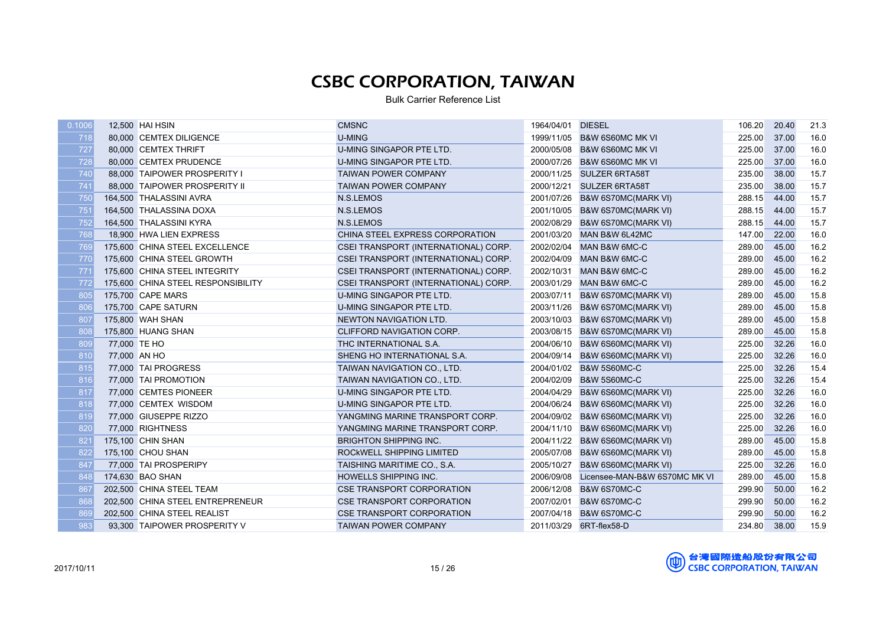# CSBC CORPORATION, TAIWAN

Bulk Carrier Reference List

| | | | | | | | | |
|---|---|---|---|---|---|---|---|---|
| 0.1006 | 12,500 | HAI HSIN | CMSNC | 1964/04/01 | DIESEL | 106.20 | 20.40 | 21.3 |
| 718 | 80,000 | CEMTEX DILIGENCE | U-MING | 1999/11/05 | B&W 6S60MC MK VI | 225.00 | 37.00 | 16.0 |
| 727 | 80,000 | CEMTEX THRIFT | U-MING SINGAPOR PTE LTD. | 2000/05/08 | B&W 6S60MC MK VI | 225.00 | 37.00 | 16.0 |
| 728 | 80,000 | CEMTEX PRUDENCE | U-MING SINGAPOR PTE LTD. | 2000/07/26 | B&W 6S60MC MK VI | 225.00 | 37.00 | 16.0 |
| 740 | 88,000 | TAIPOWER PROSPERITY I | TAIWAN POWER COMPANY | 2000/11/25 | SULZER 6RTA58T | 235.00 | 38.00 | 15.7 |
| 741 | 88,000 | TAIPOWER PROSPERITY II | TAIWAN POWER COMPANY | 2000/12/21 | SULZER 6RTA58T | 235.00 | 38.00 | 15.7 |
| 750 | 164,500 | THALASSINI AVRA | N.S.LEMOS | 2001/07/26 | B&W 6S70MC(MARK VI) | 288.15 | 44.00 | 15.7 |
| 751 | 164,500 | THALASSINA DOXA | N.S.LEMOS | 2001/10/05 | B&W 6S70MC(MARK VI) | 288.15 | 44.00 | 15.7 |
| 752 | 164,500 | THALASSINI KYRA | N.S.LEMOS | 2002/08/29 | B&W 6S70MC(MARK VI) | 288.15 | 44.00 | 15.7 |
| 768 | 18,900 | HWA LIEN EXPRESS | CHINA STEEL EXPRESS CORPORATION | 2001/03/20 | MAN B&W 6L42MC | 147.00 | 22.00 | 16.0 |
| 769 | 175,600 | CHINA STEEL EXCELLENCE | CSEI TRANSPORT (INTERNATIONAL) CORP. | 2002/02/04 | MAN B&W 6MC-C | 289.00 | 45.00 | 16.2 |
| 770 | 175,600 | CHINA STEEL GROWTH | CSEI TRANSPORT (INTERNATIONAL) CORP. | 2002/04/09 | MAN B&W 6MC-C | 289.00 | 45.00 | 16.2 |
| 771 | 175,600 | CHINA STEEL INTEGRITY | CSEI TRANSPORT (INTERNATIONAL) CORP. | 2002/10/31 | MAN B&W 6MC-C | 289.00 | 45.00 | 16.2 |
| 772 | 175,600 | CHINA STEEL RESPONSIBILITY | CSEI TRANSPORT (INTERNATIONAL) CORP. | 2003/01/29 | MAN B&W 6MC-C | 289.00 | 45.00 | 16.2 |
| 805 | 175,700 | CAPE MARS | U-MING SINGAPOR PTE LTD. | 2003/07/11 | B&W 6S70MC(MARK VI) | 289.00 | 45.00 | 15.8 |
| 806 | 175,700 | CAPE SATURN | U-MING SINGAPOR PTE LTD. | 2003/11/26 | B&W 6S70MC(MARK VI) | 289.00 | 45.00 | 15.8 |
| 807 | 175,800 | WAH SHAN | NEWTON NAVIGATION LTD. | 2003/10/03 | B&W 6S70MC(MARK VI) | 289.00 | 45.00 | 15.8 |
| 808 | 175,800 | HUANG SHAN | CLIFFORD NAVIGATION CORP. | 2003/08/15 | B&W 6S70MC(MARK VI) | 289.00 | 45.00 | 15.8 |
| 809 | 77,000 | TE HO | THC INTERNATIONAL S.A. | 2004/06/10 | B&W 6S60MC(MARK VI) | 225.00 | 32.26 | 16.0 |
| 810 | 77,000 | AN HO | SHENG HO INTERNATIONAL S.A. | 2004/09/14 | B&W 6S60MC(MARK VI) | 225.00 | 32.26 | 16.0 |
| 815 | 77,000 | TAI PROGRESS | TAIWAN NAVIGATION CO., LTD. | 2004/01/02 | B&W 5S60MC-C | 225.00 | 32.26 | 15.4 |
| 816 | 77,000 | TAI PROMOTION | TAIWAN NAVIGATION CO., LTD. | 2004/02/09 | B&W 5S60MC-C | 225.00 | 32.26 | 15.4 |
| 817 | 77,000 | CEMTES PIONEER | U-MING SINGAPOR PTE LTD. | 2004/04/29 | B&W 6S60MC(MARK VI) | 225.00 | 32.26 | 16.0 |
| 818 | 77,000 | CEMTEX WISDOM | U-MING SINGAPOR PTE LTD. | 2004/06/24 | B&W 6S60MC(MARK VI) | 225.00 | 32.26 | 16.0 |
| 819 | 77,000 | GIUSEPPE RIZZO | YANGMING MARINE TRANSPORT CORP. | 2004/09/02 | B&W 6S60MC(MARK VI) | 225.00 | 32.26 | 16.0 |
| 820 | 77,000 | RIGHTNESS | YANGMING MARINE TRANSPORT CORP. | 2004/11/10 | B&W 6S60MC(MARK VI) | 225.00 | 32.26 | 16.0 |
| 821 | 175,100 | CHIN SHAN | BRIGHTON SHIPPING INC. | 2004/11/22 | B&W 6S60MC(MARK VI) | 289.00 | 45.00 | 15.8 |
| 822 | 175,100 | CHOU SHAN | ROCkWELL SHIPPING LIMITED | 2005/07/08 | B&W 6S60MC(MARK VI) | 289.00 | 45.00 | 15.8 |
| 847 | 77,000 | TAI PROSPERIPY | TAISHING MARITIME CO., S.A. | 2005/10/27 | B&W 6S60MC(MARK VI) | 225.00 | 32.26 | 16.0 |
| 848 | 174,630 | BAO SHAN | HOWELLS SHIPPING INC. | 2006/09/08 | Licensee-MAN-B&W 6S70MC MK VI | 289.00 | 45.00 | 15.8 |
| 867 | 202,500 | CHINA STEEL TEAM | CSE TRANSPORT CORPORATION | 2006/12/08 | B&W 6S70MC-C | 299.90 | 50.00 | 16.2 |
| 868 | 202,500 | CHINA STEEL ENTREPRENEUR | CSE TRANSPORT CORPORATION | 2007/02/01 | B&W 6S70MC-C | 299.90 | 50.00 | 16.2 |
| 869 | 202,500 | CHINA STEEL REALIST | CSE TRANSPORT CORPORATION | 2007/04/18 | B&W 6S70MC-C | 299.90 | 50.00 | 16.2 |
| 983 | 93,300 | TAIPOWER PROSPERITY V | TAIWAN POWER COMPANY | 2011/03/29 | 6RT-flex58-D | 234.80 | 38.00 | 15.9 |

2017/10/11

台灣國際造船股份有限公司
CSBC CORPORATION, TAIWAN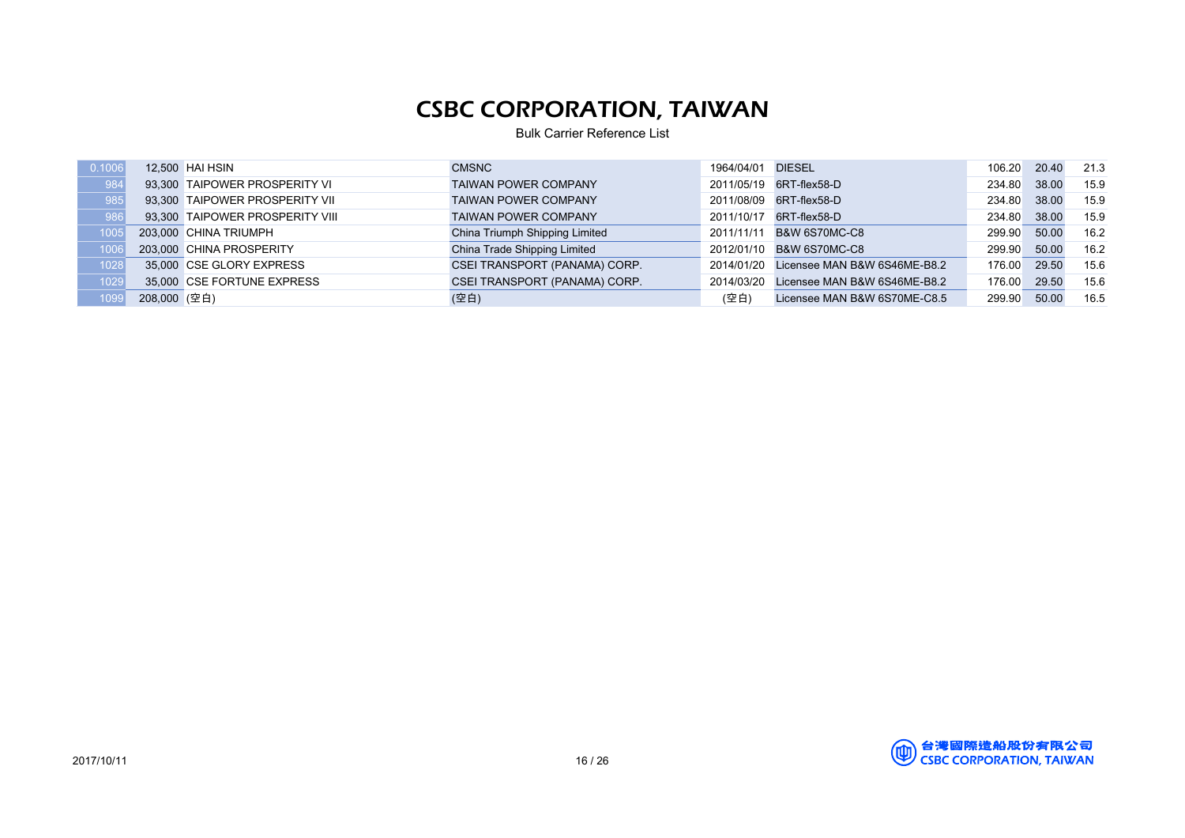# CSBC CORPORATION, TAIWAN

Bulk Carrier Reference List

| | | | | | | | | |
|---|---|---|---|---|---|---|---|---|
| 0.1006 | 12,500 | HAI HSIN | CMSNC | 1964/04/01 | DIESEL | 106.20 | 20.40 | 21.3 |
| 984 | 93,300 | TAIPOWER PROSPERITY VI | TAIWAN POWER COMPANY | 2011/05/19 | 6RT-flex58-D | 234.80 | 38.00 | 15.9 |
| 985 | 93,300 | TAIPOWER PROSPERITY VII | TAIWAN POWER COMPANY | 2011/08/09 | 6RT-flex58-D | 234.80 | 38.00 | 15.9 |
| 986 | 93,300 | TAIPOWER PROSPERITY VIII | TAIWAN POWER COMPANY | 2011/10/17 | 6RT-flex58-D | 234.80 | 38.00 | 15.9 |
| 1005 | 203,000 | CHINA TRIUMPH | China Triumph Shipping Limited | 2011/11/11 | B&W 6S70MC-C8 | 299.90 | 50.00 | 16.2 |
| 1006 | 203,000 | CHINA PROSPERITY | China Trade Shipping Limited | 2012/01/10 | B&W 6S70MC-C8 | 299.90 | 50.00 | 16.2 |
| 1028 | 35,000 | CSE GLORY EXPRESS | CSEI TRANSPORT (PANAMA) CORP. | 2014/01/20 | Licensee MAN B&W 6S46ME-B8.2 | 176.00 | 29.50 | 15.6 |
| 1029 | 35,000 | CSE FORTUNE EXPRESS | CSEI TRANSPORT (PANAMA) CORP. | 2014/03/20 | Licensee MAN B&W 6S46ME-B8.2 | 176.00 | 29.50 | 15.6 |
| 1099 | 208,000 | (空白) | (空白) | (空白) | Licensee MAN B&W 6S70ME-C8.5 | 299.90 | 50.00 | 16.5 |

2017/10/11

台灣國際造船股份有限公司
CSBC CORPORATION, TAIWAN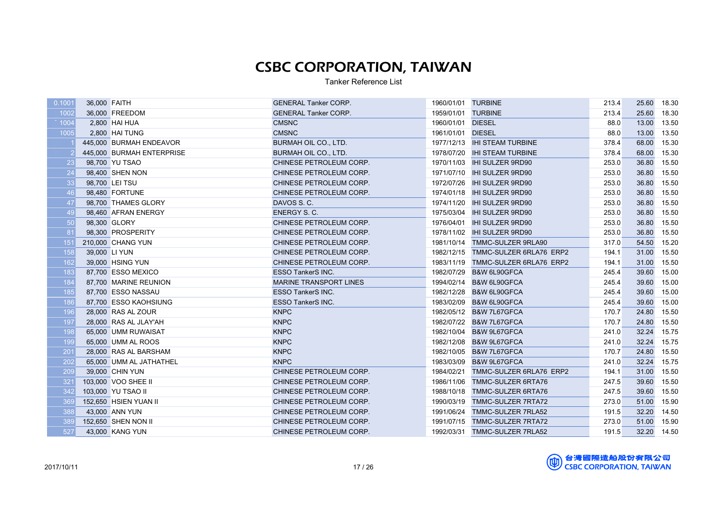# CSBC CORPORATION, TAIWAN

Tanker Reference List

| | | | | | | | | |
|---|---|---|---|---|---|---|---|---|
| 0.1001 | 36,000 | FAITH | GENERAL Tanker CORP. | 1960/01/01 | TURBINE | 213.4 | 25.60 | 18.30 |
| 1002 | 36,000 | FREEDOM | GENERAL Tanker CORP. | 1959/01/01 | TURBINE | 213.4 | 25.60 | 18.30 |
| 1004 | 2,800 | HAI HUA | CMSNC | 1960/01/01 | DIESEL | 88.0 | 13.00 | 13.50 |
| 1005 | 2,800 | HAI TUNG | CMSNC | 1961/01/01 | DIESEL | 88.0 | 13.00 | 13.50 |
| 1 | 445,000 | BURMAH ENDEAVOR | BURMAH OIL CO., LTD. | 1977/12/13 | IHI STEAM TURBINE | 378.4 | 68.00 | 15.30 |
| 2 | 445,000 | BURMAH ENTERPRISE | BURMAH OIL CO., LTD. | 1978/07/20 | IHI STEAM TURBINE | 378.4 | 68.00 | 15.30 |
| 23 | 98,700 | YU TSAO | CHINESE PETROLEUM CORP. | 1970/11/03 | IHI SULZER 9RD90 | 253.0 | 36.80 | 15.50 |
| 24 | 98,400 | SHEN NON | CHINESE PETROLEUM CORP. | 1971/07/10 | IHI SULZER 9RD90 | 253.0 | 36.80 | 15.50 |
| 33 | 98,700 | LEI TSU | CHINESE PETROLEUM CORP. | 1972/07/26 | IHI SULZER 9RD90 | 253.0 | 36.80 | 15.50 |
| 46 | 98,480 | FORTUNE | CHINESE PETROLEUM CORP. | 1974/01/18 | IHI SULZER 9RD90 | 253.0 | 36.80 | 15.50 |
| 47 | 98,700 | THAMES GLORY | DAVOS S. C. | 1974/11/20 | IHI SULZER 9RD90 | 253.0 | 36.80 | 15.50 |
| 49 | 98,460 | AFRAN ENERGY | ENERGY S. C. | 1975/03/04 | IHI SULZER 9RD90 | 253.0 | 36.80 | 15.50 |
| 50 | 98,300 | GLORY | CHINESE PETROLEUM CORP. | 1976/04/01 | IHI SULZER 9RD90 | 253.0 | 36.80 | 15.50 |
| 81 | 98,300 | PROSPERITY | CHINESE PETROLEUM CORP. | 1978/11/02 | IHI SULZER 9RD90 | 253.0 | 36.80 | 15.50 |
| 151 | 210,000 | CHANG YUN | CHINESE PETROLEUM CORP. | 1981/10/14 | TMMC-SULZER 9RLA90 | 317.0 | 54.50 | 15.20 |
| 158 | 39,000 | LI YUN | CHINESE PETROLEUM CORP. | 1982/12/15 | TMMC-SULZER 6RLA76 ERP2 | 194.1 | 31.00 | 15.50 |
| 162 | 39,000 | HSING YUN | CHINESE PETROLEUM CORP. | 1983/11/19 | TMMC-SULZER 6RLA76 ERP2 | 194.1 | 31.00 | 15.50 |
| 183 | 87,700 | ESSO MEXICO | ESSO TankerS INC. | 1982/07/29 | B&W 6L90GFCA | 245.4 | 39.60 | 15.00 |
| 184 | 87,700 | MARINE REUNION | MARINE TRANSPORT LINES | 1994/02/14 | B&W 6L90GFCA | 245.4 | 39.60 | 15.00 |
| 185 | 87,700 | ESSO NASSAU | ESSO TankerS INC. | 1982/12/28 | B&W 6L90GFCA | 245.4 | 39.60 | 15.00 |
| 186 | 87,700 | ESSO KAOHSIUNG | ESSO TankerS INC. | 1983/02/09 | B&W 6L90GFCA | 245.4 | 39.60 | 15.00 |
| 196 | 28,000 | RAS AL ZOUR | KNPC | 1982/05/12 | B&W 7L67GFCA | 170.7 | 24.80 | 15.50 |
| 197 | 28,000 | RAS AL JLAY'AH | KNPC | 1982/07/22 | B&W 7L67GFCA | 170.7 | 24.80 | 15.50 |
| 198 | 65,000 | UMM RUWAISAT | KNPC | 1982/10/04 | B&W 9L67GFCA | 241.0 | 32.24 | 15.75 |
| 199 | 65,000 | UMM AL ROOS | KNPC | 1982/12/08 | B&W 9L67GFCA | 241.0 | 32.24 | 15.75 |
| 201 | 28,000 | RAS AL BARSHAM | KNPC | 1982/10/05 | B&W 7L67GFCA | 170.7 | 24.80 | 15.50 |
| 202 | 65,000 | UMM AL JATHATHEL | KNPC | 1983/03/09 | B&W 9L67GFCA | 241.0 | 32.24 | 15.75 |
| 209 | 39,000 | CHIN YUN | CHINESE PETROLEUM CORP. | 1984/02/21 | TMMC-SULZER 6RLA76 ERP2 | 194.1 | 31.00 | 15.50 |
| 321 | 103,000 | VOO SHEE II | CHINESE PETROLEUM CORP. | 1986/11/06 | TMMC-SULZER 6RTA76 | 247.5 | 39.60 | 15.50 |
| 342 | 103,000 | YU TSAO II | CHINESE PETROLEUM CORP. | 1988/10/18 | TMMC-SULZER 6RTA76 | 247.5 | 39.60 | 15.50 |
| 369 | 152,650 | HSIEN YUAN II | CHINESE PETROLEUM CORP. | 1990/03/19 | TMMC-SULZER 7RTA72 | 273.0 | 51.00 | 15.90 |
| 388 | 43,000 | ANN YUN | CHINESE PETROLEUM CORP. | 1991/06/24 | TMMC-SULZER 7RLA52 | 191.5 | 32.20 | 14.50 |
| 389 | 152,650 | SHEN NON II | CHINESE PETROLEUM CORP. | 1991/07/15 | TMMC-SULZER 7RTA72 | 273.0 | 51.00 | 15.90 |
| 527 | 43,000 | KANG YUN | CHINESE PETROLEUM CORP. | 1992/03/31 | TMMC-SULZER 7RLA52 | 191.5 | 32.20 | 14.50 |

2017/10/11

台灣國際造船股份有限公司
CSBC CORPORATION, TAIWAN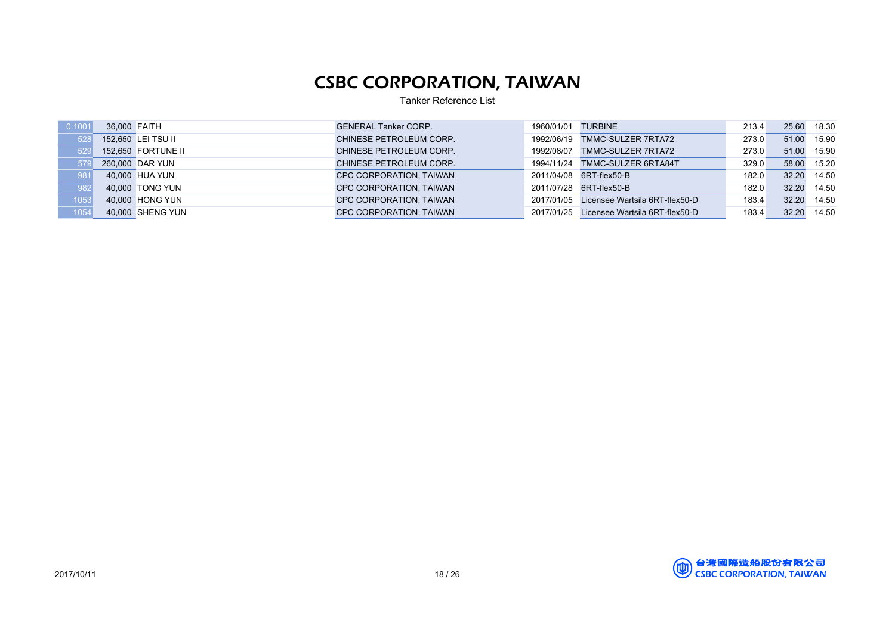# CSBC CORPORATION, TAIWAN

Tanker Reference List

| | | | | | | | | |
|---|---|---|---|---|---|---|---|---|
| 0.1001 | 36,000 | FAITH | GENERAL Tanker CORP. | 1960/01/01 | TURBINE | 213.4 | 25.60 | 18.30 |
| 528 | 152,650 | LEI TSU II | CHINESE PETROLEUM CORP. | 1992/06/19 | TMMC-SULZER 7RTA72 | 273.0 | 51.00 | 15.90 |
| 529 | 152,650 | FORTUNE II | CHINESE PETROLEUM CORP. | 1992/08/07 | TMMC-SULZER 7RTA72 | 273.0 | 51.00 | 15.90 |
| 579 | 260,000 | DAR YUN | CHINESE PETROLEUM CORP. | 1994/11/24 | TMMC-SULZER 6RTA84T | 329.0 | 58.00 | 15.20 |
| 981 | 40,000 | HUA YUN | CPC CORPORATION, TAIWAN | 2011/04/08 | 6RT-flex50-B | 182.0 | 32.20 | 14.50 |
| 982 | 40,000 | TONG YUN | CPC CORPORATION, TAIWAN | 2011/07/28 | 6RT-flex50-B | 182.0 | 32.20 | 14.50 |
| 1053 | 40,000 | HONG YUN | CPC CORPORATION, TAIWAN | 2017/01/05 | Licensee Wartsila 6RT-flex50-D | 183.4 | 32.20 | 14.50 |
| 1054 | 40,000 | SHENG YUN | CPC CORPORATION, TAIWAN | 2017/01/25 | Licensee Wartsila 6RT-flex50-D | 183.4 | 32.20 | 14.50 |

2017/10/11

台灣國際造船股份有限公司
CSBC CORPORATION, TAIWAN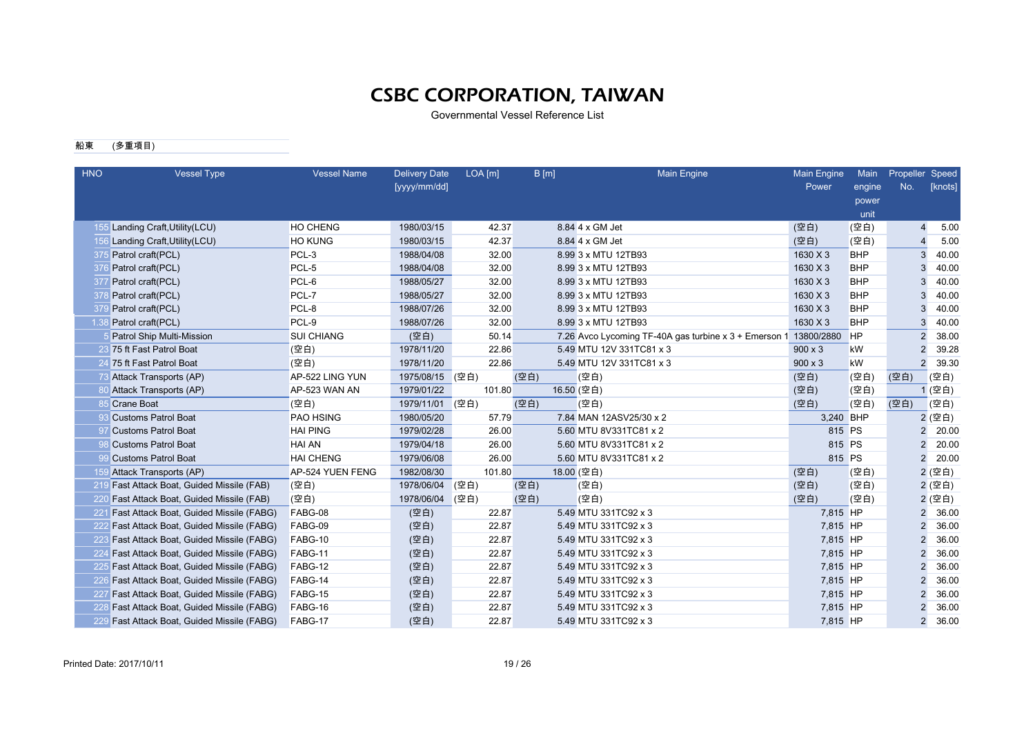# CSBC CORPORATION, TAIWAN

Governmental Vessel Reference List

船東 (多重項目)

| HNO | Vessel Type | Vessel Name | Delivery Date [yyyy/mm/dd] | LOA [m] | B [m] | Main Engine | Main Engine Power | Main engine power unit | Propeller No. | Speed [knots] |
|---|---|---|---|---|---|---|---|---|---|---|
| 155 | Landing Craft,Utility(LCU) | HO CHENG | 1980/03/15 | 42.37 | 8.84 | 4 x GM Jet | (空白) | (空白) | 4 | 5.00 |
| 156 | Landing Craft,Utility(LCU) | HO KUNG | 1980/03/15 | 42.37 | 8.84 | 4 x GM Jet | (空白) | (空白) | 4 | 5.00 |
| 375 | Patrol craft(PCL) | PCL-3 | 1988/04/08 | 32.00 | 8.99 | 3 x MTU 12TB93 | 1630 X 3 | BHP | 3 | 40.00 |
| 376 | Patrol craft(PCL) | PCL-5 | 1988/04/08 | 32.00 | 8.99 | 3 x MTU 12TB93 | 1630 X 3 | BHP | 3 | 40.00 |
| 377 | Patrol craft(PCL) | PCL-6 | 1988/05/27 | 32.00 | 8.99 | 3 x MTU 12TB93 | 1630 X 3 | BHP | 3 | 40.00 |
| 378 | Patrol craft(PCL) | PCL-7 | 1988/05/27 | 32.00 | 8.99 | 3 x MTU 12TB93 | 1630 X 3 | BHP | 3 | 40.00 |
| 379 | Patrol craft(PCL) | PCL-8 | 1988/07/26 | 32.00 | 8.99 | 3 x MTU 12TB93 | 1630 X 3 | BHP | 3 | 40.00 |
| 1.38 | Patrol craft(PCL) | PCL-9 | 1988/07/26 | 32.00 | 8.99 | 3 x MTU 12TB93 | 1630 X 3 | BHP | 3 | 40.00 |
| 5 | Patrol Ship Multi-Mission | SUI CHIANG | (空白) | 50.14 | 7.26 | Avco Lycoming TF-40A gas turbine x 3 + Emerson 1 | 13800/2880 | HP | 2 | 38.00 |
| 23 | 75 ft Fast Patrol Boat | (空白) | 1978/11/20 | 22.86 | 5.49 | MTU 12V 331TC81 x 3 | 900 x 3 | kW | 2 | 39.28 |
| 24 | 75 ft Fast Patrol Boat | (空白) | 1978/11/20 | 22.86 | 5.49 | MTU 12V 331TC81 x 3 | 900 x 3 | kW | 2 | 39.30 |
| 73 | Attack Transports (AP) | AP-522 LING YUN | 1975/08/15 | (空白) | (空白) | (空白) | (空白) | (空白) | (空白) | (空白) |
| 80 | Attack Transports (AP) | AP-523 WAN AN | 1979/01/22 | 101.80 | 16.50 | (空白) | (空白) | (空白) | 1 | (空白) |
| 85 | Crane Boat | (空白) | 1979/11/01 | (空白) | (空白) | (空白) | (空白) | (空白) | (空白) | (空白) |
| 93 | Customs Patrol Boat | PAO HSING | 1980/05/20 | 57.79 | 7.84 | MAN 12ASV25/30 x 2 | 3,240 | BHP | 2 | (空白) |
| 97 | Customs Patrol Boat | HAI PING | 1979/02/28 | 26.00 | 5.60 | MTU 8V331TC81 x 2 | 815 | PS | 2 | 20.00 |
| 98 | Customs Patrol Boat | HAI AN | 1979/04/18 | 26.00 | 5.60 | MTU 8V331TC81 x 2 | 815 | PS | 2 | 20.00 |
| 99 | Customs Patrol Boat | HAI CHENG | 1979/06/08 | 26.00 | 5.60 | MTU 8V331TC81 x 2 | 815 | PS | 2 | 20.00 |
| 159 | Attack Transports (AP) | AP-524 YUEN FENG | 1982/08/30 | 101.80 | 18.00 | (空白) | (空白) | (空白) | 2 | (空白) |
| 219 | Fast Attack Boat, Guided Missile (FAB) | (空白) | 1978/06/04 | (空白) | (空白) | (空白) | (空白) | (空白) | 2 | (空白) |
| 220 | Fast Attack Boat, Guided Missile (FAB) | (空白) | 1978/06/04 | (空白) | (空白) | (空白) | (空白) | (空白) | 2 | (空白) |
| 221 | Fast Attack Boat, Guided Missile (FABG) | FABG-08 | (空白) | 22.87 | 5.49 | MTU 331TC92 x 3 | 7,815 | HP | 2 | 36.00 |
| 222 | Fast Attack Boat, Guided Missile (FABG) | FABG-09 | (空白) | 22.87 | 5.49 | MTU 331TC92 x 3 | 7,815 | HP | 2 | 36.00 |
| 223 | Fast Attack Boat, Guided Missile (FABG) | FABG-10 | (空白) | 22.87 | 5.49 | MTU 331TC92 x 3 | 7,815 | HP | 2 | 36.00 |
| 224 | Fast Attack Boat, Guided Missile (FABG) | FABG-11 | (空白) | 22.87 | 5.49 | MTU 331TC92 x 3 | 7,815 | HP | 2 | 36.00 |
| 225 | Fast Attack Boat, Guided Missile (FABG) | FABG-12 | (空白) | 22.87 | 5.49 | MTU 331TC92 x 3 | 7,815 | HP | 2 | 36.00 |
| 226 | Fast Attack Boat, Guided Missile (FABG) | FABG-14 | (空白) | 22.87 | 5.49 | MTU 331TC92 x 3 | 7,815 | HP | 2 | 36.00 |
| 227 | Fast Attack Boat, Guided Missile (FABG) | FABG-15 | (空白) | 22.87 | 5.49 | MTU 331TC92 x 3 | 7,815 | HP | 2 | 36.00 |
| 228 | Fast Attack Boat, Guided Missile (FABG) | FABG-16 | (空白) | 22.87 | 5.49 | MTU 331TC92 x 3 | 7,815 | HP | 2 | 36.00 |
| 229 | Fast Attack Boat, Guided Missile (FABG) | FABG-17 | (空白) | 22.87 | 5.49 | MTU 331TC92 x 3 | 7,815 | HP | 2 | 36.00 |

Printed Date: 2017/10/11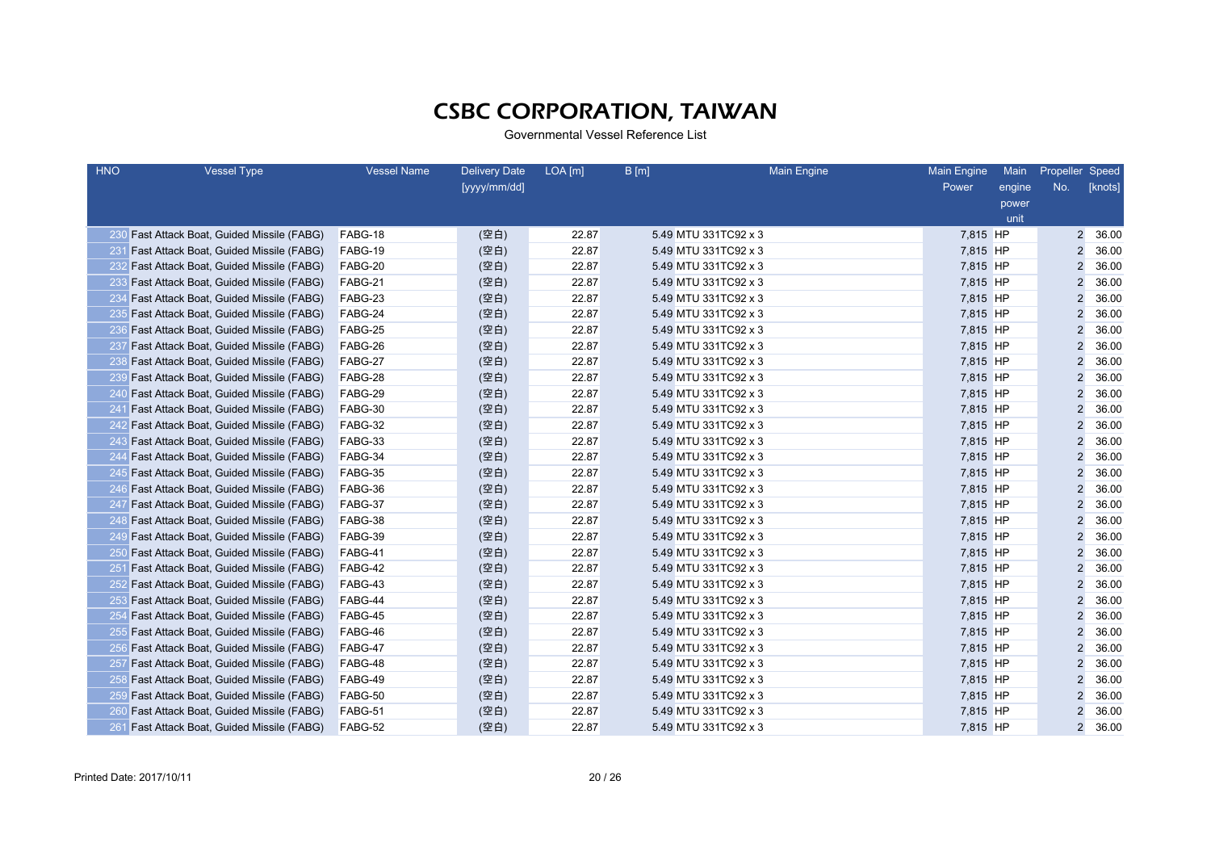# CSBC CORPORATION, TAIWAN

Governmental Vessel Reference List

| HNO | Vessel Type | Vessel Name | Delivery Date [yyyy/mm/dd] | LOA [m] | B [m] | Main Engine | Main Engine Power | Main engine power unit | Propeller No. | Speed [knots] |
|---|---|---|---|---|---|---|---|---|---|---|
| 230 | Fast Attack Boat, Guided Missile (FABG) | FABG-18 | (空白) | 22.87 | 5.49 | MTU 331TC92 x 3 | 7,815 | HP | 2 | 36.00 |
| 231 | Fast Attack Boat, Guided Missile (FABG) | FABG-19 | (空白) | 22.87 | 5.49 | MTU 331TC92 x 3 | 7,815 | HP | 2 | 36.00 |
| 232 | Fast Attack Boat, Guided Missile (FABG) | FABG-20 | (空白) | 22.87 | 5.49 | MTU 331TC92 x 3 | 7,815 | HP | 2 | 36.00 |
| 233 | Fast Attack Boat, Guided Missile (FABG) | FABG-21 | (空白) | 22.87 | 5.49 | MTU 331TC92 x 3 | 7,815 | HP | 2 | 36.00 |
| 234 | Fast Attack Boat, Guided Missile (FABG) | FABG-23 | (空白) | 22.87 | 5.49 | MTU 331TC92 x 3 | 7,815 | HP | 2 | 36.00 |
| 235 | Fast Attack Boat, Guided Missile (FABG) | FABG-24 | (空白) | 22.87 | 5.49 | MTU 331TC92 x 3 | 7,815 | HP | 2 | 36.00 |
| 236 | Fast Attack Boat, Guided Missile (FABG) | FABG-25 | (空白) | 22.87 | 5.49 | MTU 331TC92 x 3 | 7,815 | HP | 2 | 36.00 |
| 237 | Fast Attack Boat, Guided Missile (FABG) | FABG-26 | (空白) | 22.87 | 5.49 | MTU 331TC92 x 3 | 7,815 | HP | 2 | 36.00 |
| 238 | Fast Attack Boat, Guided Missile (FABG) | FABG-27 | (空白) | 22.87 | 5.49 | MTU 331TC92 x 3 | 7,815 | HP | 2 | 36.00 |
| 239 | Fast Attack Boat, Guided Missile (FABG) | FABG-28 | (空白) | 22.87 | 5.49 | MTU 331TC92 x 3 | 7,815 | HP | 2 | 36.00 |
| 240 | Fast Attack Boat, Guided Missile (FABG) | FABG-29 | (空白) | 22.87 | 5.49 | MTU 331TC92 x 3 | 7,815 | HP | 2 | 36.00 |
| 241 | Fast Attack Boat, Guided Missile (FABG) | FABG-30 | (空白) | 22.87 | 5.49 | MTU 331TC92 x 3 | 7,815 | HP | 2 | 36.00 |
| 242 | Fast Attack Boat, Guided Missile (FABG) | FABG-32 | (空白) | 22.87 | 5.49 | MTU 331TC92 x 3 | 7,815 | HP | 2 | 36.00 |
| 243 | Fast Attack Boat, Guided Missile (FABG) | FABG-33 | (空白) | 22.87 | 5.49 | MTU 331TC92 x 3 | 7,815 | HP | 2 | 36.00 |
| 244 | Fast Attack Boat, Guided Missile (FABG) | FABG-34 | (空白) | 22.87 | 5.49 | MTU 331TC92 x 3 | 7,815 | HP | 2 | 36.00 |
| 245 | Fast Attack Boat, Guided Missile (FABG) | FABG-35 | (空白) | 22.87 | 5.49 | MTU 331TC92 x 3 | 7,815 | HP | 2 | 36.00 |
| 246 | Fast Attack Boat, Guided Missile (FABG) | FABG-36 | (空白) | 22.87 | 5.49 | MTU 331TC92 x 3 | 7,815 | HP | 2 | 36.00 |
| 247 | Fast Attack Boat, Guided Missile (FABG) | FABG-37 | (空白) | 22.87 | 5.49 | MTU 331TC92 x 3 | 7,815 | HP | 2 | 36.00 |
| 248 | Fast Attack Boat, Guided Missile (FABG) | FABG-38 | (空白) | 22.87 | 5.49 | MTU 331TC92 x 3 | 7,815 | HP | 2 | 36.00 |
| 249 | Fast Attack Boat, Guided Missile (FABG) | FABG-39 | (空白) | 22.87 | 5.49 | MTU 331TC92 x 3 | 7,815 | HP | 2 | 36.00 |
| 250 | Fast Attack Boat, Guided Missile (FABG) | FABG-41 | (空白) | 22.87 | 5.49 | MTU 331TC92 x 3 | 7,815 | HP | 2 | 36.00 |
| 251 | Fast Attack Boat, Guided Missile (FABG) | FABG-42 | (空白) | 22.87 | 5.49 | MTU 331TC92 x 3 | 7,815 | HP | 2 | 36.00 |
| 252 | Fast Attack Boat, Guided Missile (FABG) | FABG-43 | (空白) | 22.87 | 5.49 | MTU 331TC92 x 3 | 7,815 | HP | 2 | 36.00 |
| 253 | Fast Attack Boat, Guided Missile (FABG) | FABG-44 | (空白) | 22.87 | 5.49 | MTU 331TC92 x 3 | 7,815 | HP | 2 | 36.00 |
| 254 | Fast Attack Boat, Guided Missile (FABG) | FABG-45 | (空白) | 22.87 | 5.49 | MTU 331TC92 x 3 | 7,815 | HP | 2 | 36.00 |
| 255 | Fast Attack Boat, Guided Missile (FABG) | FABG-46 | (空白) | 22.87 | 5.49 | MTU 331TC92 x 3 | 7,815 | HP | 2 | 36.00 |
| 256 | Fast Attack Boat, Guided Missile (FABG) | FABG-47 | (空白) | 22.87 | 5.49 | MTU 331TC92 x 3 | 7,815 | HP | 2 | 36.00 |
| 257 | Fast Attack Boat, Guided Missile (FABG) | FABG-48 | (空白) | 22.87 | 5.49 | MTU 331TC92 x 3 | 7,815 | HP | 2 | 36.00 |
| 258 | Fast Attack Boat, Guided Missile (FABG) | FABG-49 | (空白) | 22.87 | 5.49 | MTU 331TC92 x 3 | 7,815 | HP | 2 | 36.00 |
| 259 | Fast Attack Boat, Guided Missile (FABG) | FABG-50 | (空白) | 22.87 | 5.49 | MTU 331TC92 x 3 | 7,815 | HP | 2 | 36.00 |
| 260 | Fast Attack Boat, Guided Missile (FABG) | FABG-51 | (空白) | 22.87 | 5.49 | MTU 331TC92 x 3 | 7,815 | HP | 2 | 36.00 |
| 261 | Fast Attack Boat, Guided Missile (FABG) | FABG-52 | (空白) | 22.87 | 5.49 | MTU 331TC92 x 3 | 7,815 | HP | 2 | 36.00 |

Printed Date: 2017/10/11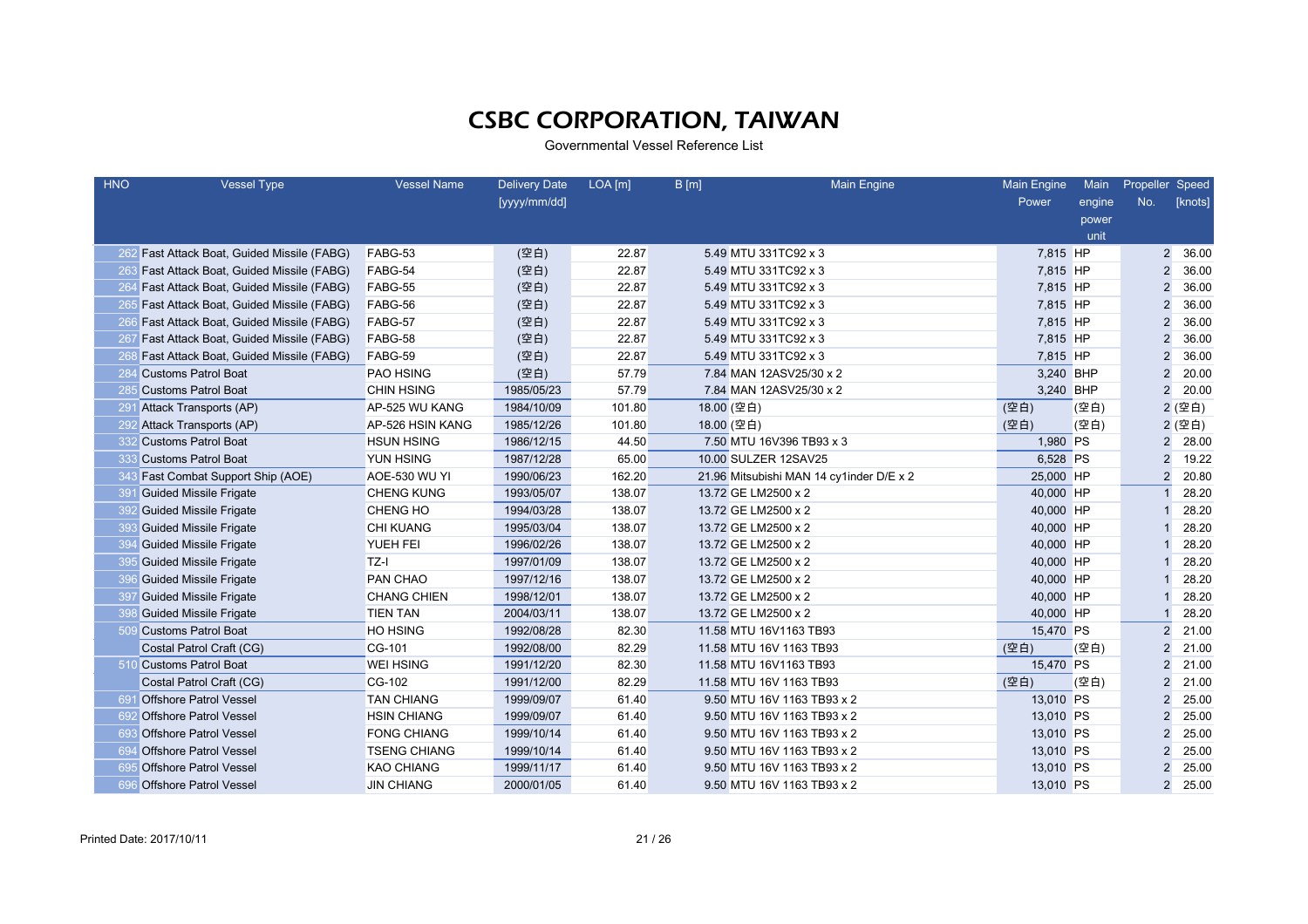# CSBC CORPORATION, TAIWAN

Governmental Vessel Reference List

| HNO | Vessel Type | Vessel Name | Delivery Date [yyyy/mm/dd] | LOA [m] | B [m] | Main Engine | Main Engine Power | Main engine power unit | Propeller No. | Speed [knots] |
|---|---|---|---|---|---|---|---|---|---|---|
| 262 | Fast Attack Boat, Guided Missile (FABG) | FABG-53 | (空白) | 22.87 | 5.49 | MTU 331TC92 x 3 | 7,815 | HP | 2 | 36.00 |
| 263 | Fast Attack Boat, Guided Missile (FABG) | FABG-54 | (空白) | 22.87 | 5.49 | MTU 331TC92 x 3 | 7,815 | HP | 2 | 36.00 |
| 264 | Fast Attack Boat, Guided Missile (FABG) | FABG-55 | (空白) | 22.87 | 5.49 | MTU 331TC92 x 3 | 7,815 | HP | 2 | 36.00 |
| 265 | Fast Attack Boat, Guided Missile (FABG) | FABG-56 | (空白) | 22.87 | 5.49 | MTU 331TC92 x 3 | 7,815 | HP | 2 | 36.00 |
| 266 | Fast Attack Boat, Guided Missile (FABG) | FABG-57 | (空白) | 22.87 | 5.49 | MTU 331TC92 x 3 | 7,815 | HP | 2 | 36.00 |
| 267 | Fast Attack Boat, Guided Missile (FABG) | FABG-58 | (空白) | 22.87 | 5.49 | MTU 331TC92 x 3 | 7,815 | HP | 2 | 36.00 |
| 268 | Fast Attack Boat, Guided Missile (FABG) | FABG-59 | (空白) | 22.87 | 5.49 | MTU 331TC92 x 3 | 7,815 | HP | 2 | 36.00 |
| 284 | Customs Patrol Boat | PAO HSING | (空白) | 57.79 | 7.84 | MAN 12ASV25/30 x 2 | 3,240 | BHP | 2 | 20.00 |
| 285 | Customs Patrol Boat | CHIN HSING | 1985/05/23 | 57.79 | 7.84 | MAN 12ASV25/30 x 2 | 3,240 | BHP | 2 | 20.00 |
| 291 | Attack Transports (AP) | AP-525 WU KANG | 1984/10/09 | 101.80 | 18.00 | (空白) | (空白) | (空白) | 2 | (空白) |
| 292 | Attack Transports (AP) | AP-526 HSIN KANG | 1985/12/26 | 101.80 | 18.00 | (空白) | (空白) | (空白) | 2 | (空白) |
| 332 | Customs Patrol Boat | HSUN HSING | 1986/12/15 | 44.50 | 7.50 | MTU 16V396 TB93 x 3 | 1,980 | PS | 2 | 28.00 |
| 333 | Customs Patrol Boat | YUN HSING | 1987/12/28 | 65.00 | 10.00 | SULZER 12SAV25 | 6,528 | PS | 2 | 19.22 |
| 343 | Fast Combat Support Ship (AOE) | AOE-530 WU YI | 1990/06/23 | 162.20 | 21.96 | Mitsubishi MAN 14 cy1inder D/E x 2 | 25,000 | HP | 2 | 20.80 |
| 391 | Guided Missile Frigate | CHENG KUNG | 1993/05/07 | 138.07 | 13.72 | GE LM2500 x 2 | 40,000 | HP | 1 | 28.20 |
| 392 | Guided Missile Frigate | CHENG HO | 1994/03/28 | 138.07 | 13.72 | GE LM2500 x 2 | 40,000 | HP | 1 | 28.20 |
| 393 | Guided Missile Frigate | CHI KUANG | 1995/03/04 | 138.07 | 13.72 | GE LM2500 x 2 | 40,000 | HP | 1 | 28.20 |
| 394 | Guided Missile Frigate | YUEH FEI | 1996/02/26 | 138.07 | 13.72 | GE LM2500 x 2 | 40,000 | HP | 1 | 28.20 |
| 395 | Guided Missile Frigate | TZ-I | 1997/01/09 | 138.07 | 13.72 | GE LM2500 x 2 | 40,000 | HP | 1 | 28.20 |
| 396 | Guided Missile Frigate | PAN CHAO | 1997/12/16 | 138.07 | 13.72 | GE LM2500 x 2 | 40,000 | HP | 1 | 28.20 |
| 397 | Guided Missile Frigate | CHANG CHIEN | 1998/12/01 | 138.07 | 13.72 | GE LM2500 x 2 | 40,000 | HP | 1 | 28.20 |
| 398 | Guided Missile Frigate | TIEN TAN | 2004/03/11 | 138.07 | 13.72 | GE LM2500 x 2 | 40,000 | HP | 1 | 28.20 |
| 509 | Customs Patrol Boat | HO HSING | 1992/08/28 | 82.30 | 11.58 | MTU 16V1163 TB93 | 15,470 | PS | 2 | 21.00 |
| | Costal Patrol Craft (CG) | CG-101 | 1992/08/00 | 82.29 | 11.58 | MTU 16V 1163 TB93 | (空白) | (空白) | 2 | 21.00 |
| 510 | Customs Patrol Boat | WEI HSING | 1991/12/20 | 82.30 | 11.58 | MTU 16V1163 TB93 | 15,470 | PS | 2 | 21.00 |
| | Costal Patrol Craft (CG) | CG-102 | 1991/12/00 | 82.29 | 11.58 | MTU 16V 1163 TB93 | (空白) | (空白) | 2 | 21.00 |
| 691 | Offshore Patrol Vessel | TAN CHIANG | 1999/09/07 | 61.40 | 9.50 | MTU 16V 1163 TB93 x 2 | 13,010 | PS | 2 | 25.00 |
| 692 | Offshore Patrol Vessel | HSIN CHIANG | 1999/09/07 | 61.40 | 9.50 | MTU 16V 1163 TB93 x 2 | 13,010 | PS | 2 | 25.00 |
| 693 | Offshore Patrol Vessel | FONG CHIANG | 1999/10/14 | 61.40 | 9.50 | MTU 16V 1163 TB93 x 2 | 13,010 | PS | 2 | 25.00 |
| 694 | Offshore Patrol Vessel | TSENG CHIANG | 1999/10/14 | 61.40 | 9.50 | MTU 16V 1163 TB93 x 2 | 13,010 | PS | 2 | 25.00 |
| 695 | Offshore Patrol Vessel | KAO CHIANG | 1999/11/17 | 61.40 | 9.50 | MTU 16V 1163 TB93 x 2 | 13,010 | PS | 2 | 25.00 |
| 696 | Offshore Patrol Vessel | JIN CHIANG | 2000/01/05 | 61.40 | 9.50 | MTU 16V 1163 TB93 x 2 | 13,010 | PS | 2 | 25.00 |

Printed Date: 2017/10/11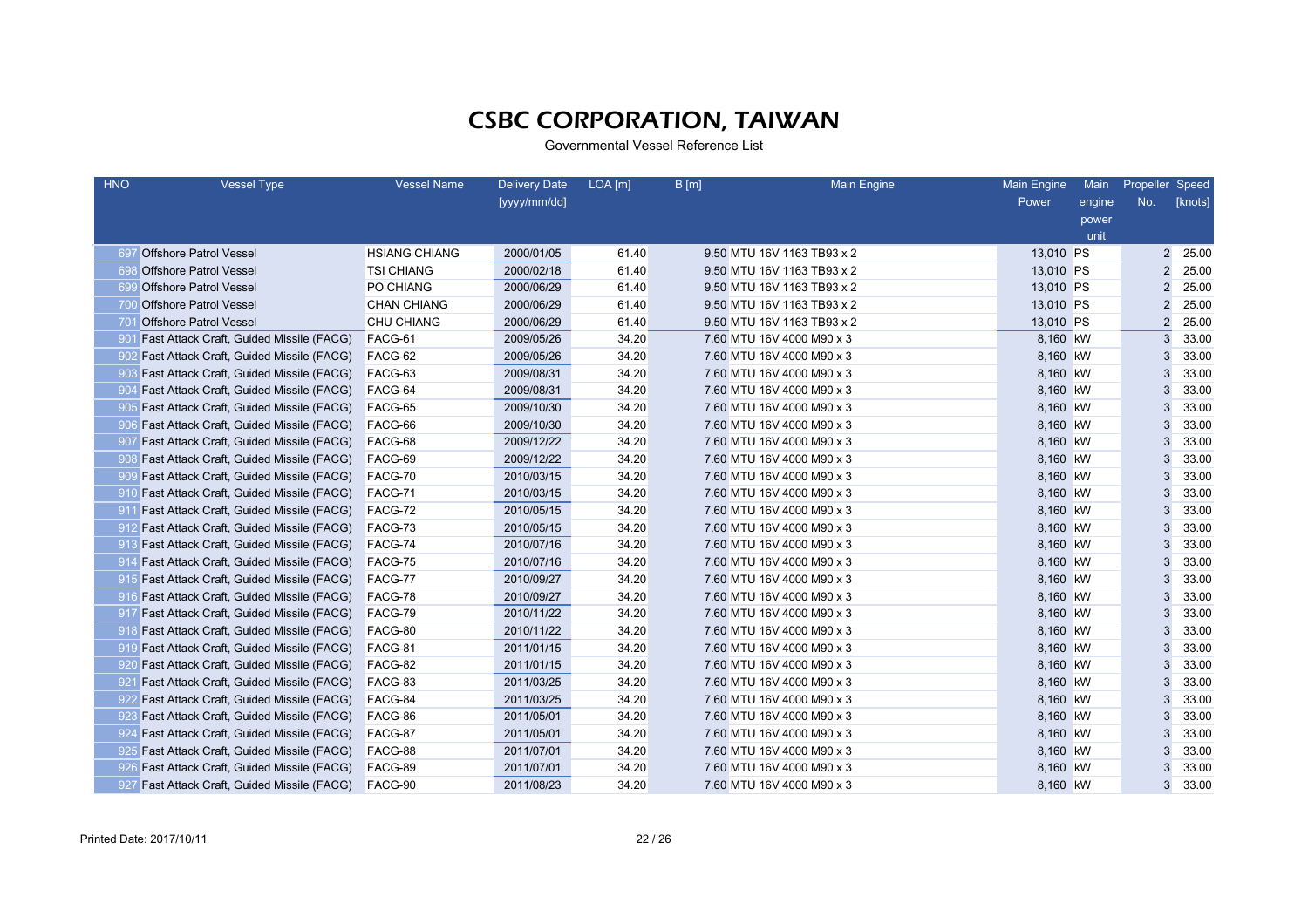# CSBC CORPORATION, TAIWAN

Governmental Vessel Reference List

| HNO | Vessel Type | Vessel Name | Delivery Date [yyyy/mm/dd] | LOA [m] | B [m] | Main Engine | Main Engine Power | Main engine power unit | Propeller No. | Speed [knots] |
|---|---|---|---|---|---|---|---|---|---|---|
| 697 | Offshore Patrol Vessel | HSIANG CHIANG | 2000/01/05 | 61.40 | 9.50 | MTU 16V 1163 TB93 x 2 | 13,010 | PS | 2 | 25.00 |
| 698 | Offshore Patrol Vessel | TSI CHIANG | 2000/02/18 | 61.40 | 9.50 | MTU 16V 1163 TB93 x 2 | 13,010 | PS | 2 | 25.00 |
| 699 | Offshore Patrol Vessel | PO CHIANG | 2000/06/29 | 61.40 | 9.50 | MTU 16V 1163 TB93 x 2 | 13,010 | PS | 2 | 25.00 |
| 700 | Offshore Patrol Vessel | CHAN CHIANG | 2000/06/29 | 61.40 | 9.50 | MTU 16V 1163 TB93 x 2 | 13,010 | PS | 2 | 25.00 |
| 701 | Offshore Patrol Vessel | CHU CHIANG | 2000/06/29 | 61.40 | 9.50 | MTU 16V 1163 TB93 x 2 | 13,010 | PS | 2 | 25.00 |
| 901 | Fast Attack Craft, Guided Missile (FACG) | FACG-61 | 2009/05/26 | 34.20 | 7.60 | MTU 16V 4000 M90 x 3 | 8,160 | kW | 3 | 33.00 |
| 902 | Fast Attack Craft, Guided Missile (FACG) | FACG-62 | 2009/05/26 | 34.20 | 7.60 | MTU 16V 4000 M90 x 3 | 8,160 | kW | 3 | 33.00 |
| 903 | Fast Attack Craft, Guided Missile (FACG) | FACG-63 | 2009/08/31 | 34.20 | 7.60 | MTU 16V 4000 M90 x 3 | 8,160 | kW | 3 | 33.00 |
| 904 | Fast Attack Craft, Guided Missile (FACG) | FACG-64 | 2009/08/31 | 34.20 | 7.60 | MTU 16V 4000 M90 x 3 | 8,160 | kW | 3 | 33.00 |
| 905 | Fast Attack Craft, Guided Missile (FACG) | FACG-65 | 2009/10/30 | 34.20 | 7.60 | MTU 16V 4000 M90 x 3 | 8,160 | kW | 3 | 33.00 |
| 906 | Fast Attack Craft, Guided Missile (FACG) | FACG-66 | 2009/10/30 | 34.20 | 7.60 | MTU 16V 4000 M90 x 3 | 8,160 | kW | 3 | 33.00 |
| 907 | Fast Attack Craft, Guided Missile (FACG) | FACG-68 | 2009/12/22 | 34.20 | 7.60 | MTU 16V 4000 M90 x 3 | 8,160 | kW | 3 | 33.00 |
| 908 | Fast Attack Craft, Guided Missile (FACG) | FACG-69 | 2009/12/22 | 34.20 | 7.60 | MTU 16V 4000 M90 x 3 | 8,160 | kW | 3 | 33.00 |
| 909 | Fast Attack Craft, Guided Missile (FACG) | FACG-70 | 2010/03/15 | 34.20 | 7.60 | MTU 16V 4000 M90 x 3 | 8,160 | kW | 3 | 33.00 |
| 910 | Fast Attack Craft, Guided Missile (FACG) | FACG-71 | 2010/03/15 | 34.20 | 7.60 | MTU 16V 4000 M90 x 3 | 8,160 | kW | 3 | 33.00 |
| 911 | Fast Attack Craft, Guided Missile (FACG) | FACG-72 | 2010/05/15 | 34.20 | 7.60 | MTU 16V 4000 M90 x 3 | 8,160 | kW | 3 | 33.00 |
| 912 | Fast Attack Craft, Guided Missile (FACG) | FACG-73 | 2010/05/15 | 34.20 | 7.60 | MTU 16V 4000 M90 x 3 | 8,160 | kW | 3 | 33.00 |
| 913 | Fast Attack Craft, Guided Missile (FACG) | FACG-74 | 2010/07/16 | 34.20 | 7.60 | MTU 16V 4000 M90 x 3 | 8,160 | kW | 3 | 33.00 |
| 914 | Fast Attack Craft, Guided Missile (FACG) | FACG-75 | 2010/07/16 | 34.20 | 7.60 | MTU 16V 4000 M90 x 3 | 8,160 | kW | 3 | 33.00 |
| 915 | Fast Attack Craft, Guided Missile (FACG) | FACG-77 | 2010/09/27 | 34.20 | 7.60 | MTU 16V 4000 M90 x 3 | 8,160 | kW | 3 | 33.00 |
| 916 | Fast Attack Craft, Guided Missile (FACG) | FACG-78 | 2010/09/27 | 34.20 | 7.60 | MTU 16V 4000 M90 x 3 | 8,160 | kW | 3 | 33.00 |
| 917 | Fast Attack Craft, Guided Missile (FACG) | FACG-79 | 2010/11/22 | 34.20 | 7.60 | MTU 16V 4000 M90 x 3 | 8,160 | kW | 3 | 33.00 |
| 918 | Fast Attack Craft, Guided Missile (FACG) | FACG-80 | 2010/11/22 | 34.20 | 7.60 | MTU 16V 4000 M90 x 3 | 8,160 | kW | 3 | 33.00 |
| 919 | Fast Attack Craft, Guided Missile (FACG) | FACG-81 | 2011/01/15 | 34.20 | 7.60 | MTU 16V 4000 M90 x 3 | 8,160 | kW | 3 | 33.00 |
| 920 | Fast Attack Craft, Guided Missile (FACG) | FACG-82 | 2011/01/15 | 34.20 | 7.60 | MTU 16V 4000 M90 x 3 | 8,160 | kW | 3 | 33.00 |
| 921 | Fast Attack Craft, Guided Missile (FACG) | FACG-83 | 2011/03/25 | 34.20 | 7.60 | MTU 16V 4000 M90 x 3 | 8,160 | kW | 3 | 33.00 |
| 922 | Fast Attack Craft, Guided Missile (FACG) | FACG-84 | 2011/03/25 | 34.20 | 7.60 | MTU 16V 4000 M90 x 3 | 8,160 | kW | 3 | 33.00 |
| 923 | Fast Attack Craft, Guided Missile (FACG) | FACG-86 | 2011/05/01 | 34.20 | 7.60 | MTU 16V 4000 M90 x 3 | 8,160 | kW | 3 | 33.00 |
| 924 | Fast Attack Craft, Guided Missile (FACG) | FACG-87 | 2011/05/01 | 34.20 | 7.60 | MTU 16V 4000 M90 x 3 | 8,160 | kW | 3 | 33.00 |
| 925 | Fast Attack Craft, Guided Missile (FACG) | FACG-88 | 2011/07/01 | 34.20 | 7.60 | MTU 16V 4000 M90 x 3 | 8,160 | kW | 3 | 33.00 |
| 926 | Fast Attack Craft, Guided Missile (FACG) | FACG-89 | 2011/07/01 | 34.20 | 7.60 | MTU 16V 4000 M90 x 3 | 8,160 | kW | 3 | 33.00 |
| 927 | Fast Attack Craft, Guided Missile (FACG) | FACG-90 | 2011/08/23 | 34.20 | 7.60 | MTU 16V 4000 M90 x 3 | 8,160 | kW | 3 | 33.00 |

Printed Date: 2017/10/11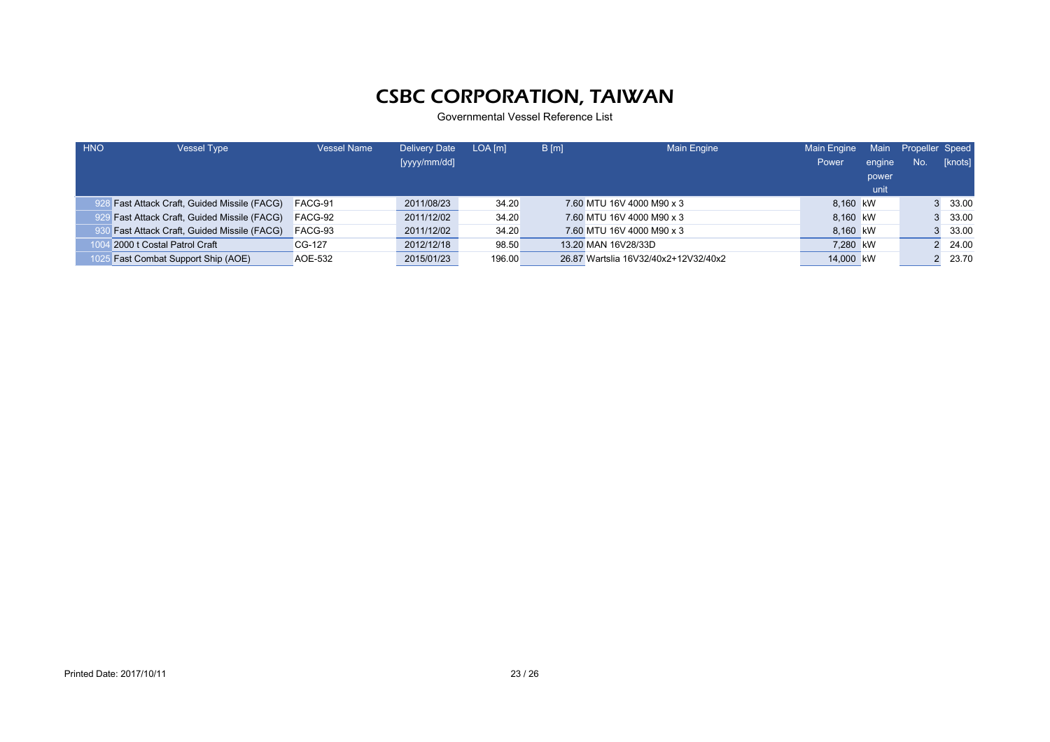# CSBC CORPORATION, TAIWAN

Governmental Vessel Reference List

| HNO | Vessel Type | Vessel Name | Delivery Date [yyyy/mm/dd] | LOA [m] | B [m] | Main Engine | Main Engine Power | Main engine power unit | Propeller No. | Speed [knots] |
|---|---|---|---|---|---|---|---|---|---|---|
| 928 | Fast Attack Craft, Guided Missile (FACG) | FACG-91 | 2011/08/23 | 34.20 | 7.60 | MTU 16V 4000 M90 x 3 | 8,160 | kW | 3 | 33.00 |
| 929 | Fast Attack Craft, Guided Missile (FACG) | FACG-92 | 2011/12/02 | 34.20 | 7.60 | MTU 16V 4000 M90 x 3 | 8,160 | kW | 3 | 33.00 |
| 930 | Fast Attack Craft, Guided Missile (FACG) | FACG-93 | 2011/12/02 | 34.20 | 7.60 | MTU 16V 4000 M90 x 3 | 8,160 | kW | 3 | 33.00 |
| 1004 | 2000 t Costal Patrol Craft | CG-127 | 2012/12/18 | 98.50 | 13.20 | MAN 16V28/33D | 7,280 | kW | 2 | 24.00 |
| 1025 | Fast Combat Support Ship (AOE) | AOE-532 | 2015/01/23 | 196.00 | 26.87 | Wartslia 16V32/40x2+12V32/40x2 | 14,000 | kW | 2 | 23.70 |

Printed Date: 2017/10/11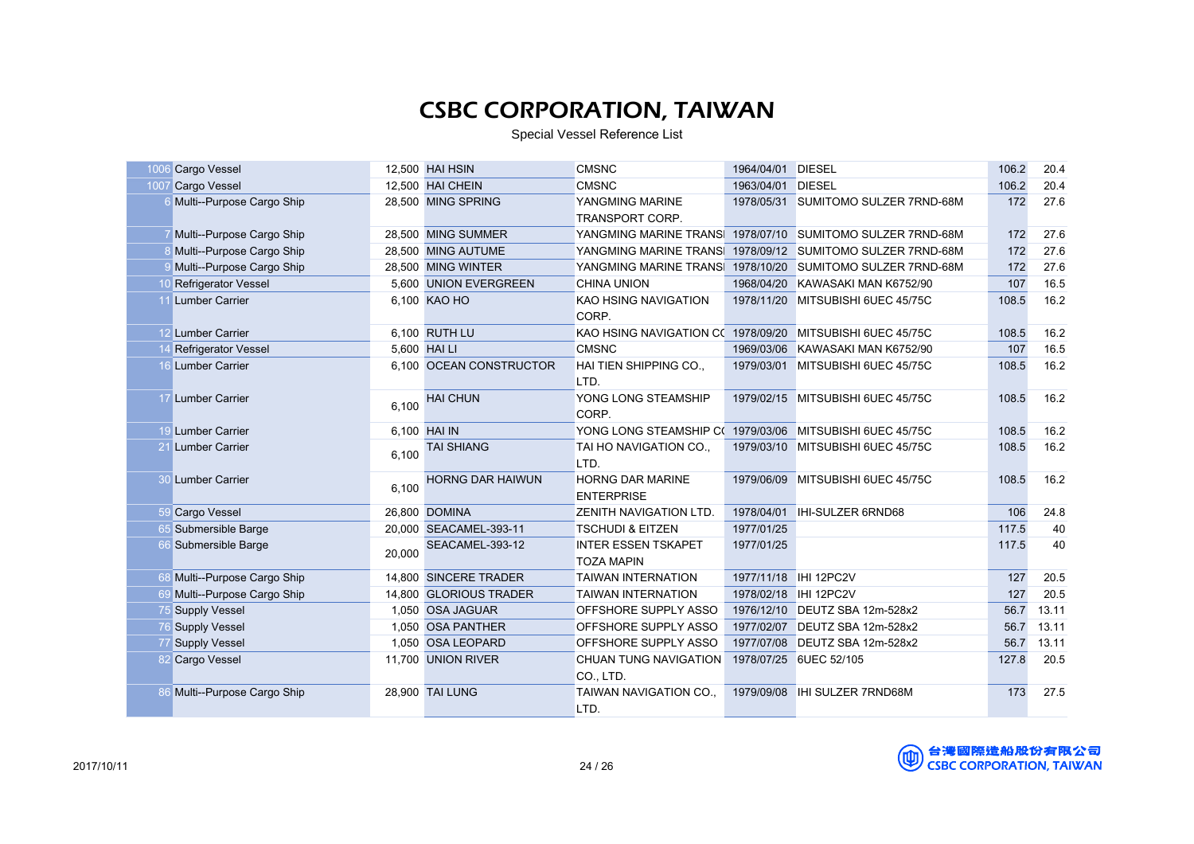# CSBC CORPORATION, TAIWAN

Special Vessel Reference List

| | | | | | | | | |
|---|---|---|---|---|---|---|---|---|
| 1006 | Cargo Vessel | 12,500 | HAI HSIN | CMSNC | 1964/04/01 | DIESEL | 106.2 | 20.4 |
| 1007 | Cargo Vessel | 12,500 | HAI CHEIN | CMSNC | 1963/04/01 | DIESEL | 106.2 | 20.4 |
| 6 | Multi--Purpose Cargo Ship | 28,500 | MING SPRING | YANGMING MARINE TRANSPORT CORP. | 1978/05/31 | SUMITOMO SULZER 7RND-68M | 172 | 27.6 |
| 7 | Multi--Purpose Cargo Ship | 28,500 | MING SUMMER | YANGMING MARINE TRANS | 1978/07/10 | SUMITOMO SULZER 7RND-68M | 172 | 27.6 |
| 8 | Multi--Purpose Cargo Ship | 28,500 | MING AUTUME | YANGMING MARINE TRANS | 1978/09/12 | SUMITOMO SULZER 7RND-68M | 172 | 27.6 |
| 9 | Multi--Purpose Cargo Ship | 28,500 | MING WINTER | YANGMING MARINE TRANS | 1978/10/20 | SUMITOMO SULZER 7RND-68M | 172 | 27.6 |
| 10 | Refrigerator Vessel | 5,600 | UNION EVERGREEN | CHINA UNION | 1968/04/20 | KAWASAKI MAN K6752/90 | 107 | 16.5 |
| 11 | Lumber Carrier | 6,100 | KAO HO | KAO HSING NAVIGATION CORP. | 1978/11/20 | MITSUBISHI 6UEC 45/75C | 108.5 | 16.2 |
| 12 | Lumber Carrier | 6,100 | RUTH LU | KAO HSING NAVIGATION CO | 1978/09/20 | MITSUBISHI 6UEC 45/75C | 108.5 | 16.2 |
| 14 | Refrigerator Vessel | 5,600 | HAI LI | CMSNC | 1969/03/06 | KAWASAKI MAN K6752/90 | 107 | 16.5 |
| 16 | Lumber Carrier | 6,100 | OCEAN CONSTRUCTOR | HAI TIEN SHIPPING CO., LTD. | 1979/03/01 | MITSUBISHI 6UEC 45/75C | 108.5 | 16.2 |
| 17 | Lumber Carrier | 6,100 | HAI CHUN | YONG LONG STEAMSHIP CORP. | 1979/02/15 | MITSUBISHI 6UEC 45/75C | 108.5 | 16.2 |
| 19 | Lumber Carrier | 6,100 | HAI IN | YONG LONG STEAMSHIP CO | 1979/03/06 | MITSUBISHI 6UEC 45/75C | 108.5 | 16.2 |
| 21 | Lumber Carrier | 6,100 | TAI SHIANG | TAI HO NAVIGATION CO., LTD. | 1979/03/10 | MITSUBISHI 6UEC 45/75C | 108.5 | 16.2 |
| 30 | Lumber Carrier | 6,100 | HORNG DAR HAIWUN | HORNG DAR MARINE ENTERPRISE | 1979/06/09 | MITSUBISHI 6UEC 45/75C | 108.5 | 16.2 |
| 59 | Cargo Vessel | 26,800 | DOMINA | ZENITH NAVIGATION LTD. | 1978/04/01 | IHI-SULZER 6RND68 | 106 | 24.8 |
| 65 | Submersible Barge | 20,000 | SEACAMEL-393-11 | TSCHUDI & EITZEN | 1977/01/25 | | 117.5 | 40 |
| 66 | Submersible Barge | 20,000 | SEACAMEL-393-12 | INTER ESSEN TSKAPET TOZA MAPIN | 1977/01/25 | | 117.5 | 40 |
| 68 | Multi--Purpose Cargo Ship | 14,800 | SINCERE TRADER | TAIWAN INTERNATION | 1977/11/18 | IHI 12PC2V | 127 | 20.5 |
| 69 | Multi--Purpose Cargo Ship | 14,800 | GLORIOUS TRADER | TAIWAN INTERNATION | 1978/02/18 | IHI 12PC2V | 127 | 20.5 |
| 75 | Supply Vessel | 1,050 | OSA JAGUAR | OFFSHORE SUPPLY ASSO | 1976/12/10 | DEUTZ SBA 12m-528x2 | 56.7 | 13.11 |
| 76 | Supply Vessel | 1,050 | OSA PANTHER | OFFSHORE SUPPLY ASSO | 1977/02/07 | DEUTZ SBA 12m-528x2 | 56.7 | 13.11 |
| 77 | Supply Vessel | 1,050 | OSA LEOPARD | OFFSHORE SUPPLY ASSO | 1977/07/08 | DEUTZ SBA 12m-528x2 | 56.7 | 13.11 |
| 82 | Cargo Vessel | 11,700 | UNION RIVER | CHUAN TUNG NAVIGATION CO., LTD. | 1978/07/25 | 6UEC 52/105 | 127.8 | 20.5 |
| 86 | Multi--Purpose Cargo Ship | 28,900 | TAI LUNG | TAIWAN NAVIGATION CO., LTD. | 1979/09/08 | IHI SULZER 7RND68M | 173 | 27.5 |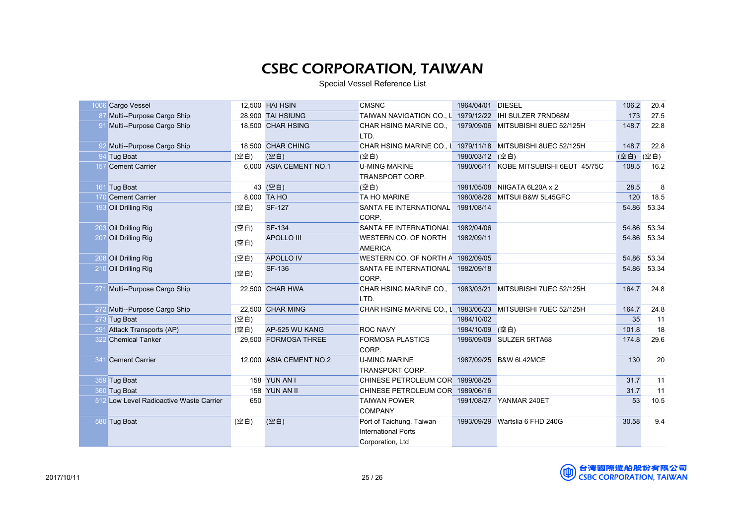# CSBC CORPORATION, TAIWAN

Special Vessel Reference List

| | | | | | | | | |
|---|---|---|---|---|---|---|---|---|
| 1006 | Cargo Vessel | 12,500 | HAI HSIN | CMSNC | 1964/04/01 | DIESEL | 106.2 | 20.4 |
| 87 | Multi--Purpose Cargo Ship | 28,900 | TAI HSIUNG | TAIWAN NAVIGATION CO., L | 1979/12/22 | IHI SULZER 7RND68M | 173 | 27.5 |
| 91 | Multi--Purpose Cargo Ship | 18,500 | CHAR HSING | CHAR HSING MARINE CO., LTD. | 1979/09/06 | MITSUBISHI 8UEC 52/125H | 148.7 | 22.8 |
| 92 | Multi--Purpose Cargo Ship | 18,500 | CHAR CHING | CHAR HSING MARINE CO., L | 1979/11/18 | MITSUBISHI 8UEC 52/125H | 148.7 | 22.8 |
| 94 | Tug Boat | (空白) | (空白) | (空白) | 1980/03/12 | (空白) | (空白) | (空白) |
| 157 | Cement Carrier | 6,000 | ASIA CEMENT NO.1 | U-MING MARINE TRANSPORT CORP. | 1980/06/11 | KOBE MITSUBISHI 6EUT 45/75C | 108.5 | 16.2 |
| 161 | Tug Boat | 43 | (空白) | (空白) | 1981/05/08 | NIIGATA 6L20A x 2 | 28.5 | 8 |
| 170 | Cement Carrier | 8,000 | TA HO | TA HO MARINE | 1980/08/26 | MITSUI B&W 5L45GFC | 120 | 18.5 |
| 193 | Oil Drilling Rig | (空白) | SF-127 | SANTA FE INTERNATIONAL CORP. | 1981/08/14 | | 54.86 | 53.34 |
| 203 | Oil Drilling Rig | (空白) | SF-134 | SANTA FE INTERNATIONAL | 1982/04/06 | | 54.86 | 53.34 |
| 207 | Oil Drilling Rig | (空白) | APOLLO III | WESTERN CO. OF NORTH AMERICA | 1982/09/11 | | 54.86 | 53.34 |
| 208 | Oil Drilling Rig | (空白) | APOLLO IV | WESTERN CO. OF NORTH A | 1982/09/05 | | 54.86 | 53.34 |
| 210 | Oil Drilling Rig | (空白) | SF-136 | SANTA FE INTERNATIONAL CORP. | 1982/09/18 | | 54.86 | 53.34 |
| 271 | Multi--Purpose Cargo Ship | 22,500 | CHAR HWA | CHAR HSING MARINE CO., LTD. | 1983/03/21 | MITSUBISHI 7UEC 52/125H | 164.7 | 24.8 |
| 272 | Multi--Purpose Cargo Ship | 22,500 | CHAR MING | CHAR HSING MARINE CO., L | 1983/06/23 | MITSUBISHI 7UEC 52/125H | 164.7 | 24.8 |
| 273 | Tug Boat | (空白) | | | 1984/10/02 | | 35 | 11 |
| 291 | Attack Transports (AP) | (空白) | AP-525 WU KANG | ROC NAVY | 1984/10/09 | (空白) | 101.8 | 18 |
| 322 | Chemical Tanker | 29,500 | FORMOSA THREE | FORMOSA PLASTICS CORP. | 1986/09/09 | SULZER 5RTA68 | 174.8 | 29.6 |
| 341 | Cement Carrier | 12,000 | ASIA CEMENT NO.2 | U-MING MARINE TRANSPORT CORP. | 1987/09/25 | B&W 6L42MCE | 130 | 20 |
| 359 | Tug Boat | 158 | YUN AN I | CHINESE PETROLEUM COR | 1989/08/25 | | 31.7 | 11 |
| 360 | Tug Boat | 158 | YUN AN II | CHINESE PETROLEUM COR | 1989/06/16 | | 31.7 | 11 |
| 512 | Low Level Radioactive Waste Carrier | 650 | | TAIWAN POWER COMPANY | 1991/08/27 | YANMAR 240ET | 53 | 10.5 |
| 580 | Tug Boat | (空白) | (空白) | Port of Taichung, Taiwan International Ports Corporation, Ltd | 1993/09/29 | Wartslia 6 FHD 240G | 30.58 | 9.4 |

2017/10/11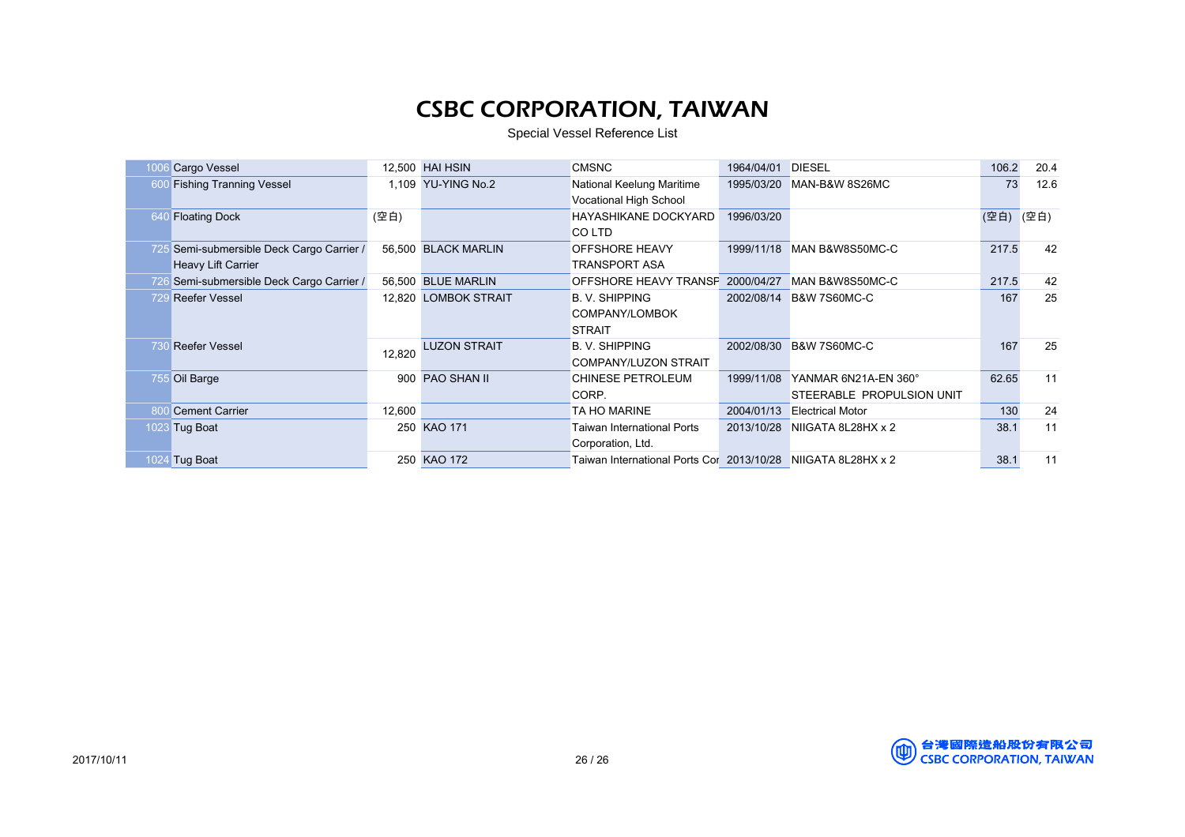# CSBC CORPORATION, TAIWAN

Special Vessel Reference List

| | | | | | | | | |
|---|---|---|---|---|---|---|---|---|
| 1006 | Cargo Vessel | 12,500 | HAI HSIN | CMSNC | 1964/04/01 | DIESEL | 106.2 | 20.4 |
| 600 | Fishing Tranning Vessel | 1,109 | YU-YING No.2 | National Keelung Maritime Vocational High School | 1995/03/20 | MAN-B&W 8S26MC | 73 | 12.6 |
| 640 | Floating Dock | (空白) | | HAYASHIKANE DOCKYARD CO LTD | 1996/03/20 | | (空白) | (空白) |
| 725 | Semi-submersible Deck Cargo Carrier / Heavy Lift Carrier | 56,500 | BLACK MARLIN | OFFSHORE HEAVY TRANSPORT ASA | 1999/11/18 | MAN B&W8S50MC-C | 217.5 | 42 |
| 726 | Semi-submersible Deck Cargo Carrier / | 56,500 | BLUE MARLIN | OFFSHORE HEAVY TRANSP | 2000/04/27 | MAN B&W8S50MC-C | 217.5 | 42 |
| 729 | Reefer Vessel | 12,820 | LOMBOK STRAIT | B. V. SHIPPING COMPANY/LOMBOK STRAIT | 2002/08/14 | B&W 7S60MC-C | 167 | 25 |
| 730 | Reefer Vessel | 12,820 | LUZON STRAIT | B. V. SHIPPING COMPANY/LUZON STRAIT | 2002/08/30 | B&W 7S60MC-C | 167 | 25 |
| 755 | Oil Barge | 900 | PAO SHAN II | CHINESE PETROLEUM CORP. | 1999/11/08 | YANMAR 6N21A-EN 360° STEERABLE PROPULSION UNIT | 62.65 | 11 |
| 800 | Cement Carrier | 12,600 | | TA HO MARINE | 2004/01/13 | Electrical Motor | 130 | 24 |
| 1023 | Tug Boat | 250 | KAO 171 | Taiwan International Ports Corporation, Ltd. | 2013/10/28 | NIIGATA 8L28HX x 2 | 38.1 | 11 |
| 1024 | Tug Boat | 250 | KAO 172 | Taiwan International Ports Cor | 2013/10/28 | NIIGATA 8L28HX x 2 | 38.1 | 11 |